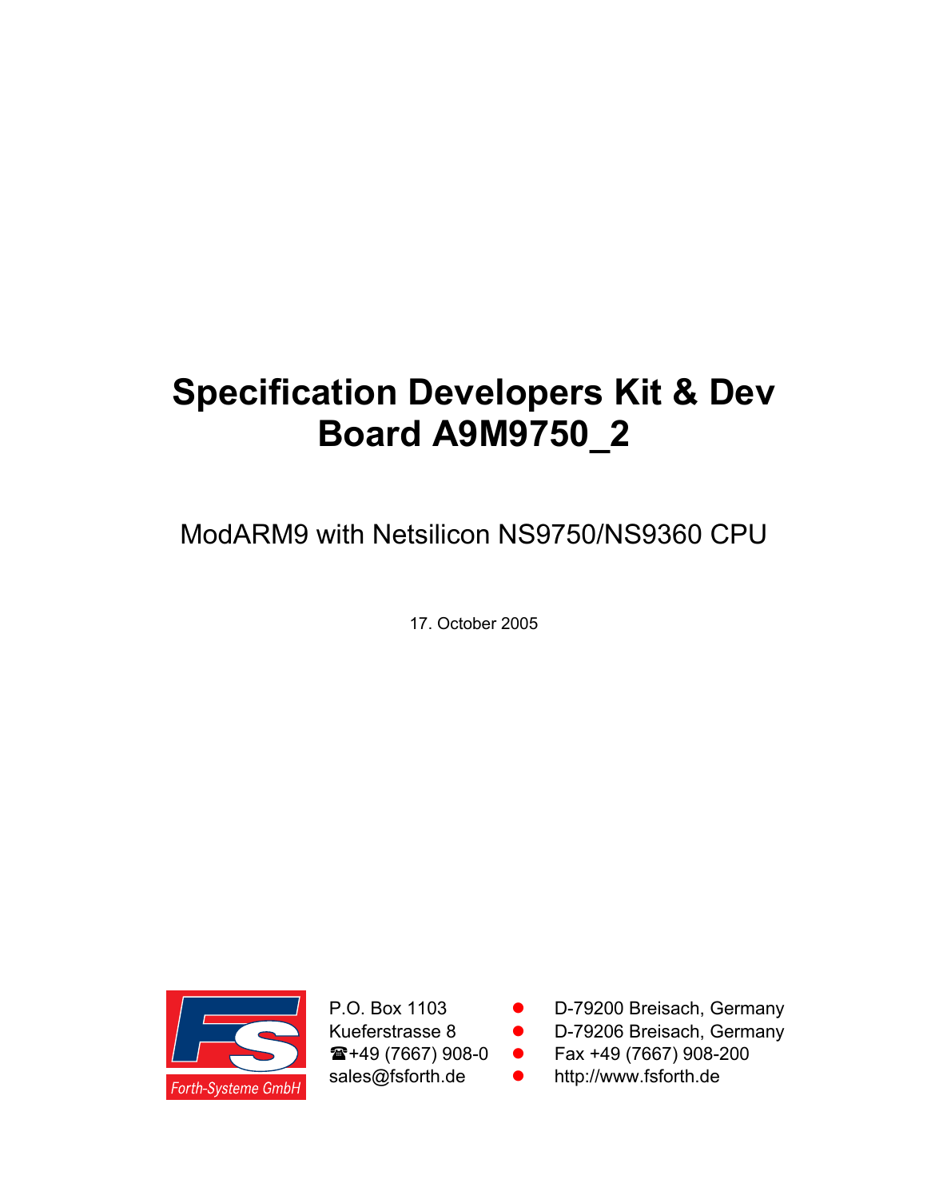# Specification Developers Kit & Dev Board A9M9750_2

ModARM9 with Netsilicon NS9750/NS9360 CPU

17. October 2005

Forth-Systeme GmbH

P.O. Box 1103 ● D-79200 Breisach, Germany
Kueferstrasse 8 ● D-79206 Breisach, Germany
☎+49 (7667) 908-0 ● Fax +49 (7667) 908-200
sales@fsforth.de ● http://www.fsforth.de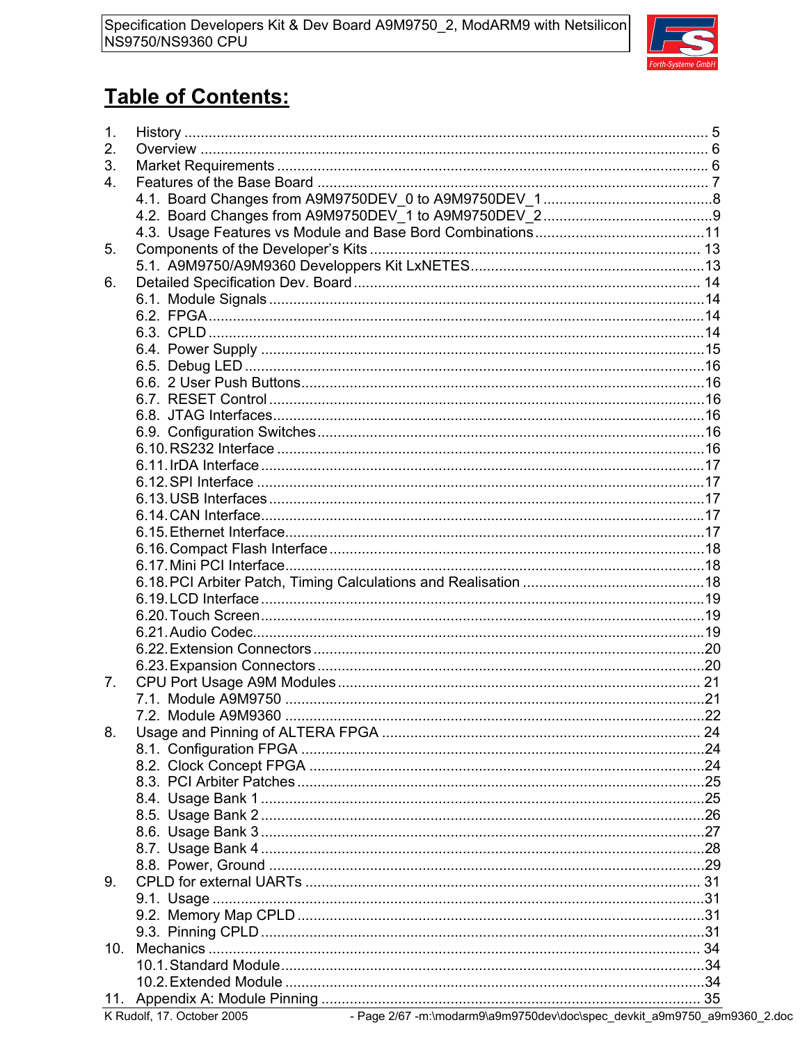# Table of Contents:

1. History ..... 5
2. Overview ..... 6
3. Market Requirements ..... 6
4. Features of the Base Board ..... 7
   - 4.1. Board Changes from A9M9750DEV_0 to A9M9750DEV_1 ..... 8
   - 4.2. Board Changes from A9M9750DEV_1 to A9M9750DEV_2 ..... 9
   - 4.3. Usage Features vs Module and Base Bord Combinations ..... 11
5. Components of the Developer's Kits ..... 13
   - 5.1. A9M9750/A9M9360 Developpers Kit LxNETES ..... 13
6. Detailed Specification Dev. Board ..... 14
   - 6.1. Module Signals ..... 14
   - 6.2. FPGA ..... 14
   - 6.3. CPLD ..... 14
   - 6.4. Power Supply ..... 15
   - 6.5. Debug LED ..... 16
   - 6.6. 2 User Push Buttons ..... 16
   - 6.7. RESET Control ..... 16
   - 6.8. JTAG Interfaces ..... 16
   - 6.9. Configuration Switches ..... 16
   - 6.10. RS232 Interface ..... 16
   - 6.11. IrDA Interface ..... 17
   - 6.12. SPI Interface ..... 17
   - 6.13. USB Interfaces ..... 17
   - 6.14. CAN Interface ..... 17
   - 6.15. Ethernet Interface ..... 17
   - 6.16. Compact Flash Interface ..... 18
   - 6.17. Mini PCI Interface ..... 18
   - 6.18. PCI Arbiter Patch, Timing Calculations and Realisation ..... 18
   - 6.19. LCD Interface ..... 19
   - 6.20. Touch Screen ..... 19
   - 6.21. Audio Codec ..... 19
   - 6.22. Extension Connectors ..... 20
   - 6.23. Expansion Connectors ..... 20
7. CPU Port Usage A9M Modules ..... 21
   - 7.1. Module A9M9750 ..... 21
   - 7.2. Module A9M9360 ..... 22
8. Usage and Pinning of ALTERA FPGA ..... 24
   - 8.1. Configuration FPGA ..... 24
   - 8.2. Clock Concept FPGA ..... 24
   - 8.3. PCI Arbiter Patches ..... 25
   - 8.4. Usage Bank 1 ..... 25
   - 8.5. Usage Bank 2 ..... 26
   - 8.6. Usage Bank 3 ..... 27
   - 8.7. Usage Bank 4 ..... 28
   - 8.8. Power, Ground ..... 29
9. CPLD for external UARTs ..... 31
   - 9.1. Usage ..... 31
   - 9.2. Memory Map CPLD ..... 31
   - 9.3. Pinning CPLD ..... 31
10. Mechanics ..... 34
    - 10.1. Standard Module ..... 34
    - 10.2. Extended Module ..... 34
11. Appendix A: Module Pinning ..... 35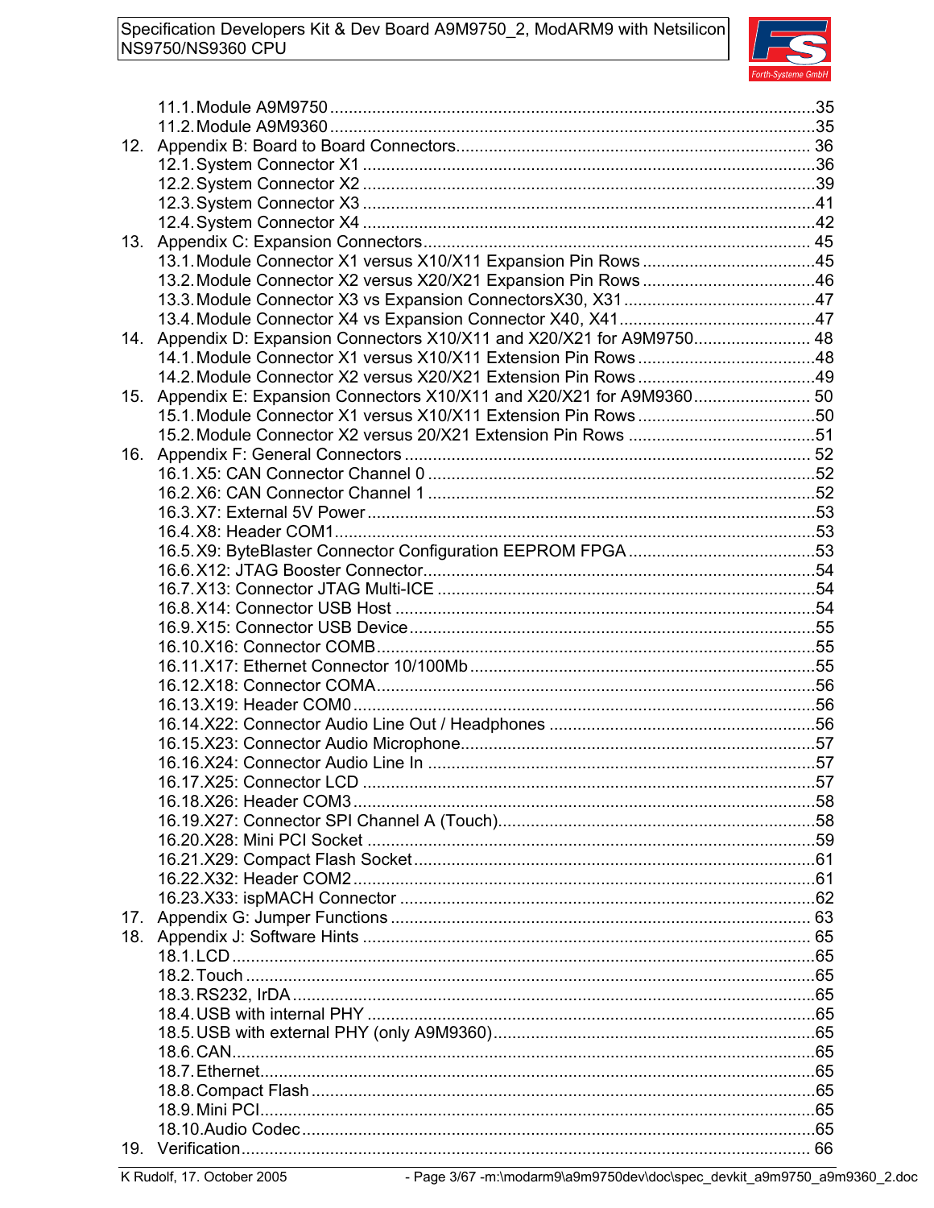- 11.1. Module A9M9750 ....................................................................................................35
- 11.2. Module A9M9360 ....................................................................................................35

12. Appendix B: Board to Board Connectors.......................................................................... 36
    - 12.1. System Connector X1 ................................................................................................36
    - 12.2. System Connector X2 ................................................................................................39
    - 12.3. System Connector X3 ................................................................................................41
    - 12.4. System Connector X4 ................................................................................................42
13. Appendix C: Expansion Connectors.................................................................................. 45
    - 13.1. Module Connector X1 versus X10/X11 Expansion Pin Rows .....................................45
    - 13.2. Module Connector X2 versus X20/X21 Expansion Pin Rows .....................................46
    - 13.3. Module Connector X3 vs Expansion ConnectorsX30, X31 .........................................47
    - 13.4. Module Connector X4 vs Expansion Connector X40, X41..........................................47
14. Appendix D: Expansion Connectors X10/X11 and X20/X21 for A9M9750......................... 48
    - 14.1. Module Connector X1 versus X10/X11 Extension Pin Rows ......................................48
    - 14.2. Module Connector X2 versus X20/X21 Extension Pin Rows ......................................49
15. Appendix E: Expansion Connectors X10/X11 and X20/X21 for A9M9360......................... 50
    - 15.1. Module Connector X1 versus X10/X11 Extension Pin Rows ......................................50
    - 15.2. Module Connector X2 versus 20/X21 Extension Pin Rows ........................................51
16. Appendix F: General Connectors ...................................................................................... 52
    - 16.1. X5: CAN Connector Channel 0 ..................................................................................52
    - 16.2. X6: CAN Connector Channel 1 ..................................................................................52
    - 16.3. X7: External 5V Power ...............................................................................................53
    - 16.4. X8: Header COM1......................................................................................................53
    - 16.5. X9: ByteBlaster Connector Configuration EEPROM FPGA ........................................53
    - 16.6. X12: JTAG Booster Connector...................................................................................54
    - 16.7. X13: Connector JTAG Multi-ICE ................................................................................54
    - 16.8. X14: Connector USB Host .........................................................................................54
    - 16.9. X15: Connector USB Device ......................................................................................55
    - 16.10. X16: Connector COMB.............................................................................................55
    - 16.11. X17: Ethernet Connector 10/100Mb .........................................................................55
    - 16.12. X18: Connector COMA.............................................................................................56
    - 16.13. X19: Header COM0..................................................................................................56
    - 16.14. X22: Connector Audio Line Out / Headphones .........................................................56
    - 16.15. X23: Connector Audio Microphone...........................................................................57
    - 16.16. X24: Connector Audio Line In ..................................................................................57
    - 16.17. X25: Connector LCD ................................................................................................57
    - 16.18. X26: Header COM3..................................................................................................58
    - 16.19. X27: Connector SPI Channel A (Touch)....................................................................58
    - 16.20. X28: Mini PCI Socket ...............................................................................................59
    - 16.21. X29: Compact Flash Socket .....................................................................................61
    - 16.22. X32: Header COM2..................................................................................................61
    - 16.23. X33: ispMACH Connector ........................................................................................62
17. Appendix G: Jumper Functions ......................................................................................... 63
18. Appendix J: Software Hints ............................................................................................... 65
    - 18.1. LCD ...........................................................................................................................65
    - 18.2. Touch .........................................................................................................................65
    - 18.3. RS232, IrDA ...............................................................................................................65
    - 18.4. USB with internal PHY ...............................................................................................65
    - 18.5. USB with external PHY (only A9M9360).....................................................................65
    - 18.6. CAN...........................................................................................................................65
    - 18.7. Ethernet.....................................................................................................................65
    - 18.8. Compact Flash ...........................................................................................................65
    - 18.9. Mini PCI.....................................................................................................................65
    - 18.10. Audio Codec............................................................................................................65
19. Verification......................................................................................................................... 66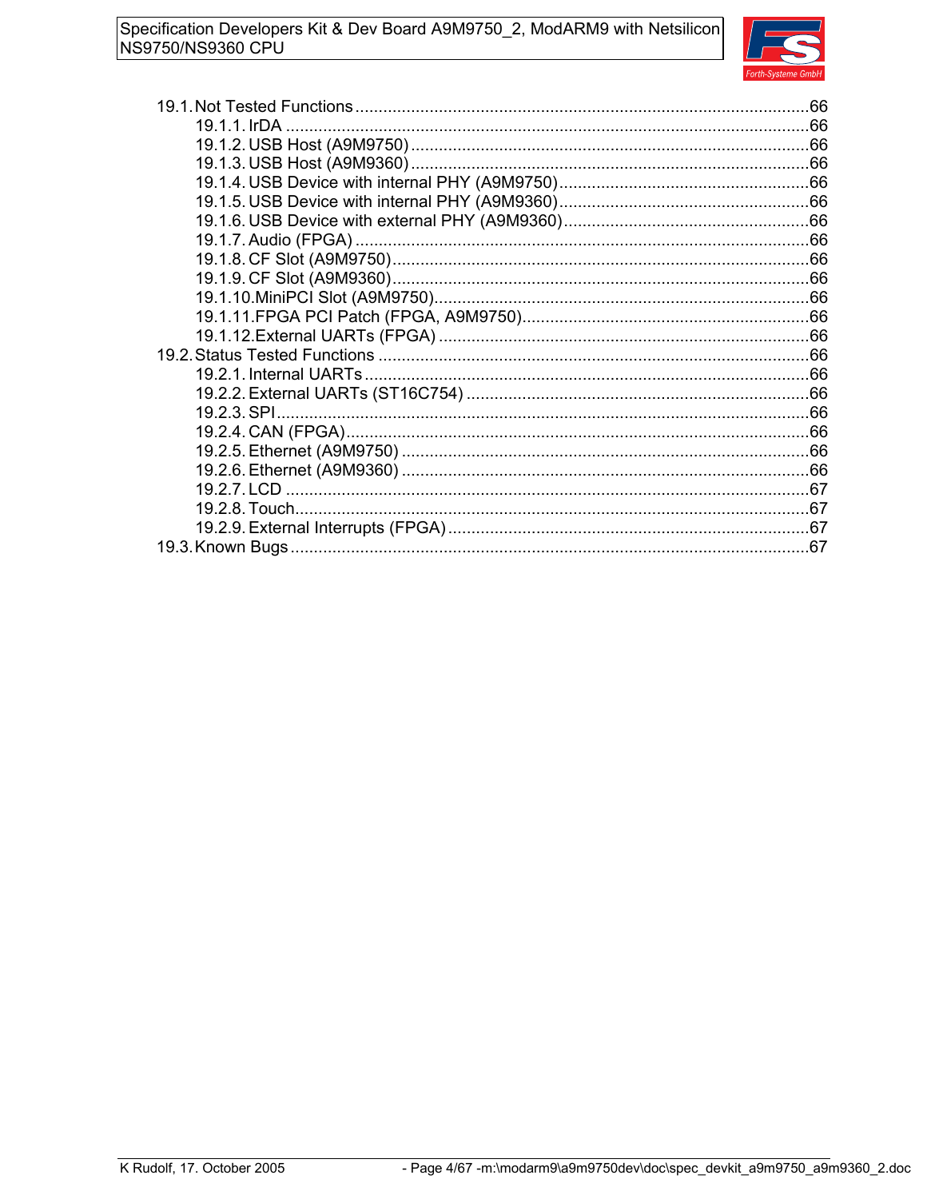19.1. Not Tested Functions ....................................................................................................66
  19.1.1. IrDA ....................................................................................................66
  19.1.2. USB Host (A9M9750) ....................................................................................................66
  19.1.3. USB Host (A9M9360) ....................................................................................................66
  19.1.4. USB Device with internal PHY (A9M9750) ....................................................................................................66
  19.1.5. USB Device with internal PHY (A9M9360) ....................................................................................................66
  19.1.6. USB Device with external PHY (A9M9360) ....................................................................................................66
  19.1.7. Audio (FPGA) ....................................................................................................66
  19.1.8. CF Slot (A9M9750) ....................................................................................................66
  19.1.9. CF Slot (A9M9360) ....................................................................................................66
  19.1.10. MiniPCI Slot (A9M9750) ....................................................................................................66
  19.1.11. FPGA PCI Patch (FPGA, A9M9750) ....................................................................................................66
  19.1.12. External UARTs (FPGA) ....................................................................................................66
19.2. Status Tested Functions ....................................................................................................66
  19.2.1. Internal UARTs ....................................................................................................66
  19.2.2. External UARTs (ST16C754) ....................................................................................................66
  19.2.3. SPI ....................................................................................................66
  19.2.4. CAN (FPGA) ....................................................................................................66
  19.2.5. Ethernet (A9M9750) ....................................................................................................66
  19.2.6. Ethernet (A9M9360) ....................................................................................................66
  19.2.7. LCD ....................................................................................................67
  19.2.8. Touch ....................................................................................................67
  19.2.9. External Interrupts (FPGA) ....................................................................................................67
19.3. Known Bugs ....................................................................................................67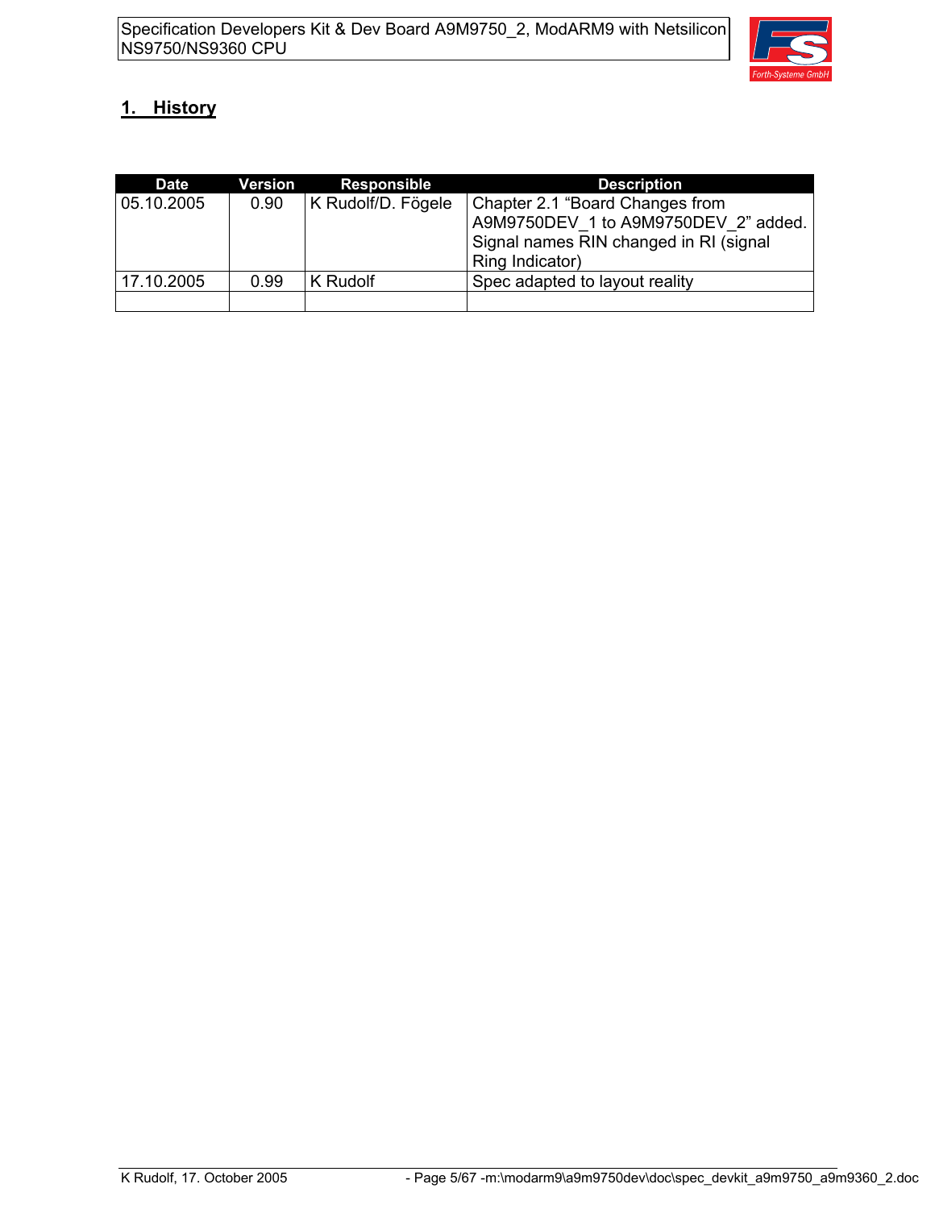# 1. History

| Date | Version | Responsible | Description |
|---|---|---|---|
| 05.10.2005 | 0.90 | K Rudolf/D. Fögele | Chapter 2.1 "Board Changes from A9M9750DEV_1 to A9M9750DEV_2" added. Signal names RIN changed in RI (signal Ring Indicator) |
| 17.10.2005 | 0.99 | K Rudolf | Spec adapted to layout reality |
| | | | |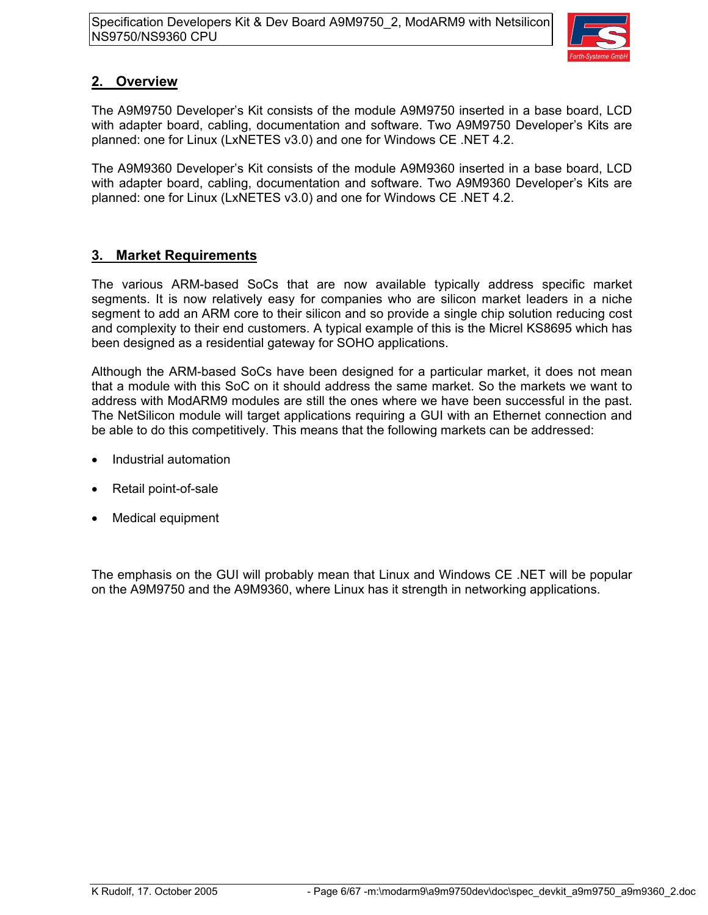## 2. Overview

The A9M9750 Developer's Kit consists of the module A9M9750 inserted in a base board, LCD with adapter board, cabling, documentation and software. Two A9M9750 Developer's Kits are planned: one for Linux (LxNETES v3.0) and one for Windows CE .NET 4.2.

The A9M9360 Developer's Kit consists of the module A9M9360 inserted in a base board, LCD with adapter board, cabling, documentation and software. Two A9M9360 Developer's Kits are planned: one for Linux (LxNETES v3.0) and one for Windows CE .NET 4.2.

## 3. Market Requirements

The various ARM-based SoCs that are now available typically address specific market segments. It is now relatively easy for companies who are silicon market leaders in a niche segment to add an ARM core to their silicon and so provide a single chip solution reducing cost and complexity to their end customers. A typical example of this is the Micrel KS8695 which has been designed as a residential gateway for SOHO applications.

Although the ARM-based SoCs have been designed for a particular market, it does not mean that a module with this SoC on it should address the same market. So the markets we want to address with ModARM9 modules are still the ones where we have been successful in the past. The NetSilicon module will target applications requiring a GUI with an Ethernet connection and be able to do this competitively. This means that the following markets can be addressed:

- Industrial automation
- Retail point-of-sale
- Medical equipment

The emphasis on the GUI will probably mean that Linux and Windows CE .NET will be popular on the A9M9750 and the A9M9360, where Linux has it strength in networking applications.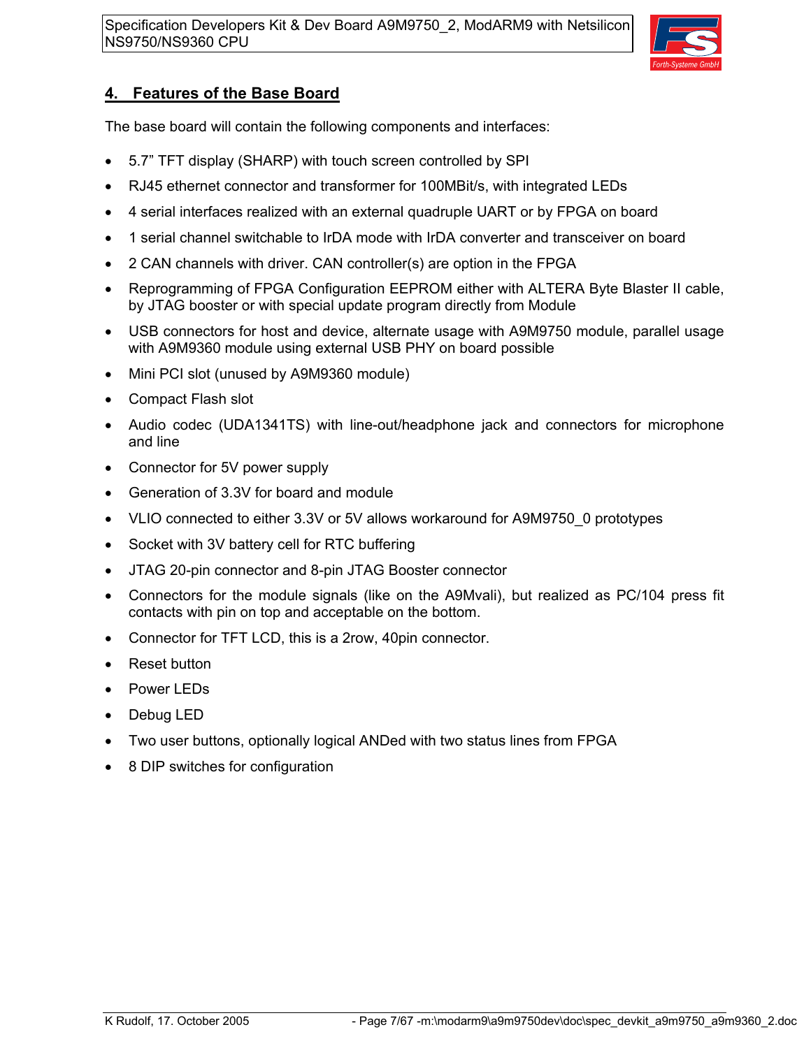## 4. Features of the Base Board

The base board will contain the following components and interfaces:

- 5.7” TFT display (SHARP) with touch screen controlled by SPI
- RJ45 ethernet connector and transformer for 100MBit/s, with integrated LEDs
- 4 serial interfaces realized with an external quadruple UART or by FPGA on board
- 1 serial channel switchable to IrDA mode with IrDA converter and transceiver on board
- 2 CAN channels with driver. CAN controller(s) are option in the FPGA
- Reprogramming of FPGA Configuration EEPROM either with ALTERA Byte Blaster II cable, by JTAG booster or with special update program directly from Module
- USB connectors for host and device, alternate usage with A9M9750 module, parallel usage with A9M9360 module using external USB PHY on board possible
- Mini PCI slot (unused by A9M9360 module)
- Compact Flash slot
- Audio codec (UDA1341TS) with line-out/headphone jack and connectors for microphone and line
- Connector for 5V power supply
- Generation of 3.3V for board and module
- VLIO connected to either 3.3V or 5V allows workaround for A9M9750_0 prototypes
- Socket with 3V battery cell for RTC buffering
- JTAG 20-pin connector and 8-pin JTAG Booster connector
- Connectors for the module signals (like on the A9Mvali), but realized as PC/104 press fit contacts with pin on top and acceptable on the bottom.
- Connector for TFT LCD, this is a 2row, 40pin connector.
- Reset button
- Power LEDs
- Debug LED
- Two user buttons, optionally logical ANDed with two status lines from FPGA
- 8 DIP switches for configuration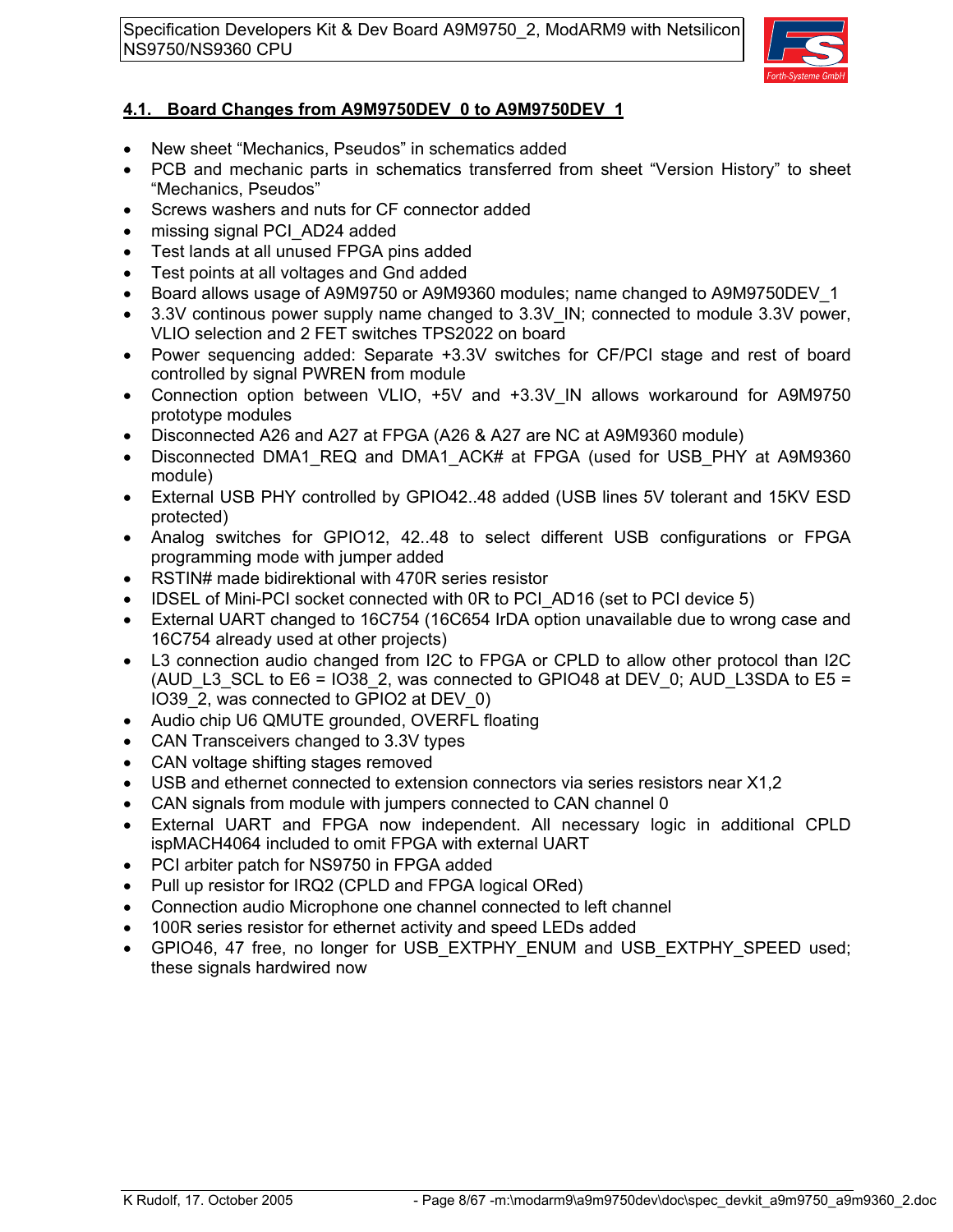## 4.1. Board Changes from A9M9750DEV_0 to A9M9750DEV_1

- New sheet “Mechanics, Pseudos” in schematics added
- PCB and mechanic parts in schematics transferred from sheet “Version History” to sheet “Mechanics, Pseudos”
- Screws washers and nuts for CF connector added
- missing signal PCI_AD24 added
- Test lands at all unused FPGA pins added
- Test points at all voltages and Gnd added
- Board allows usage of A9M9750 or A9M9360 modules; name changed to A9M9750DEV_1
- 3.3V continous power supply name changed to 3.3V_IN; connected to module 3.3V power, VLIO selection and 2 FET switches TPS2022 on board
- Power sequencing added: Separate +3.3V switches for CF/PCI stage and rest of board controlled by signal PWREN from module
- Connection option between VLIO, +5V and +3.3V_IN allows workaround for A9M9750 prototype modules
- Disconnected A26 and A27 at FPGA (A26 & A27 are NC at A9M9360 module)
- Disconnected DMA1_REQ and DMA1_ACK# at FPGA (used for USB_PHY at A9M9360 module)
- External USB PHY controlled by GPIO42..48 added (USB lines 5V tolerant and 15KV ESD protected)
- Analog switches for GPIO12, 42..48 to select different USB configurations or FPGA programming mode with jumper added
- RSTIN# made bidirektional with 470R series resistor
- IDSEL of Mini-PCI socket connected with 0R to PCI_AD16 (set to PCI device 5)
- External UART changed to 16C754 (16C654 IrDA option unavailable due to wrong case and 16C754 already used at other projects)
- L3 connection audio changed from I2C to FPGA or CPLD to allow other protocol than I2C (AUD_L3_SCL to E6 = IO38_2, was connected to GPIO48 at DEV_0; AUD_L3SDA to E5 = IO39_2, was connected to GPIO2 at DEV_0)
- Audio chip U6 QMUTE grounded, OVERFL floating
- CAN Transceivers changed to 3.3V types
- CAN voltage shifting stages removed
- USB and ethernet connected to extension connectors via series resistors near X1,2
- CAN signals from module with jumpers connected to CAN channel 0
- External UART and FPGA now independent. All necessary logic in additional CPLD ispMACH4064 included to omit FPGA with external UART
- PCI arbiter patch for NS9750 in FPGA added
- Pull up resistor for IRQ2 (CPLD and FPGA logical ORed)
- Connection audio Microphone one channel connected to left channel
- 100R series resistor for ethernet activity and speed LEDs added
- GPIO46, 47 free, no longer for USB_EXTPHY_ENUM and USB_EXTPHY_SPEED used; these signals hardwired now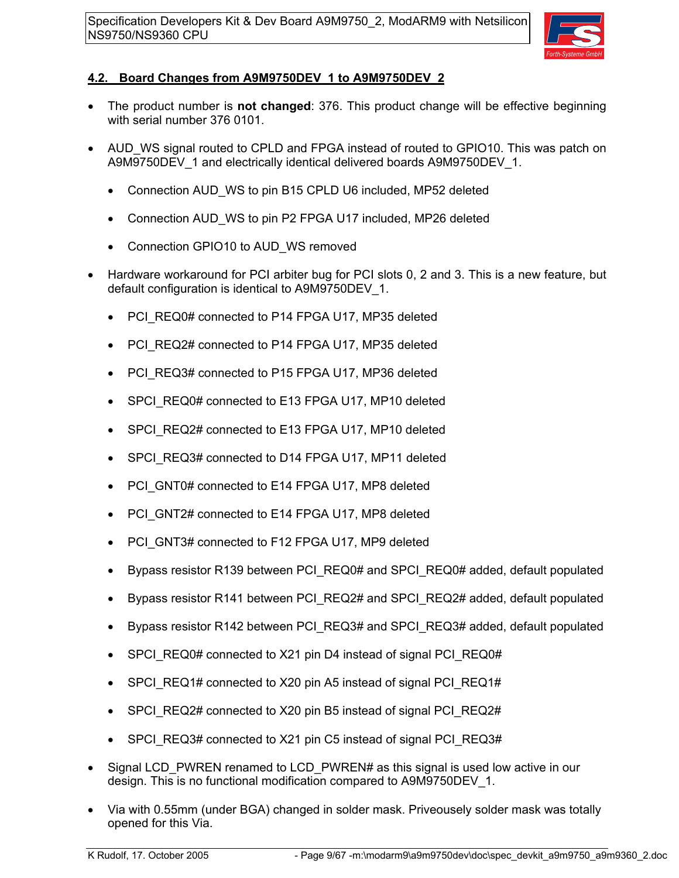## 4.2. Board Changes from A9M9750DEV_1 to A9M9750DEV_2

- The product number is **not changed**: 376. This product change will be effective beginning with serial number 376 0101.
- AUD_WS signal routed to CPLD and FPGA instead of routed to GPIO10. This was patch on A9M9750DEV_1 and electrically identical delivered boards A9M9750DEV_1.
  - Connection AUD_WS to pin B15 CPLD U6 included, MP52 deleted
  - Connection AUD_WS to pin P2 FPGA U17 included, MP26 deleted
  - Connection GPIO10 to AUD_WS removed
- Hardware workaround for PCI arbiter bug for PCI slots 0, 2 and 3. This is a new feature, but default configuration is identical to A9M9750DEV_1.
  - PCI_REQ0# connected to P14 FPGA U17, MP35 deleted
  - PCI_REQ2# connected to P14 FPGA U17, MP35 deleted
  - PCI_REQ3# connected to P15 FPGA U17, MP36 deleted
  - SPCI_REQ0# connected to E13 FPGA U17, MP10 deleted
  - SPCI_REQ2# connected to E13 FPGA U17, MP10 deleted
  - SPCI_REQ3# connected to D14 FPGA U17, MP11 deleted
  - PCI_GNT0# connected to E14 FPGA U17, MP8 deleted
  - PCI_GNT2# connected to E14 FPGA U17, MP8 deleted
  - PCI_GNT3# connected to F12 FPGA U17, MP9 deleted
  - Bypass resistor R139 between PCI_REQ0# and SPCI_REQ0# added, default populated
  - Bypass resistor R141 between PCI_REQ2# and SPCI_REQ2# added, default populated
  - Bypass resistor R142 between PCI_REQ3# and SPCI_REQ3# added, default populated
  - SPCI_REQ0# connected to X21 pin D4 instead of signal PCI_REQ0#
  - SPCI_REQ1# connected to X20 pin A5 instead of signal PCI_REQ1#
  - SPCI_REQ2# connected to X20 pin B5 instead of signal PCI_REQ2#
  - SPCI_REQ3# connected to X21 pin C5 instead of signal PCI_REQ3#
- Signal LCD_PWREN renamed to LCD_PWREN# as this signal is used low active in our design. This is no functional modification compared to A9M9750DEV_1.
- Via with 0.55mm (under BGA) changed in solder mask. Priveousely solder mask was totally opened for this Via.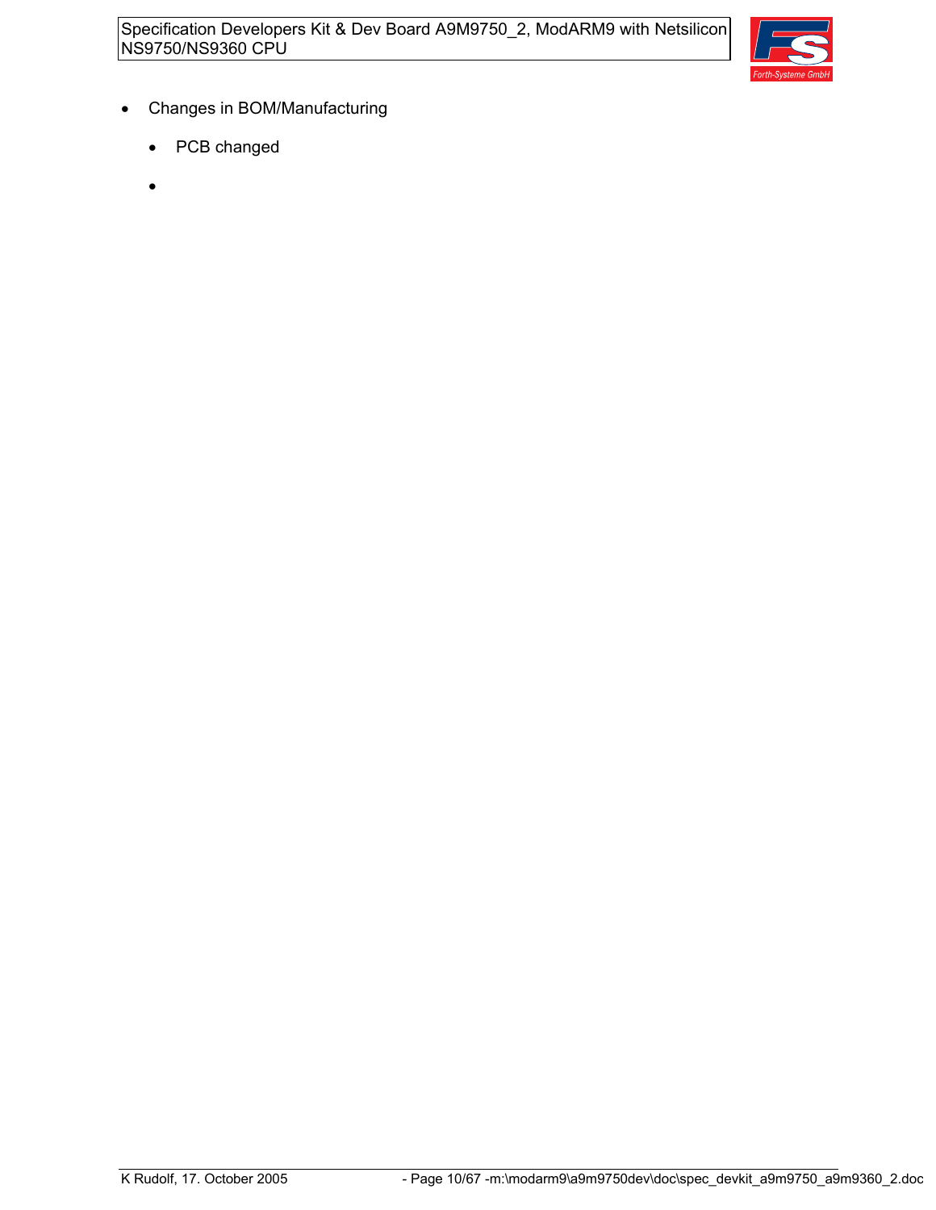- Changes in BOM/Manufacturing
  - PCB changed
  -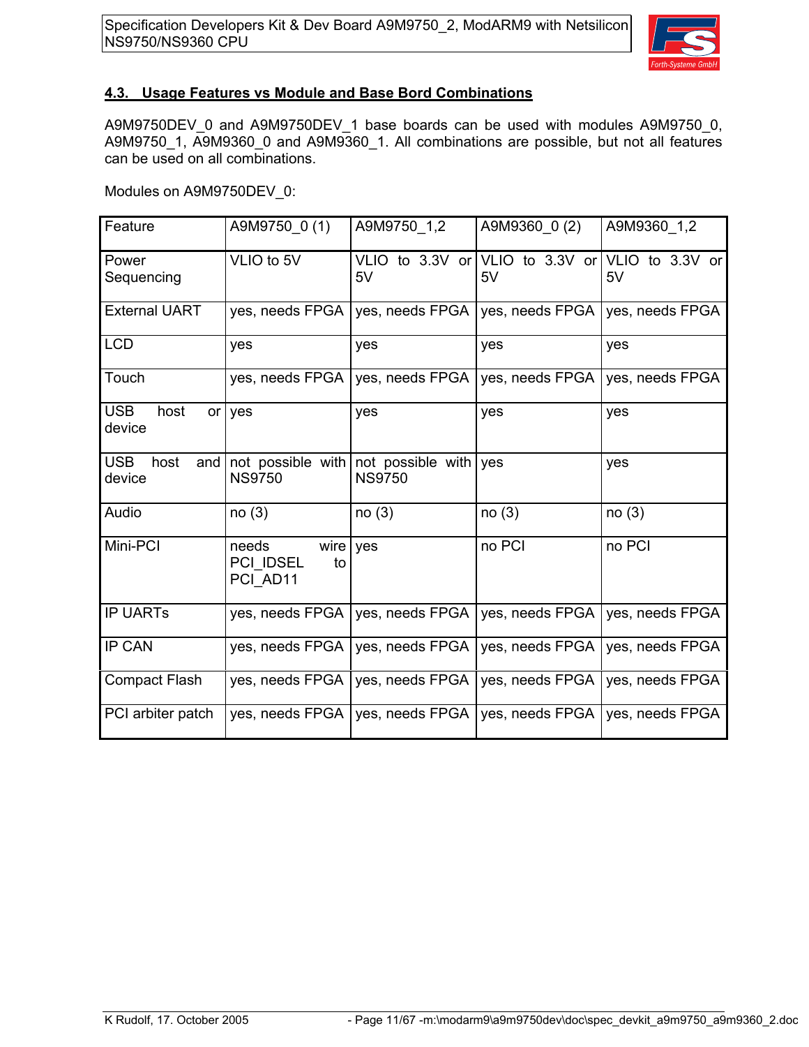### 4.3. Usage Features vs Module and Base Bord Combinations

A9M9750DEV_0 and A9M9750DEV_1 base boards can be used with modules A9M9750_0, A9M9750_1, A9M9360_0 and A9M9360_1. All combinations are possible, but not all features can be used on all combinations.

Modules on A9M9750DEV_0:

| Feature | A9M9750_0 (1) | A9M9750_1,2 | A9M9360_0 (2) | A9M9360_1,2 |
|---|---|---|---|---|
| Power Sequencing | VLIO to 5V | VLIO to 3.3V or 5V | VLIO to 3.3V or 5V | VLIO to 3.3V or 5V |
| External UART | yes, needs FPGA | yes, needs FPGA | yes, needs FPGA | yes, needs FPGA |
| LCD | yes | yes | yes | yes |
| Touch | yes, needs FPGA | yes, needs FPGA | yes, needs FPGA | yes, needs FPGA |
| USB host or device | yes | yes | yes | yes |
| USB host and device | not possible with NS9750 | not possible with NS9750 | yes | yes |
| Audio | no (3) | no (3) | no (3) | no (3) |
| Mini-PCI | needs wire PCI_IDSEL to PCI_AD11 | yes | no PCI | no PCI |
| IP UARTs | yes, needs FPGA | yes, needs FPGA | yes, needs FPGA | yes, needs FPGA |
| IP CAN | yes, needs FPGA | yes, needs FPGA | yes, needs FPGA | yes, needs FPGA |
| Compact Flash | yes, needs FPGA | yes, needs FPGA | yes, needs FPGA | yes, needs FPGA |
| PCI arbiter patch | yes, needs FPGA | yes, needs FPGA | yes, needs FPGA | yes, needs FPGA |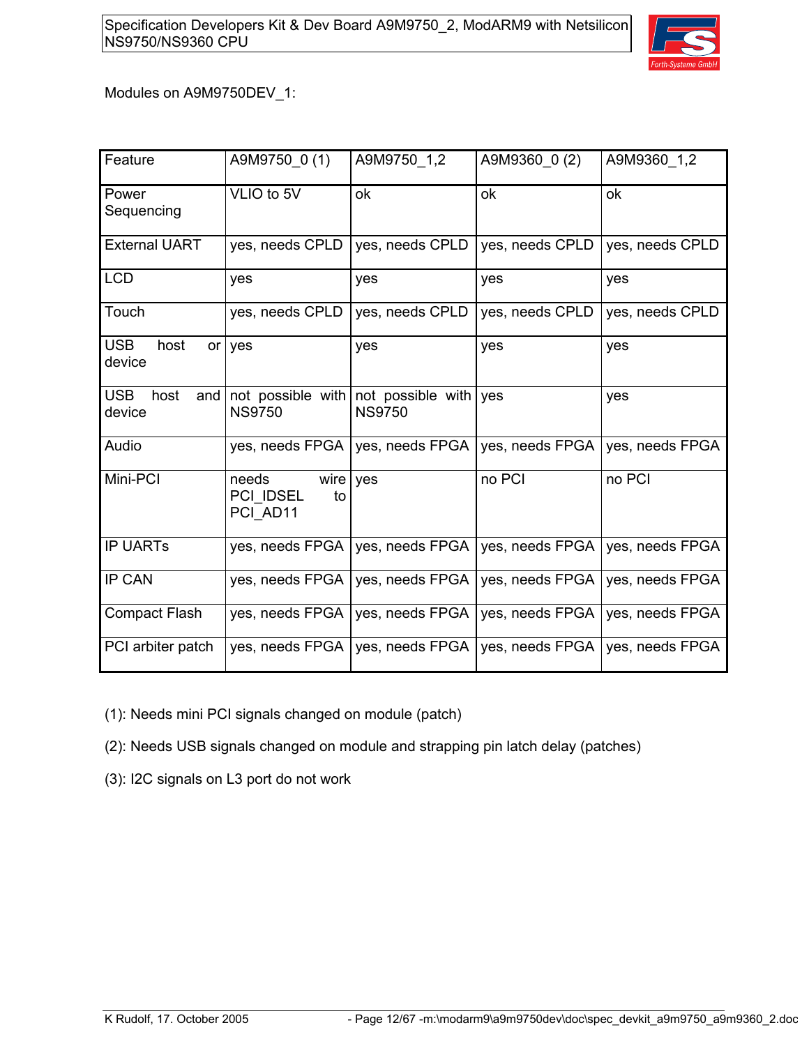Modules on A9M9750DEV_1:

| Feature | A9M9750_0 (1) | A9M9750_1,2 | A9M9360_0 (2) | A9M9360_1,2 |
|---|---|---|---|---|
| Power Sequencing | VLIO to 5V | ok | ok | ok |
| External UART | yes, needs CPLD | yes, needs CPLD | yes, needs CPLD | yes, needs CPLD |
| LCD | yes | yes | yes | yes |
| Touch | yes, needs CPLD | yes, needs CPLD | yes, needs CPLD | yes, needs CPLD |
| USB host or device | yes | yes | yes | yes |
| USB host and device | not possible with NS9750 | not possible with NS9750 | yes | yes |
| Audio | yes, needs FPGA | yes, needs FPGA | yes, needs FPGA | yes, needs FPGA |
| Mini-PCI | needs wire PCI_IDSEL to PCI_AD11 | yes | no PCI | no PCI |
| IP UARTs | yes, needs FPGA | yes, needs FPGA | yes, needs FPGA | yes, needs FPGA |
| IP CAN | yes, needs FPGA | yes, needs FPGA | yes, needs FPGA | yes, needs FPGA |
| Compact Flash | yes, needs FPGA | yes, needs FPGA | yes, needs FPGA | yes, needs FPGA |
| PCI arbiter patch | yes, needs FPGA | yes, needs FPGA | yes, needs FPGA | yes, needs FPGA |

(1): Needs mini PCI signals changed on module (patch)

(2): Needs USB signals changed on module and strapping pin latch delay (patches)

(3): I2C signals on L3 port do not work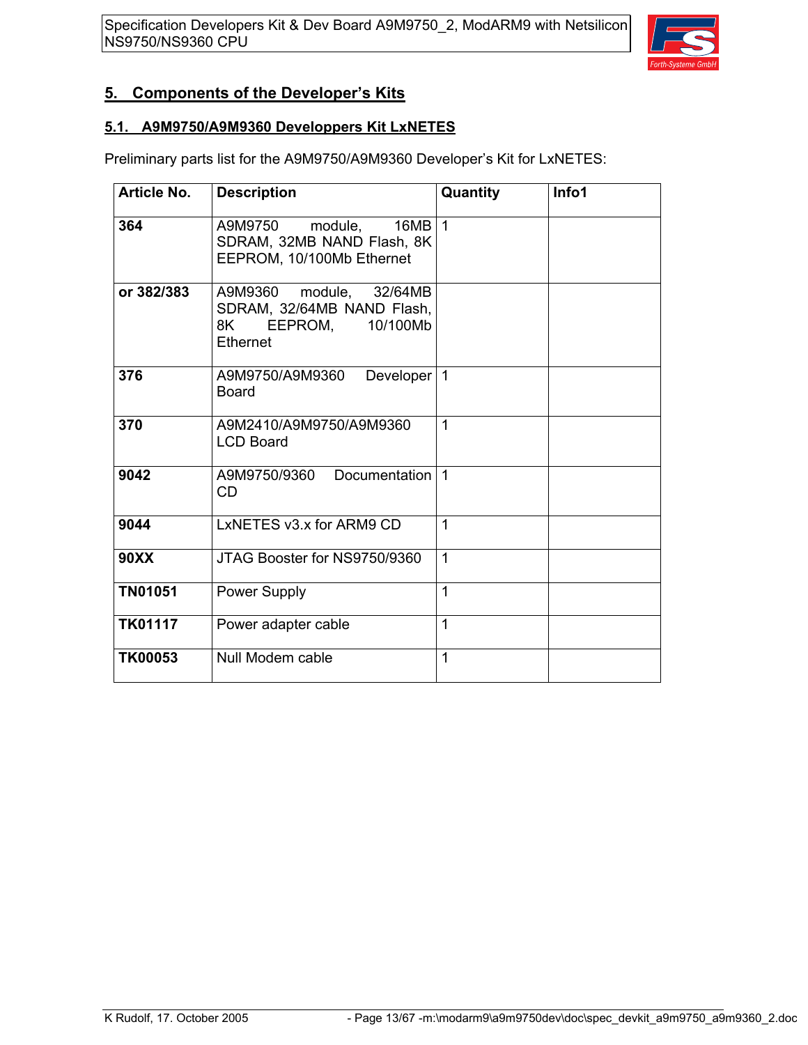## 5. Components of the Developer's Kits

### 5.1. A9M9750/A9M9360 Developpers Kit LxNETES

Preliminary parts list for the A9M9750/A9M9360 Developer's Kit for LxNETES:

| Article No. | Description | Quantity | Info1 |
|---|---|---|---|
| **364** | A9M9750 module, 16MB SDRAM, 32MB NAND Flash, 8K EEPROM, 10/100Mb Ethernet | 1 | |
| **or 382/383** | A9M9360 module, 32/64MB SDRAM, 32/64MB NAND Flash, 8K EEPROM, 10/100Mb Ethernet | | |
| **376** | A9M9750/A9M9360 Developer Board | 1 | |
| **370** | A9M2410/A9M9750/A9M9360 LCD Board | 1 | |
| **9042** | A9M9750/9360 Documentation CD | 1 | |
| **9044** | LxNETES v3.x for ARM9 CD | 1 | |
| **90XX** | JTAG Booster for NS9750/9360 | 1 | |
| **TN01051** | Power Supply | 1 | |
| **TK01117** | Power adapter cable | 1 | |
| **TK00053** | Null Modem cable | 1 | |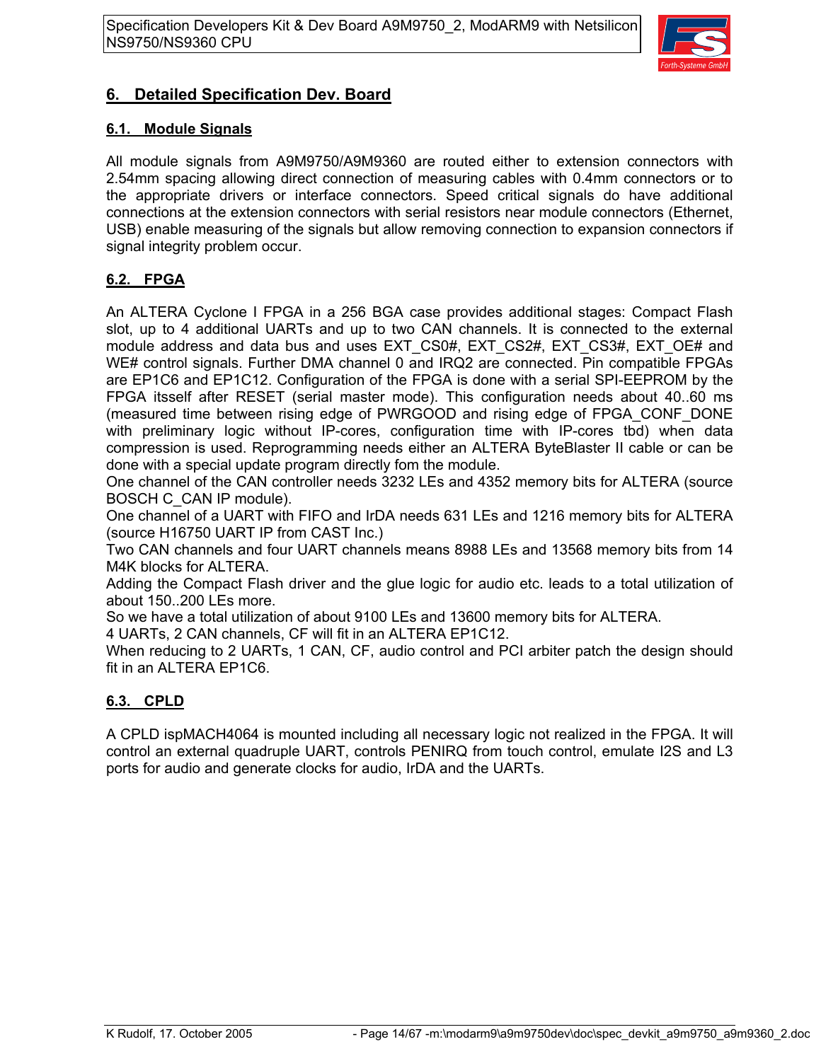# 6. Detailed Specification Dev. Board

## 6.1. Module Signals

All module signals from A9M9750/A9M9360 are routed either to extension connectors with 2.54mm spacing allowing direct connection of measuring cables with 0.4mm connectors or to the appropriate drivers or interface connectors. Speed critical signals do have additional connections at the extension connectors with serial resistors near module connectors (Ethernet, USB) enable measuring of the signals but allow removing connection to expansion connectors if signal integrity problem occur.

## 6.2. FPGA

An ALTERA Cyclone I FPGA in a 256 BGA case provides additional stages: Compact Flash slot, up to 4 additional UARTs and up to two CAN channels. It is connected to the external module address and data bus and uses EXT_CS0#, EXT_CS2#, EXT_CS3#, EXT_OE# and WE# control signals. Further DMA channel 0 and IRQ2 are connected. Pin compatible FPGAs are EP1C6 and EP1C12. Configuration of the FPGA is done with a serial SPI-EEPROM by the FPGA itsself after RESET (serial master mode). This configuration needs about 40..60 ms (measured time between rising edge of PWRGOOD and rising edge of FPGA_CONF_DONE with preliminary logic without IP-cores, configuration time with IP-cores tbd) when data compression is used. Reprogramming needs either an ALTERA ByteBlaster II cable or can be done with a special update program directly fom the module.
One channel of the CAN controller needs 3232 LEs and 4352 memory bits for ALTERA (source BOSCH C_CAN IP module).
One channel of a UART with FIFO and IrDA needs 631 LEs and 1216 memory bits for ALTERA (source H16750 UART IP from CAST Inc.)
Two CAN channels and four UART channels means 8988 LEs and 13568 memory bits from 14 M4K blocks for ALTERA.
Adding the Compact Flash driver and the glue logic for audio etc. leads to a total utilization of about 150..200 LEs more.
So we have a total utilization of about 9100 LEs and 13600 memory bits for ALTERA.
4 UARTs, 2 CAN channels, CF will fit in an ALTERA EP1C12.
When reducing to 2 UARTs, 1 CAN, CF, audio control and PCI arbiter patch the design should fit in an ALTERA EP1C6.

## 6.3. CPLD

A CPLD ispMACH4064 is mounted including all necessary logic not realized in the FPGA. It will control an external quadruple UART, controls PENIRQ from touch control, emulate I2S and L3 ports for audio and generate clocks for audio, IrDA and the UARTs.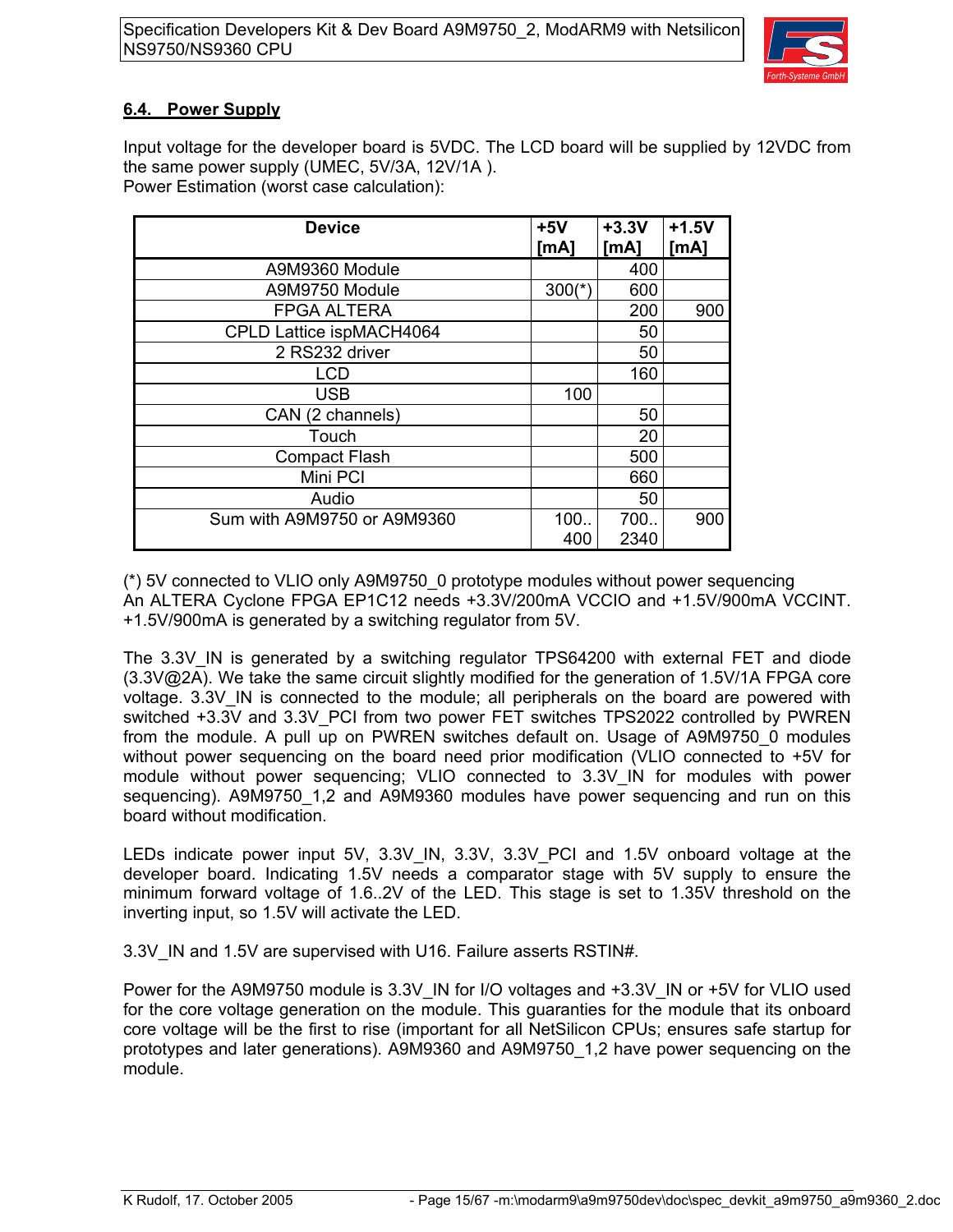## 6.4. Power Supply

Input voltage for the developer board is 5VDC. The LCD board will be supplied by 12VDC from the same power supply (UMEC, 5V/3A, 12V/1A ).
Power Estimation (worst case calculation):

| Device | +5V [mA] | +3.3V [mA] | +1.5V [mA] |
|---|---|---|---|
| A9M9360 Module | | 400 | |
| A9M9750 Module | 300(*) | 600 | |
| FPGA ALTERA | | 200 | 900 |
| CPLD Lattice ispMACH4064 | | 50 | |
| 2 RS232 driver | | 50 | |
| LCD | | 160 | |
| USB | 100 | | |
| CAN (2 channels) | | 50 | |
| Touch | | 20 | |
| Compact Flash | | 500 | |
| Mini PCI | | 660 | |
| Audio | | 50 | |
| Sum with A9M9750 or A9M9360 | 100.. 400 | 700.. 2340 | 900 |

(*) 5V connected to VLIO only A9M9750_0 prototype modules without power sequencing
An ALTERA Cyclone FPGA EP1C12 needs +3.3V/200mA VCCIO and +1.5V/900mA VCCINT. +1.5V/900mA is generated by a switching regulator from 5V.

The 3.3V_IN is generated by a switching regulator TPS64200 with external FET and diode (3.3V@2A). We take the same circuit slightly modified for the generation of 1.5V/1A FPGA core voltage. 3.3V_IN is connected to the module; all peripherals on the board are powered with switched +3.3V and 3.3V_PCI from two power FET switches TPS2022 controlled by PWREN from the module. A pull up on PWREN switches default on. Usage of A9M9750_0 modules without power sequencing on the board need prior modification (VLIO connected to +5V for module without power sequencing; VLIO connected to 3.3V_IN for modules with power sequencing). A9M9750_1,2 and A9M9360 modules have power sequencing and run on this board without modification.

LEDs indicate power input 5V, 3.3V_IN, 3.3V, 3.3V_PCI and 1.5V onboard voltage at the developer board. Indicating 1.5V needs a comparator stage with 5V supply to ensure the minimum forward voltage of 1.6..2V of the LED. This stage is set to 1.35V threshold on the inverting input, so 1.5V will activate the LED.

3.3V_IN and 1.5V are supervised with U16. Failure asserts RSTIN#.

Power for the A9M9750 module is 3.3V_IN for I/O voltages and +3.3V_IN or +5V for VLIO used for the core voltage generation on the module. This guaranties for the module that its onboard core voltage will be the first to rise (important for all NetSilicon CPUs; ensures safe startup for prototypes and later generations). A9M9360 and A9M9750_1,2 have power sequencing on the module.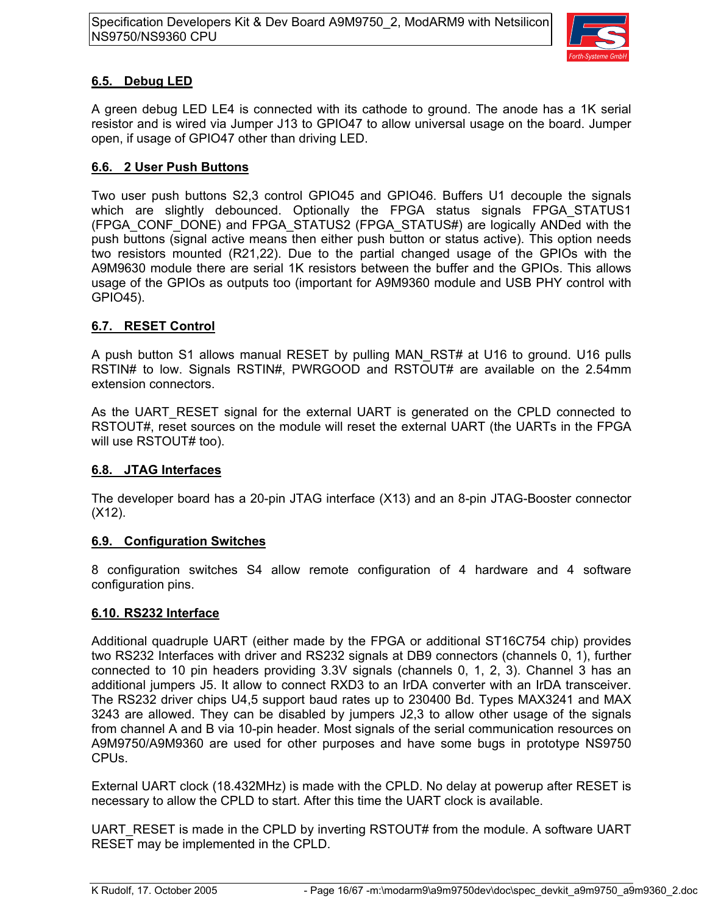## 6.5. Debug LED

A green debug LED LE4 is connected with its cathode to ground. The anode has a 1K serial resistor and is wired via Jumper J13 to GPIO47 to allow universal usage on the board. Jumper open, if usage of GPIO47 other than driving LED.

## 6.6. 2 User Push Buttons

Two user push buttons S2,3 control GPIO45 and GPIO46. Buffers U1 decouple the signals which are slightly debounced. Optionally the FPGA status signals FPGA_STATUS1 (FPGA_CONF_DONE) and FPGA_STATUS2 (FPGA_STATUS#) are logically ANDed with the push buttons (signal active means then either push button or status active). This option needs two resistors mounted (R21,22). Due to the partial changed usage of the GPIOs with the A9M9630 module there are serial 1K resistors between the buffer and the GPIOs. This allows usage of the GPIOs as outputs too (important for A9M9360 module and USB PHY control with GPIO45).

## 6.7. RESET Control

A push button S1 allows manual RESET by pulling MAN_RST# at U16 to ground. U16 pulls RSTIN# to low. Signals RSTIN#, PWRGOOD and RSTOUT# are available on the 2.54mm extension connectors.

As the UART_RESET signal for the external UART is generated on the CPLD connected to RSTOUT#, reset sources on the module will reset the external UART (the UARTs in the FPGA will use RSTOUT# too).

## 6.8. JTAG Interfaces

The developer board has a 20-pin JTAG interface (X13) and an 8-pin JTAG-Booster connector (X12).

## 6.9. Configuration Switches

8 configuration switches S4 allow remote configuration of 4 hardware and 4 software configuration pins.

## 6.10. RS232 Interface

Additional quadruple UART (either made by the FPGA or additional ST16C754 chip) provides two RS232 Interfaces with driver and RS232 signals at DB9 connectors (channels 0, 1), further connected to 10 pin headers providing 3.3V signals (channels 0, 1, 2, 3). Channel 3 has an additional jumpers J5. It allow to connect RXD3 to an IrDA converter with an IrDA transceiver. The RS232 driver chips U4,5 support baud rates up to 230400 Bd. Types MAX3241 and MAX 3243 are allowed. They can be disabled by jumpers J2,3 to allow other usage of the signals from channel A and B via 10-pin header. Most signals of the serial communication resources on A9M9750/A9M9360 are used for other purposes and have some bugs in prototype NS9750 CPUs.

External UART clock (18.432MHz) is made with the CPLD. No delay at powerup after RESET is necessary to allow the CPLD to start. After this time the UART clock is available.

UART_RESET is made in the CPLD by inverting RSTOUT# from the module. A software UART RESET may be implemented in the CPLD.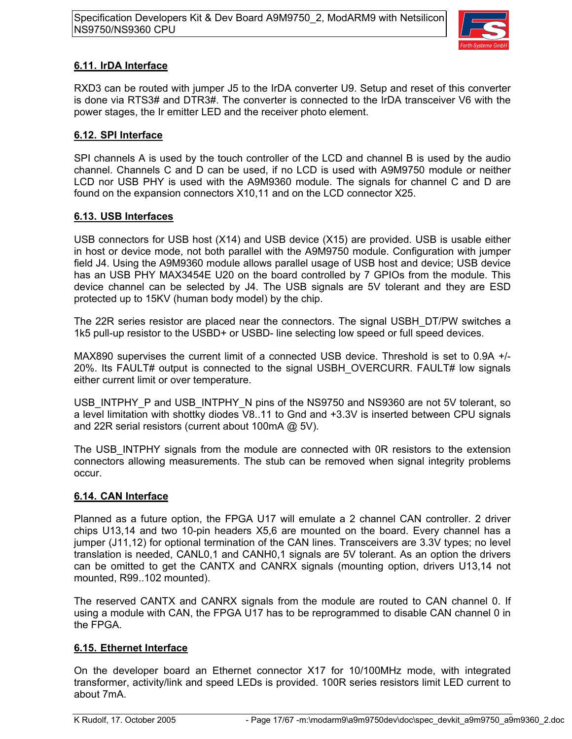## 6.11. IrDA Interface

RXD3 can be routed with jumper J5 to the IrDA converter U9. Setup and reset of this converter is done via RTS3# and DTR3#. The converter is connected to the IrDA transceiver V6 with the power stages, the Ir emitter LED and the receiver photo element.

## 6.12. SPI Interface

SPI channels A is used by the touch controller of the LCD and channel B is used by the audio channel. Channels C and D can be used, if no LCD is used with A9M9750 module or neither LCD nor USB PHY is used with the A9M9360 module. The signals for channel C and D are found on the expansion connectors X10,11 and on the LCD connector X25.

## 6.13. USB Interfaces

USB connectors for USB host (X14) and USB device (X15) are provided. USB is usable either in host or device mode, not both parallel with the A9M9750 module. Configuration with jumper field J4. Using the A9M9360 module allows parallel usage of USB host and device; USB device has an USB PHY MAX3454E U20 on the board controlled by 7 GPIOs from the module. This device channel can be selected by J4. The USB signals are 5V tolerant and they are ESD protected up to 15KV (human body model) by the chip.

The 22R series resistor are placed near the connectors. The signal USBH_DT/PW switches a 1k5 pull-up resistor to the USBD+ or USBD- line selecting low speed or full speed devices.

MAX890 supervises the current limit of a connected USB device. Threshold is set to 0.9A +/- 20%. Its FAULT# output is connected to the signal USBH_OVERCURR. FAULT# low signals either current limit or over temperature.

USB_INTPHY_P and USB_INTPHY_N pins of the NS9750 and NS9360 are not 5V tolerant, so a level limitation with shottky diodes V8..11 to Gnd and +3.3V is inserted between CPU signals and 22R serial resistors (current about 100mA @ 5V).

The USB_INTPHY signals from the module are connected with 0R resistors to the extension connectors allowing measurements. The stub can be removed when signal integrity problems occur.

## 6.14. CAN Interface

Planned as a future option, the FPGA U17 will emulate a 2 channel CAN controller. 2 driver chips U13,14 and two 10-pin headers X5,6 are mounted on the board. Every channel has a jumper (J11,12) for optional termination of the CAN lines. Transceivers are 3.3V types; no level translation is needed, CANL0,1 and CANH0,1 signals are 5V tolerant. As an option the drivers can be omitted to get the CANTX and CANRX signals (mounting option, drivers U13,14 not mounted, R99..102 mounted).

The reserved CANTX and CANRX signals from the module are routed to CAN channel 0. If using a module with CAN, the FPGA U17 has to be reprogrammed to disable CAN channel 0 in the FPGA.

## 6.15. Ethernet Interface

On the developer board an Ethernet connector X17 for 10/100MHz mode, with integrated transformer, activity/link and speed LEDs is provided. 100R series resistors limit LED current to about 7mA.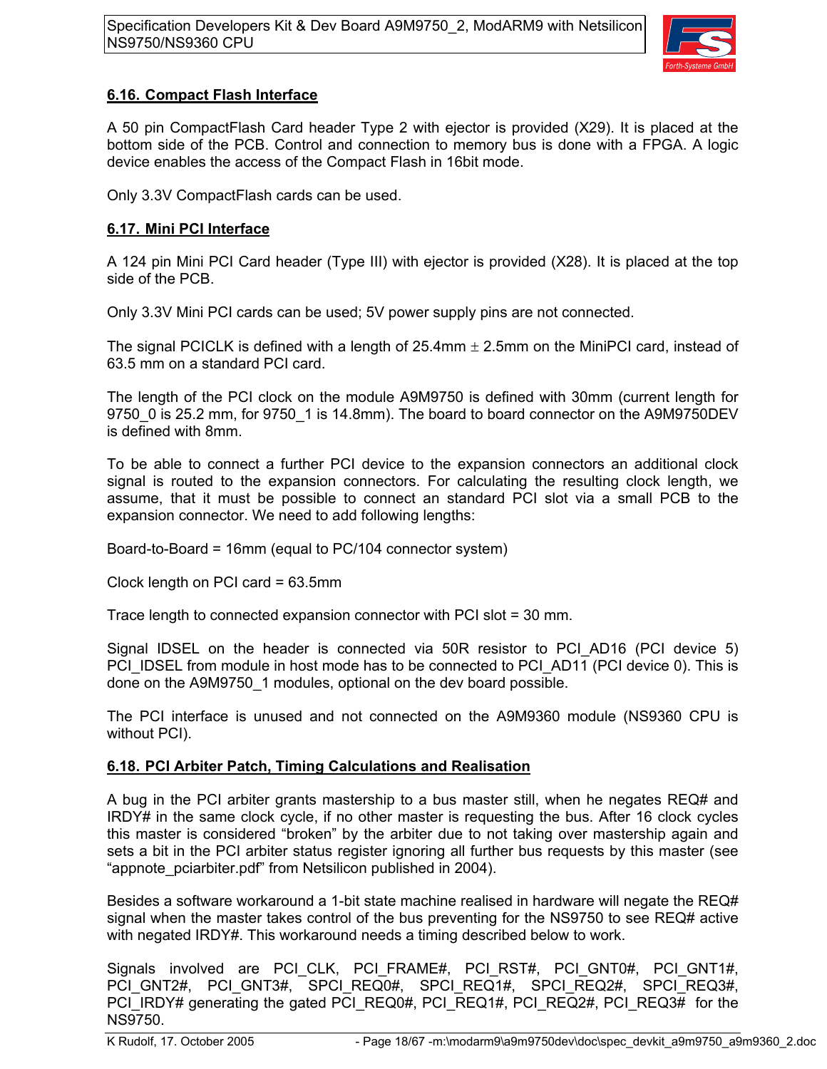## 6.16. Compact Flash Interface

A 50 pin CompactFlash Card header Type 2 with ejector is provided (X29). It is placed at the bottom side of the PCB. Control and connection to memory bus is done with a FPGA. A logic device enables the access of the Compact Flash in 16bit mode.

Only 3.3V CompactFlash cards can be used.

## 6.17. Mini PCI Interface

A 124 pin Mini PCI Card header (Type III) with ejector is provided (X28). It is placed at the top side of the PCB.

Only 3.3V Mini PCI cards can be used; 5V power supply pins are not connected.

The signal PCICLK is defined with a length of 25.4mm ± 2.5mm on the MiniPCI card, instead of 63.5 mm on a standard PCI card.

The length of the PCI clock on the module A9M9750 is defined with 30mm (current length for 9750_0 is 25.2 mm, for 9750_1 is 14.8mm). The board to board connector on the A9M9750DEV is defined with 8mm.

To be able to connect a further PCI device to the expansion connectors an additional clock signal is routed to the expansion connectors. For calculating the resulting clock length, we assume, that it must be possible to connect an standard PCI slot via a small PCB to the expansion connector. We need to add following lengths:

Board-to-Board = 16mm (equal to PC/104 connector system)

Clock length on PCI card = 63.5mm

Trace length to connected expansion connector with PCI slot = 30 mm.

Signal IDSEL on the header is connected via 50R resistor to PCI_AD16 (PCI device 5) PCI_IDSEL from module in host mode has to be connected to PCI_AD11 (PCI device 0). This is done on the A9M9750_1 modules, optional on the dev board possible.

The PCI interface is unused and not connected on the A9M9360 module (NS9360 CPU is without PCI).

## 6.18. PCI Arbiter Patch, Timing Calculations and Realisation

A bug in the PCI arbiter grants mastership to a bus master still, when he negates REQ# and IRDY# in the same clock cycle, if no other master is requesting the bus. After 16 clock cycles this master is considered “broken” by the arbiter due to not taking over mastership again and sets a bit in the PCI arbiter status register ignoring all further bus requests by this master (see “appnote_pciarbiter.pdf” from Netsilicon published in 2004).

Besides a software workaround a 1-bit state machine realised in hardware will negate the REQ# signal when the master takes control of the bus preventing for the NS9750 to see REQ# active with negated IRDY#. This workaround needs a timing described below to work.

Signals involved are PCI_CLK, PCI_FRAME#, PCI_RST#, PCI_GNT0#, PCI_GNT1#, PCI_GNT2#, PCI_GNT3#, SPCI_REQ0#, SPCI_REQ1#, SPCI_REQ2#, SPCI_REQ3#, PCI_IRDY# generating the gated PCI_REQ0#, PCI_REQ1#, PCI_REQ2#, PCI_REQ3# for the NS9750.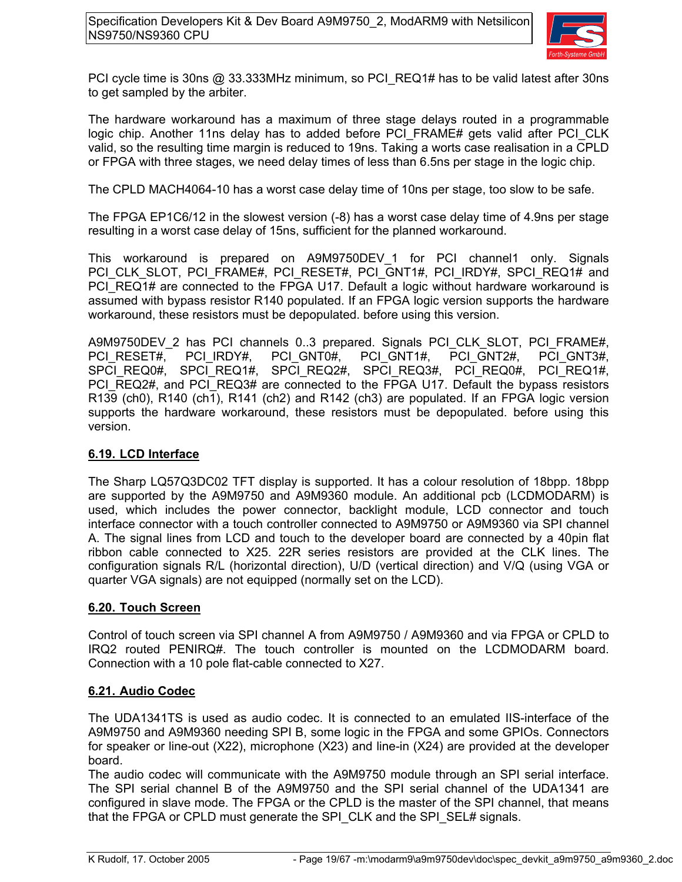PCI cycle time is 30ns @ 33.333MHz minimum, so PCI_REQ1# has to be valid latest after 30ns to get sampled by the arbiter.

The hardware workaround has a maximum of three stage delays routed in a programmable logic chip. Another 11ns delay has to added before PCI_FRAME# gets valid after PCI_CLK valid, so the resulting time margin is reduced to 19ns. Taking a worts case realisation in a CPLD or FPGA with three stages, we need delay times of less than 6.5ns per stage in the logic chip.

The CPLD MACH4064-10 has a worst case delay time of 10ns per stage, too slow to be safe.

The FPGA EP1C6/12 in the slowest version (-8) has a worst case delay time of 4.9ns per stage resulting in a worst case delay of 15ns, sufficient for the planned workaround.

This workaround is prepared on A9M9750DEV_1 for PCI channel1 only. Signals PCI_CLK_SLOT, PCI_FRAME#, PCI_RESET#, PCI_GNT1#, PCI_IRDY#, SPCI_REQ1# and PCI_REQ1# are connected to the FPGA U17. Default a logic without hardware workaround is assumed with bypass resistor R140 populated. If an FPGA logic version supports the hardware workaround, these resistors must be depopulated. before using this version.

A9M9750DEV_2 has PCI channels 0..3 prepared. Signals PCI_CLK_SLOT, PCI_FRAME#, PCI_RESET#, PCI_IRDY#, PCI_GNT0#, PCI_GNT1#, PCI_GNT2#, PCI_GNT3#, SPCI_REQ0#, SPCI_REQ1#, SPCI_REQ2#, SPCI_REQ3#, PCI_REQ0#, PCI_REQ1#, PCI_REQ2#, and PCI_REQ3# are connected to the FPGA U17. Default the bypass resistors R139 (ch0), R140 (ch1), R141 (ch2) and R142 (ch3) are populated. If an FPGA logic version supports the hardware workaround, these resistors must be depopulated. before using this version.

## 6.19. LCD Interface

The Sharp LQ57Q3DC02 TFT display is supported. It has a colour resolution of 18bpp. 18bpp are supported by the A9M9750 and A9M9360 module. An additional pcb (LCDMODARM) is used, which includes the power connector, backlight module, LCD connector and touch interface connector with a touch controller connected to A9M9750 or A9M9360 via SPI channel A. The signal lines from LCD and touch to the developer board are connected by a 40pin flat ribbon cable connected to X25. 22R series resistors are provided at the CLK lines. The configuration signals R/L (horizontal direction), U/D (vertical direction) and V/Q (using VGA or quarter VGA signals) are not equipped (normally set on the LCD).

## 6.20. Touch Screen

Control of touch screen via SPI channel A from A9M9750 / A9M9360 and via FPGA or CPLD to IRQ2 routed PENIRQ#. The touch controller is mounted on the LCDMODARM board. Connection with a 10 pole flat-cable connected to X27.

## 6.21. Audio Codec

The UDA1341TS is used as audio codec. It is connected to an emulated IIS-interface of the A9M9750 and A9M9360 needing SPI B, some logic in the FPGA and some GPIOs. Connectors for speaker or line-out (X22), microphone (X23) and line-in (X24) are provided at the developer board.
The audio codec will communicate with the A9M9750 module through an SPI serial interface. The SPI serial channel B of the A9M9750 and the SPI serial channel of the UDA1341 are configured in slave mode. The FPGA or the CPLD is the master of the SPI channel, that means that the FPGA or CPLD must generate the SPI_CLK and the SPI_SEL# signals.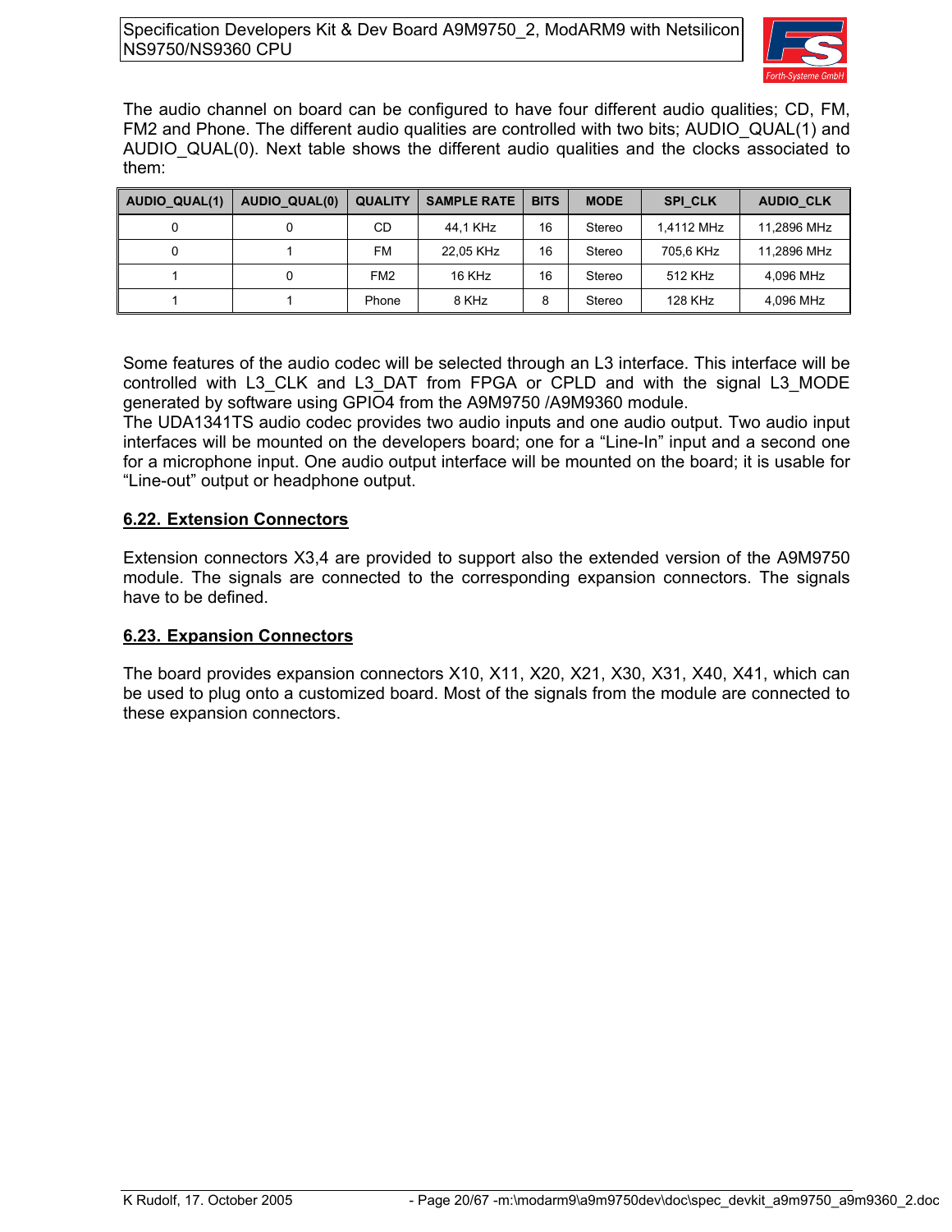The audio channel on board can be configured to have four different audio qualities; CD, FM, FM2 and Phone. The different audio qualities are controlled with two bits; AUDIO_QUAL(1) and AUDIO_QUAL(0). Next table shows the different audio qualities and the clocks associated to them:

| AUDIO_QUAL(1) | AUDIO_QUAL(0) | QUALITY | SAMPLE RATE | BITS | MODE | SPI_CLK | AUDIO_CLK |
|---|---|---|---|---|---|---|---|
| 0 | 0 | CD | 44,1 KHz | 16 | Stereo | 1,4112 MHz | 11,2896 MHz |
| 0 | 1 | FM | 22,05 KHz | 16 | Stereo | 705,6 KHz | 11,2896 MHz |
| 1 | 0 | FM2 | 16 KHz | 16 | Stereo | 512 KHz | 4,096 MHz |
| 1 | 1 | Phone | 8 KHz | 8 | Stereo | 128 KHz | 4,096 MHz |

Some features of the audio codec will be selected through an L3 interface. This interface will be controlled with L3_CLK and L3_DAT from FPGA or CPLD and with the signal L3_MODE generated by software using GPIO4 from the A9M9750 /A9M9360 module.
The UDA1341TS audio codec provides two audio inputs and one audio output. Two audio input interfaces will be mounted on the developers board; one for a “Line-In” input and a second one for a microphone input. One audio output interface will be mounted on the board; it is usable for “Line-out” output or headphone output.

## 6.22. Extension Connectors

Extension connectors X3,4 are provided to support also the extended version of the A9M9750 module. The signals are connected to the corresponding expansion connectors. The signals have to be defined.

## 6.23. Expansion Connectors

The board provides expansion connectors X10, X11, X20, X21, X30, X31, X40, X41, which can be used to plug onto a customized board. Most of the signals from the module are connected to these expansion connectors.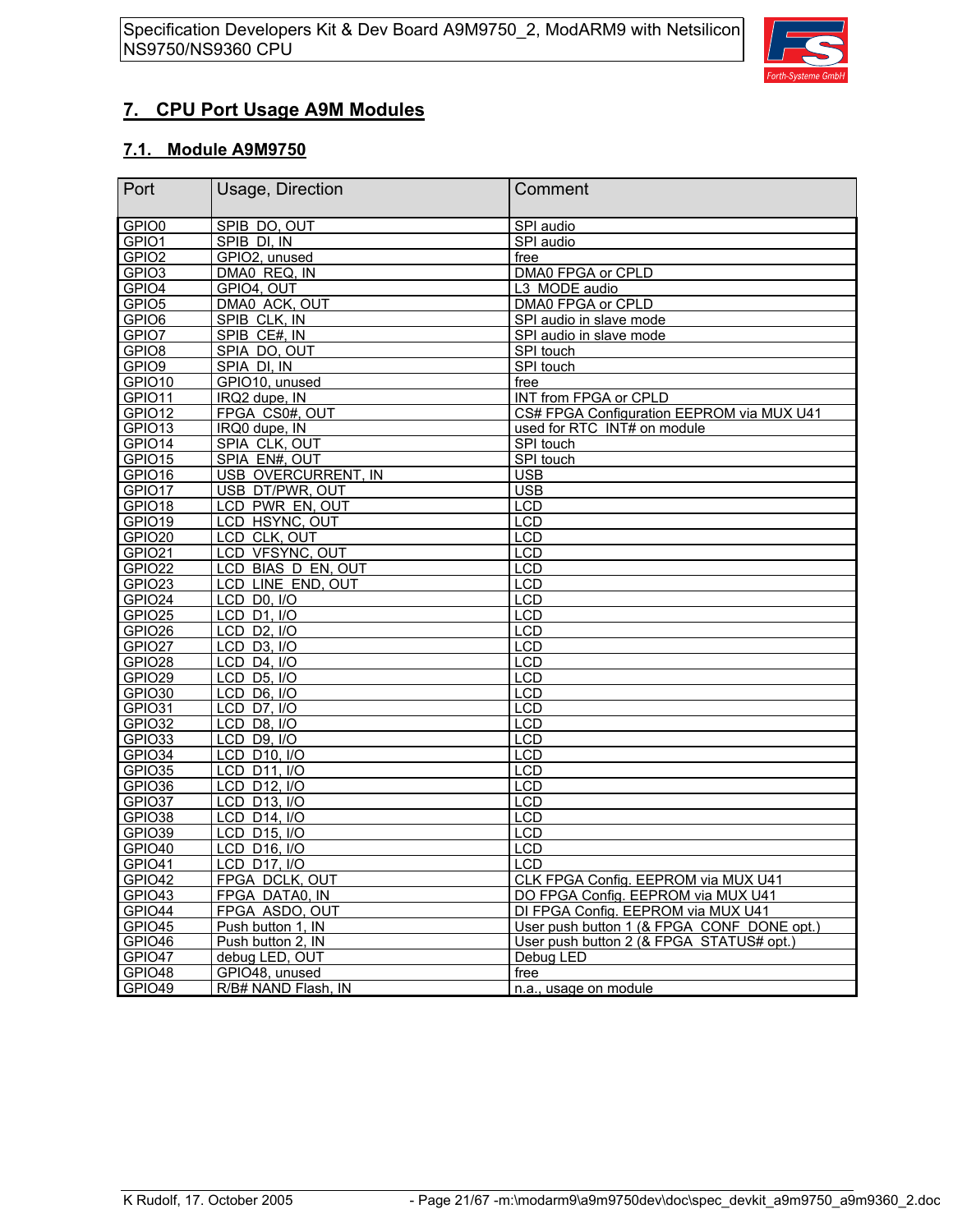# 7. CPU Port Usage A9M Modules

## 7.1. Module A9M9750

| Port | Usage, Direction | Comment |
|---|---|---|
| GPIO0 | SPIB_DO, OUT | SPI audio |
| GPIO1 | SPIB_DI, IN | SPI audio |
| GPIO2 | GPIO2, unused | free |
| GPIO3 | DMA0_REQ, IN | DMA0 FPGA or CPLD |
| GPIO4 | GPIO4, OUT | L3_MODE audio |
| GPIO5 | DMA0_ACK, OUT | DMA0 FPGA or CPLD |
| GPIO6 | SPIB_CLK, IN | SPI audio in slave mode |
| GPIO7 | SPIB_CE#, IN | SPI audio in slave mode |
| GPIO8 | SPIA_DO, OUT | SPI touch |
| GPIO9 | SPIA_DI, IN | SPI touch |
| GPIO10 | GPIO10, unused | free |
| GPIO11 | IRQ2 dupe, IN | INT from FPGA or CPLD |
| GPIO12 | FPGA_CS0#, OUT | CS# FPGA Configuration EEPROM via MUX U41 |
| GPIO13 | IRQ0 dupe, IN | used for RTC_INT# on module |
| GPIO14 | SPIA_CLK, OUT | SPI touch |
| GPIO15 | SPIA_EN#, OUT | SPI touch |
| GPIO16 | USB_OVERCURRENT, IN | USB |
| GPIO17 | USB_DT/PWR, OUT | USB |
| GPIO18 | LCD_PWR_EN, OUT | LCD |
| GPIO19 | LCD_HSYNC, OUT | LCD |
| GPIO20 | LCD_CLK, OUT | LCD |
| GPIO21 | LCD_VFSYNC, OUT | LCD |
| GPIO22 | LCD_BIAS_D_EN, OUT | LCD |
| GPIO23 | LCD_LINE_END, OUT | LCD |
| GPIO24 | LCD_D0, I/O | LCD |
| GPIO25 | LCD_D1, I/O | LCD |
| GPIO26 | LCD_D2, I/O | LCD |
| GPIO27 | LCD_D3, I/O | LCD |
| GPIO28 | LCD_D4, I/O | LCD |
| GPIO29 | LCD_D5, I/O | LCD |
| GPIO30 | LCD_D6, I/O | LCD |
| GPIO31 | LCD_D7, I/O | LCD |
| GPIO32 | LCD_D8, I/O | LCD |
| GPIO33 | LCD_D9, I/O | LCD |
| GPIO34 | LCD_D10, I/O | LCD |
| GPIO35 | LCD_D11, I/O | LCD |
| GPIO36 | LCD_D12, I/O | LCD |
| GPIO37 | LCD_D13, I/O | LCD |
| GPIO38 | LCD_D14, I/O | LCD |
| GPIO39 | LCD_D15, I/O | LCD |
| GPIO40 | LCD_D16, I/O | LCD |
| GPIO41 | LCD_D17, I/O | LCD |
| GPIO42 | FPGA_DCLK, OUT | CLK FPGA Config. EEPROM via MUX U41 |
| GPIO43 | FPGA_DATA0, IN | DO FPGA Config. EEPROM via MUX U41 |
| GPIO44 | FPGA_ASDO, OUT | DI FPGA Config. EEPROM via MUX U41 |
| GPIO45 | Push button 1, IN | User push button 1 (& FPGA_CONF_DONE opt.) |
| GPIO46 | Push button 2, IN | User push button 2 (& FPGA_STATUS# opt.) |
| GPIO47 | debug LED, OUT | Debug LED |
| GPIO48 | GPIO48, unused | free |
| GPIO49 | R/B# NAND Flash, IN | n.a., usage on module |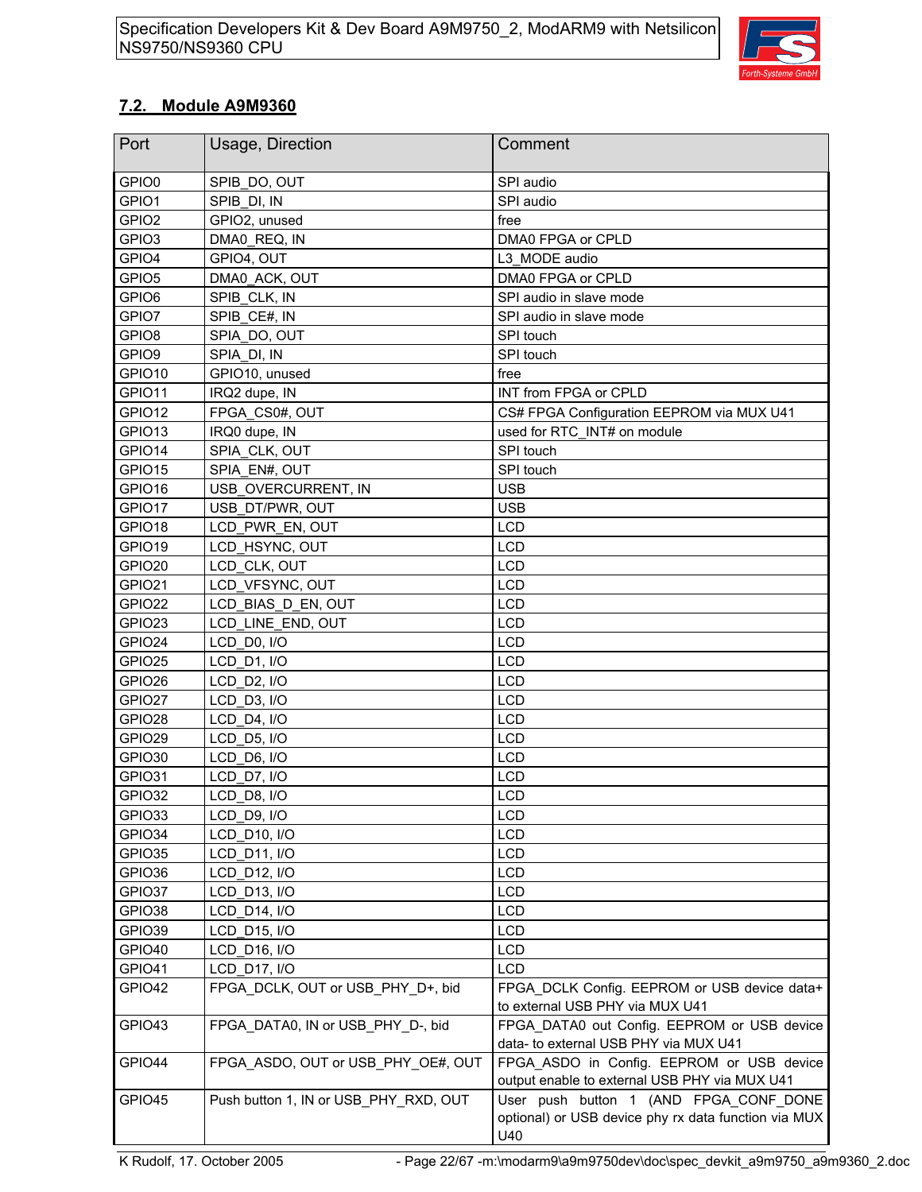## 7.2. Module A9M9360

| Port | Usage, Direction | Comment |
|---|---|---|
| GPIO0 | SPIB_DO, OUT | SPI audio |
| GPIO1 | SPIB_DI, IN | SPI audio |
| GPIO2 | GPIO2, unused | free |
| GPIO3 | DMA0_REQ, IN | DMA0 FPGA or CPLD |
| GPIO4 | GPIO4, OUT | L3_MODE audio |
| GPIO5 | DMA0_ACK, OUT | DMA0 FPGA or CPLD |
| GPIO6 | SPIB_CLK, IN | SPI audio in slave mode |
| GPIO7 | SPIB_CE#, IN | SPI audio in slave mode |
| GPIO8 | SPIA_DO, OUT | SPI touch |
| GPIO9 | SPIA_DI, IN | SPI touch |
| GPIO10 | GPIO10, unused | free |
| GPIO11 | IRQ2 dupe, IN | INT from FPGA or CPLD |
| GPIO12 | FPGA_CS0#, OUT | CS# FPGA Configuration EEPROM via MUX U41 |
| GPIO13 | IRQ0 dupe, IN | used for RTC_INT# on module |
| GPIO14 | SPIA_CLK, OUT | SPI touch |
| GPIO15 | SPIA_EN#, OUT | SPI touch |
| GPIO16 | USB_OVERCURRENT, IN | USB |
| GPIO17 | USB_DT/PWR, OUT | USB |
| GPIO18 | LCD_PWR_EN, OUT | LCD |
| GPIO19 | LCD_HSYNC, OUT | LCD |
| GPIO20 | LCD_CLK, OUT | LCD |
| GPIO21 | LCD_VFSYNC, OUT | LCD |
| GPIO22 | LCD_BIAS_D_EN, OUT | LCD |
| GPIO23 | LCD_LINE_END, OUT | LCD |
| GPIO24 | LCD_D0, I/O | LCD |
| GPIO25 | LCD_D1, I/O | LCD |
| GPIO26 | LCD_D2, I/O | LCD |
| GPIO27 | LCD_D3, I/O | LCD |
| GPIO28 | LCD_D4, I/O | LCD |
| GPIO29 | LCD_D5, I/O | LCD |
| GPIO30 | LCD_D6, I/O | LCD |
| GPIO31 | LCD_D7, I/O | LCD |
| GPIO32 | LCD_D8, I/O | LCD |
| GPIO33 | LCD_D9, I/O | LCD |
| GPIO34 | LCD_D10, I/O | LCD |
| GPIO35 | LCD_D11, I/O | LCD |
| GPIO36 | LCD_D12, I/O | LCD |
| GPIO37 | LCD_D13, I/O | LCD |
| GPIO38 | LCD_D14, I/O | LCD |
| GPIO39 | LCD_D15, I/O | LCD |
| GPIO40 | LCD_D16, I/O | LCD |
| GPIO41 | LCD_D17, I/O | LCD |
| GPIO42 | FPGA_DCLK, OUT or USB_PHY_D+, bid | FPGA_DCLK Config. EEPROM or USB device data+ to external USB PHY via MUX U41 |
| GPIO43 | FPGA_DATA0, IN or USB_PHY_D-, bid | FPGA_DATA0 out Config. EEPROM or USB device data- to external USB PHY via MUX U41 |
| GPIO44 | FPGA_ASDO, OUT or USB_PHY_OE#, OUT | FPGA_ASDO in Config. EEPROM or USB device output enable to external USB PHY via MUX U41 |
| GPIO45 | Push button 1, IN or USB_PHY_RXD, OUT | User push button 1 (AND FPGA_CONF_DONE optional) or USB device phy rx data function via MUX U40 |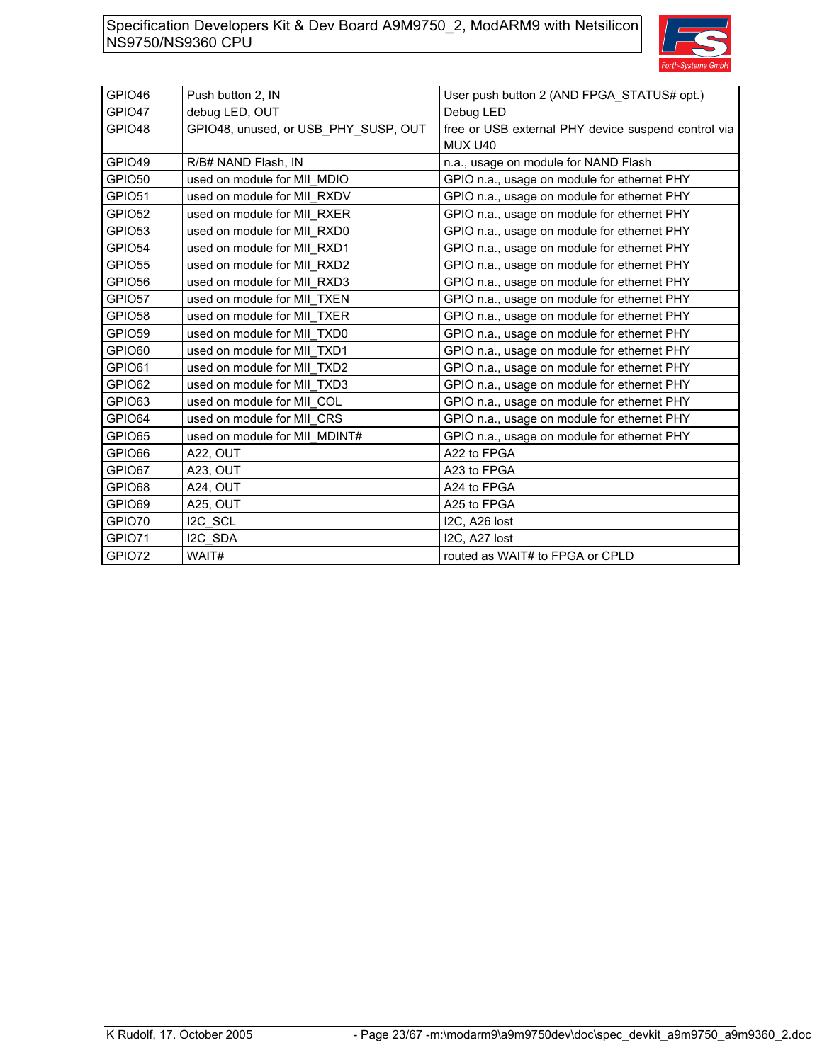| GPIO46 | Push button 2, IN | User push button 2 (AND FPGA_STATUS# opt.) |
|---|---|---|
| GPIO47 | debug LED, OUT | Debug LED |
| GPIO48 | GPIO48, unused, or USB_PHY_SUSP, OUT | free or USB external PHY device suspend control via MUX U40 |
| GPIO49 | R/B# NAND Flash, IN | n.a., usage on module for NAND Flash |
| GPIO50 | used on module for MII_MDIO | GPIO n.a., usage on module for ethernet PHY |
| GPIO51 | used on module for MII_RXDV | GPIO n.a., usage on module for ethernet PHY |
| GPIO52 | used on module for MII_RXER | GPIO n.a., usage on module for ethernet PHY |
| GPIO53 | used on module for MII_RXD0 | GPIO n.a., usage on module for ethernet PHY |
| GPIO54 | used on module for MII_RXD1 | GPIO n.a., usage on module for ethernet PHY |
| GPIO55 | used on module for MII_RXD2 | GPIO n.a., usage on module for ethernet PHY |
| GPIO56 | used on module for MII_RXD3 | GPIO n.a., usage on module for ethernet PHY |
| GPIO57 | used on module for MII_TXEN | GPIO n.a., usage on module for ethernet PHY |
| GPIO58 | used on module for MII_TXER | GPIO n.a., usage on module for ethernet PHY |
| GPIO59 | used on module for MII_TXD0 | GPIO n.a., usage on module for ethernet PHY |
| GPIO60 | used on module for MII_TXD1 | GPIO n.a., usage on module for ethernet PHY |
| GPIO61 | used on module for MII_TXD2 | GPIO n.a., usage on module for ethernet PHY |
| GPIO62 | used on module for MII_TXD3 | GPIO n.a., usage on module for ethernet PHY |
| GPIO63 | used on module for MII_COL | GPIO n.a., usage on module for ethernet PHY |
| GPIO64 | used on module for MII_CRS | GPIO n.a., usage on module for ethernet PHY |
| GPIO65 | used on module for MII_MDINT# | GPIO n.a., usage on module for ethernet PHY |
| GPIO66 | A22, OUT | A22 to FPGA |
| GPIO67 | A23, OUT | A23 to FPGA |
| GPIO68 | A24, OUT | A24 to FPGA |
| GPIO69 | A25, OUT | A25 to FPGA |
| GPIO70 | I2C_SCL | I2C, A26 lost |
| GPIO71 | I2C_SDA | I2C, A27 lost |
| GPIO72 | WAIT# | routed as WAIT# to FPGA or CPLD |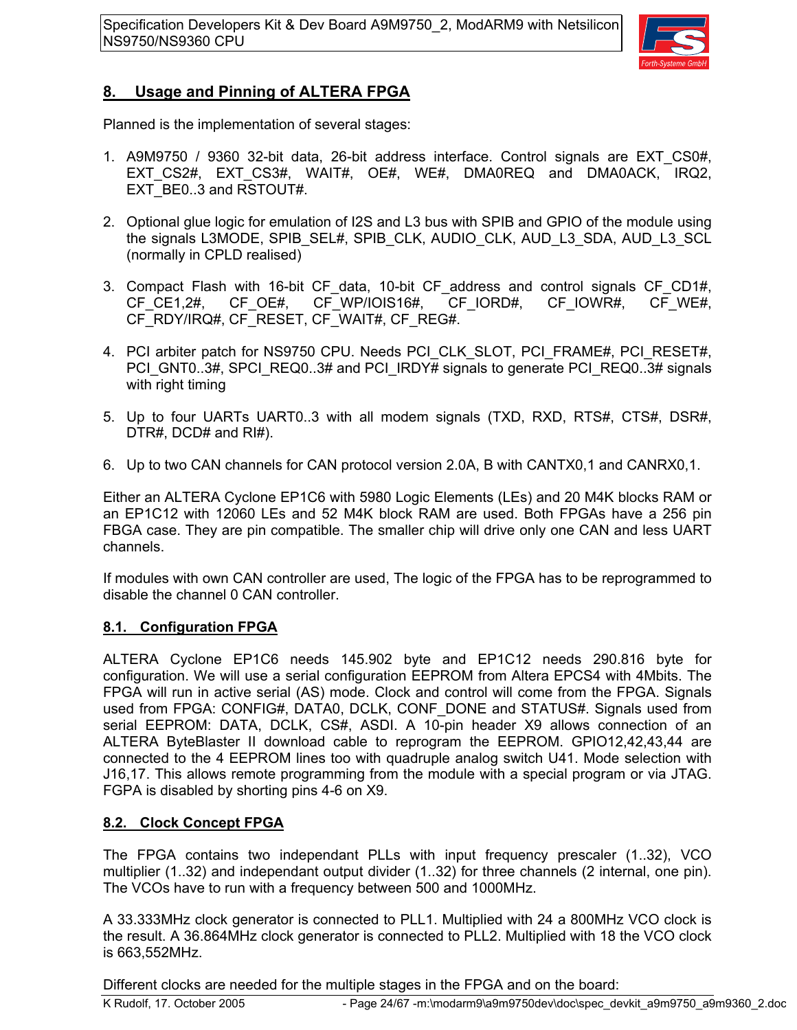## 8. Usage and Pinning of ALTERA FPGA

Planned is the implementation of several stages:

1. A9M9750 / 9360 32-bit data, 26-bit address interface. Control signals are EXT_CS0#, EXT_CS2#, EXT_CS3#, WAIT#, OE#, WE#, DMA0REQ and DMA0ACK, IRQ2, EXT_BE0..3 and RSTOUT#.

2. Optional glue logic for emulation of I2S and L3 bus with SPIB and GPIO of the module using the signals L3MODE, SPIB_SEL#, SPIB_CLK, AUDIO_CLK, AUD_L3_SDA, AUD_L3_SCL (normally in CPLD realised)

3. Compact Flash with 16-bit CF_data, 10-bit CF_address and control signals CF_CD1#, CF_CE1,2#, CF_OE#, CF_WP/IOIS16#, CF_IORD#, CF_IOWR#, CF_WE#, CF_RDY/IRQ#, CF_RESET, CF_WAIT#, CF_REG#.

4. PCI arbiter patch for NS9750 CPU. Needs PCI_CLK_SLOT, PCI_FRAME#, PCI_RESET#, PCI_GNT0..3#, SPCI_REQ0..3# and PCI_IRDY# signals to generate PCI_REQ0..3# signals with right timing

5. Up to four UARTs UART0..3 with all modem signals (TXD, RXD, RTS#, CTS#, DSR#, DTR#, DCD# and RI#).

6. Up to two CAN channels for CAN protocol version 2.0A, B with CANTX0,1 and CANRX0,1.

Either an ALTERA Cyclone EP1C6 with 5980 Logic Elements (LEs) and 20 M4K blocks RAM or an EP1C12 with 12060 LEs and 52 M4K block RAM are used. Both FPGAs have a 256 pin FBGA case. They are pin compatible. The smaller chip will drive only one CAN and less UART channels.

If modules with own CAN controller are used, The logic of the FPGA has to be reprogrammed to disable the channel 0 CAN controller.

### 8.1. Configuration FPGA

ALTERA Cyclone EP1C6 needs 145.902 byte and EP1C12 needs 290.816 byte for configuration. We will use a serial configuration EEPROM from Altera EPCS4 with 4Mbits. The FPGA will run in active serial (AS) mode. Clock and control will come from the FPGA. Signals used from FPGA: CONFIG#, DATA0, DCLK, CONF_DONE and STATUS#. Signals used from serial EEPROM: DATA, DCLK, CS#, ASDI. A 10-pin header X9 allows connection of an ALTERA ByteBlaster II download cable to reprogram the EEPROM. GPIO12,42,43,44 are connected to the 4 EEPROM lines too with quadruple analog switch U41. Mode selection with J16,17. This allows remote programming from the module with a special program or via JTAG. FGPA is disabled by shorting pins 4-6 on X9.

### 8.2. Clock Concept FPGA

The FPGA contains two independant PLLs with input frequency prescaler (1..32), VCO multiplier (1..32) and independant output divider (1..32) for three channels (2 internal, one pin). The VCOs have to run with a frequency between 500 and 1000MHz.

A 33.333MHz clock generator is connected to PLL1. Multiplied with 24 a 800MHz VCO clock is the result. A 36.864MHz clock generator is connected to PLL2. Multiplied with 18 the VCO clock is 663,552MHz.

Different clocks are needed for the multiple stages in the FPGA and on the board: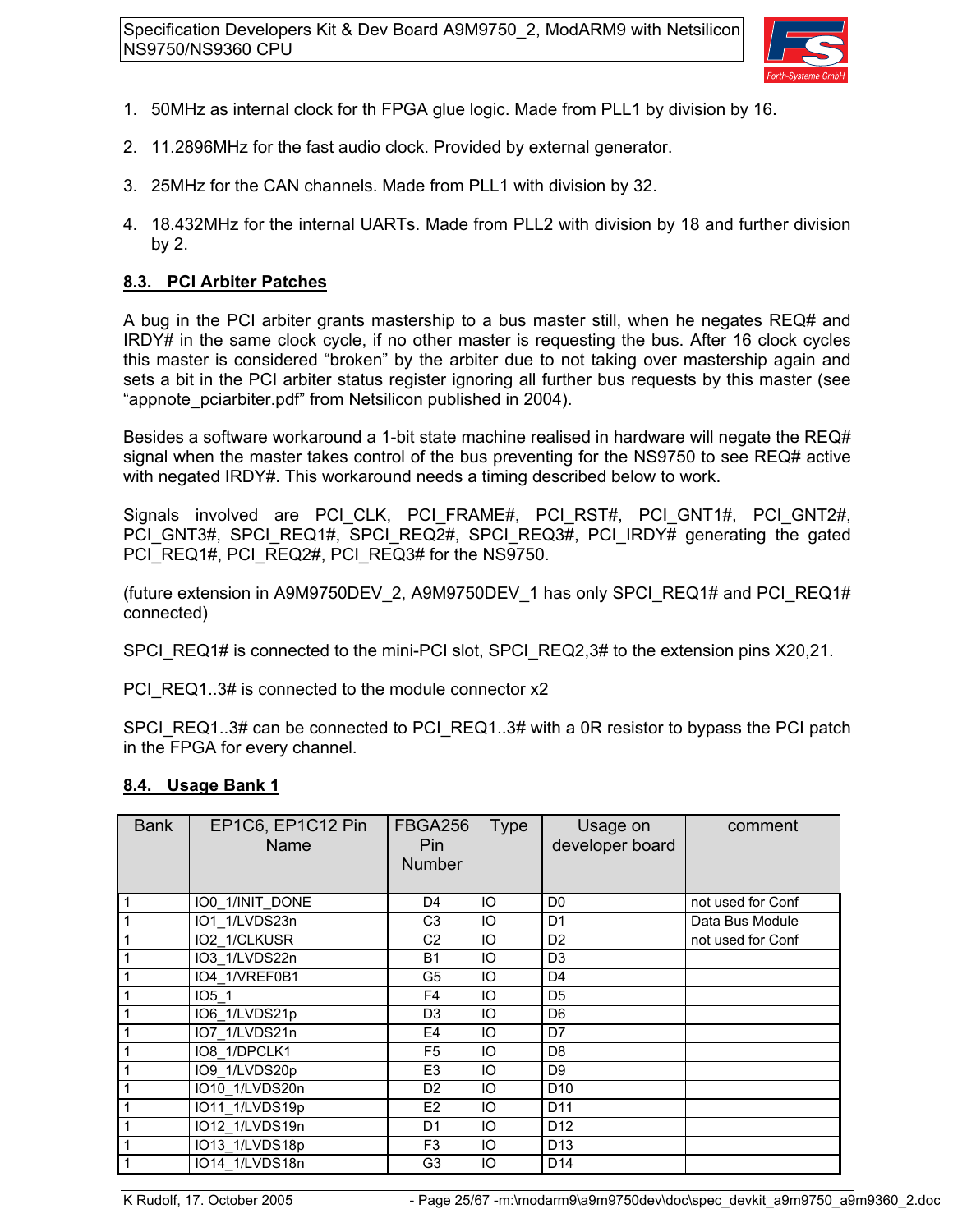1. 50MHz as internal clock for th FPGA glue logic. Made from PLL1 by division by 16.

2. 11.2896MHz for the fast audio clock. Provided by external generator.

3. 25MHz for the CAN channels. Made from PLL1 with division by 32.

4. 18.432MHz for the internal UARTs. Made from PLL2 with division by 18 and further division by 2.

## 8.3. PCI Arbiter Patches

A bug in the PCI arbiter grants mastership to a bus master still, when he negates REQ# and IRDY# in the same clock cycle, if no other master is requesting the bus. After 16 clock cycles this master is considered "broken" by the arbiter due to not taking over mastership again and sets a bit in the PCI arbiter status register ignoring all further bus requests by this master (see "appnote_pciarbiter.pdf" from Netsilicon published in 2004).

Besides a software workaround a 1-bit state machine realised in hardware will negate the REQ# signal when the master takes control of the bus preventing for the NS9750 to see REQ# active with negated IRDY#. This workaround needs a timing described below to work.

Signals involved are PCI_CLK, PCI_FRAME#, PCI_RST#, PCI_GNT1#, PCI_GNT2#, PCI_GNT3#, SPCI_REQ1#, SPCI_REQ2#, SPCI_REQ3#, PCI_IRDY# generating the gated PCI_REQ1#, PCI_REQ2#, PCI_REQ3# for the NS9750.

(future extension in A9M9750DEV_2, A9M9750DEV_1 has only SPCI_REQ1# and PCI_REQ1# connected)

SPCI_REQ1# is connected to the mini-PCI slot, SPCI_REQ2,3# to the extension pins X20,21.

PCI_REQ1..3# is connected to the module connector x2

SPCI_REQ1..3# can be connected to PCI_REQ1..3# with a 0R resistor to bypass the PCI patch in the FPGA for every channel.

## 8.4. Usage Bank 1

| Bank | EP1C6, EP1C12 Pin Name | FBGA256 Pin Number | Type | Usage on developer board | comment |
|---|---|---|---|---|---|
| 1 | IO0_1/INIT_DONE | D4 | IO | D0 | not used for Conf |
| 1 | IO1_1/LVDS23n | C3 | IO | D1 | Data Bus Module |
| 1 | IO2_1/CLKUSR | C2 | IO | D2 | not used for Conf |
| 1 | IO3_1/LVDS22n | B1 | IO | D3 | |
| 1 | IO4_1/VREF0B1 | G5 | IO | D4 | |
| 1 | IO5_1 | F4 | IO | D5 | |
| 1 | IO6_1/LVDS21p | D3 | IO | D6 | |
| 1 | IO7_1/LVDS21n | E4 | IO | D7 | |
| 1 | IO8_1/DPCLK1 | F5 | IO | D8 | |
| 1 | IO9_1/LVDS20p | E3 | IO | D9 | |
| 1 | IO10_1/LVDS20n | D2 | IO | D10 | |
| 1 | IO11_1/LVDS19p | E2 | IO | D11 | |
| 1 | IO12_1/LVDS19n | D1 | IO | D12 | |
| 1 | IO13_1/LVDS18p | F3 | IO | D13 | |
| 1 | IO14_1/LVDS18n | G3 | IO | D14 | |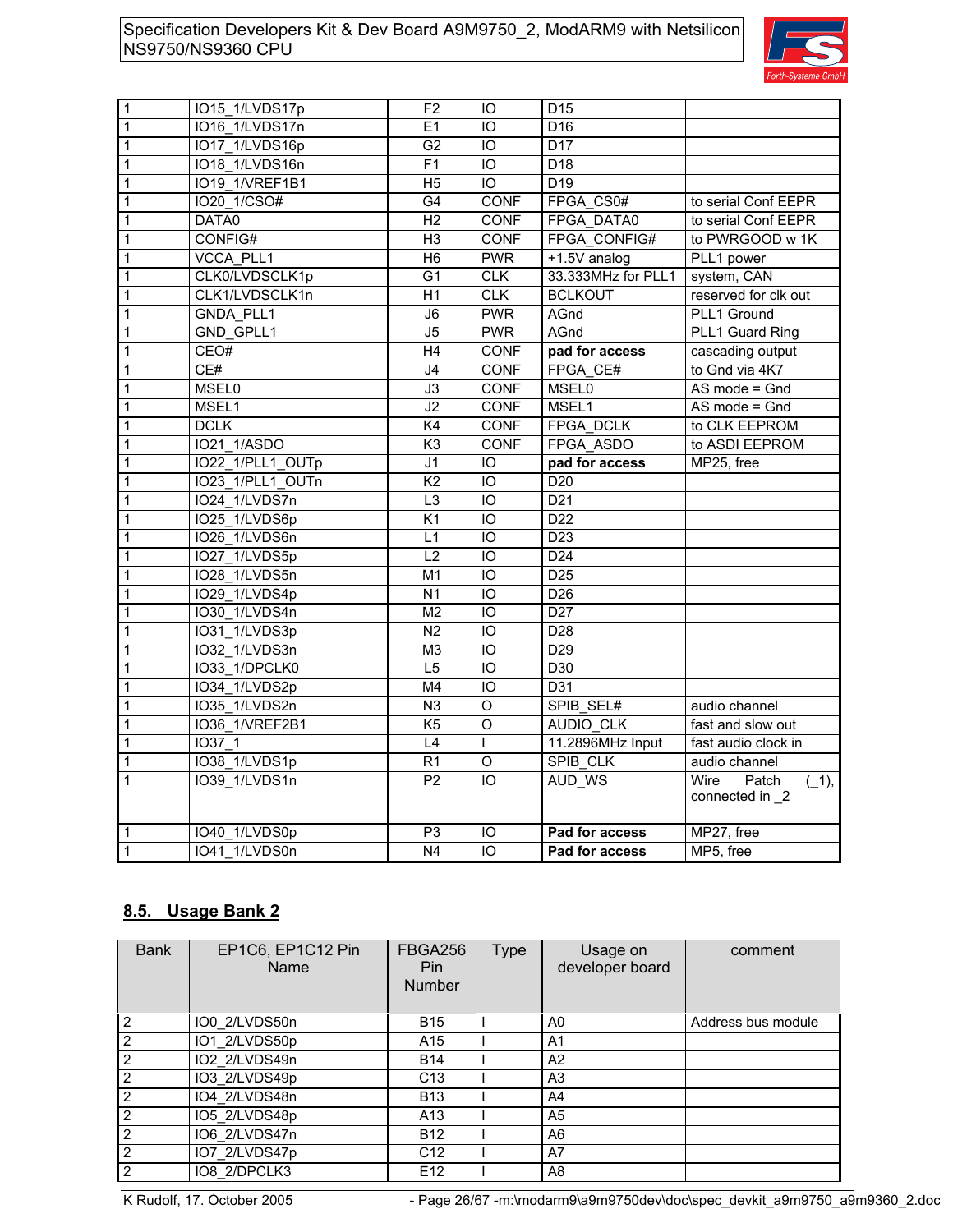| | | | | | |
|---|---|---|---|---|---|
| 1 | IO15_1/LVDS17p | F2 | IO | D15 | |
| 1 | IO16_1/LVDS17n | E1 | IO | D16 | |
| 1 | IO17_1/LVDS16p | G2 | IO | D17 | |
| 1 | IO18_1/LVDS16n | F1 | IO | D18 | |
| 1 | IO19_1/VREF1B1 | H5 | IO | D19 | |
| 1 | IO20_1/CSO# | G4 | CONF | FPGA_CS0# | to serial Conf EEPR |
| 1 | DATA0 | H2 | CONF | FPGA_DATA0 | to serial Conf EEPR |
| 1 | CONFIG# | H3 | CONF | FPGA_CONFIG# | to PWRGOOD w 1K |
| 1 | VCCA_PLL1 | H6 | PWR | +1.5V analog | PLL1 power |
| 1 | CLK0/LVDSCLK1p | G1 | CLK | 33.333MHz for PLL1 | system, CAN |
| 1 | CLK1/LVDSCLK1n | H1 | CLK | BCLKOUT | reserved for clk out |
| 1 | GNDA_PLL1 | J6 | PWR | AGnd | PLL1 Ground |
| 1 | GND_GPLL1 | J5 | PWR | AGnd | PLL1 Guard Ring |
| 1 | CEO# | H4 | CONF | **pad for access** | cascading output |
| 1 | CE# | J4 | CONF | FPGA_CE# | to Gnd via 4K7 |
| 1 | MSEL0 | J3 | CONF | MSEL0 | AS mode = Gnd |
| 1 | MSEL1 | J2 | CONF | MSEL1 | AS mode = Gnd |
| 1 | DCLK | K4 | CONF | FPGA_DCLK | to CLK EEPROM |
| 1 | IO21_1/ASDO | K3 | CONF | FPGA_ASDO | to ASDI EEPROM |
| 1 | IO22_1/PLL1_OUTp | J1 | IO | **pad for access** | MP25, free |
| 1 | IO23_1/PLL1_OUTn | K2 | IO | D20 | |
| 1 | IO24_1/LVDS7n | L3 | IO | D21 | |
| 1 | IO25_1/LVDS6p | K1 | IO | D22 | |
| 1 | IO26_1/LVDS6n | L1 | IO | D23 | |
| 1 | IO27_1/LVDS5p | L2 | IO | D24 | |
| 1 | IO28_1/LVDS5n | M1 | IO | D25 | |
| 1 | IO29_1/LVDS4p | N1 | IO | D26 | |
| 1 | IO30_1/LVDS4n | M2 | IO | D27 | |
| 1 | IO31_1/LVDS3p | N2 | IO | D28 | |
| 1 | IO32_1/LVDS3n | M3 | IO | D29 | |
| 1 | IO33_1/DPCLK0 | L5 | IO | D30 | |
| 1 | IO34_1/LVDS2p | M4 | IO | D31 | |
| 1 | IO35_1/LVDS2n | N3 | O | SPIB_SEL# | audio channel |
| 1 | IO36_1/VREF2B1 | K5 | O | AUDIO_CLK | fast and slow out |
| 1 | IO37_1 | L4 | I | 11.2896MHz Input | fast audio clock in |
| 1 | IO38_1/LVDS1p | R1 | O | SPIB_CLK | audio channel |
| 1 | IO39_1/LVDS1n | P2 | IO | AUD_WS | Wire Patch (_1), connected in _2 |
| 1 | IO40_1/LVDS0p | P3 | IO | **Pad for access** | MP27, free |
| 1 | IO41_1/LVDS0n | N4 | IO | **Pad for access** | MP5, free |

## 8.5. Usage Bank 2

| Bank | EP1C6, EP1C12 Pin Name | FBGA256 Pin Number | Type | Usage on developer board | comment |
|---|---|---|---|---|---|
| 2 | IO0_2/LVDS50n | B15 | I | A0 | Address bus module |
| 2 | IO1_2/LVDS50p | A15 | I | A1 | |
| 2 | IO2_2/LVDS49n | B14 | I | A2 | |
| 2 | IO3_2/LVDS49p | C13 | I | A3 | |
| 2 | IO4_2/LVDS48n | B13 | I | A4 | |
| 2 | IO5_2/LVDS48p | A13 | I | A5 | |
| 2 | IO6_2/LVDS47n | B12 | I | A6 | |
| 2 | IO7_2/LVDS47p | C12 | I | A7 | |
| 2 | IO8_2/DPCLK3 | E12 | I | A8 | |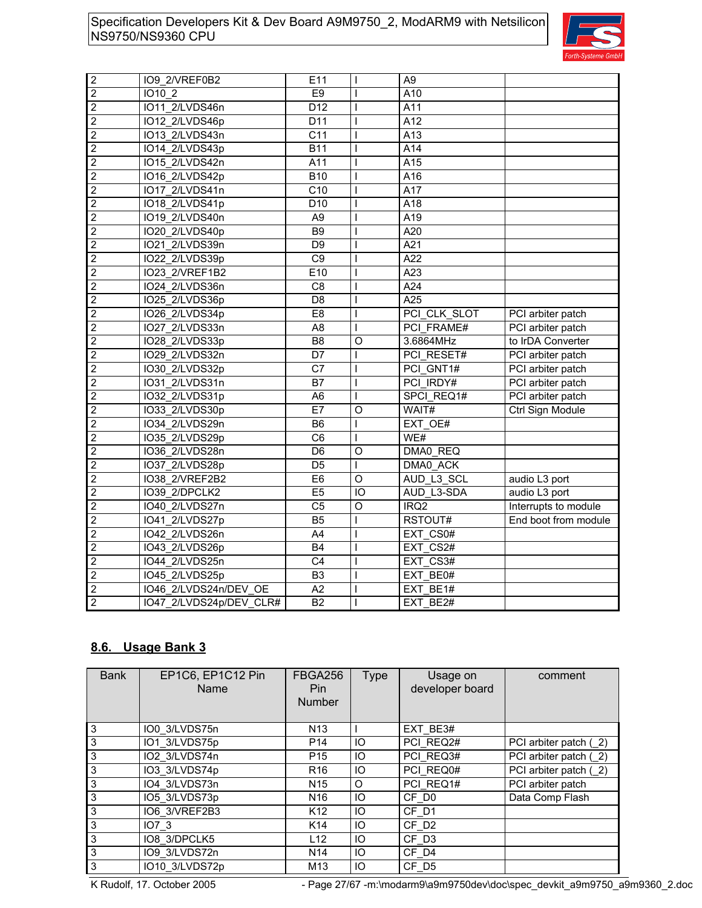| | | | | | |
|---|---|---|---|---|---|
| 2 | IO9_2/VREF0B2 | E11 | I | A9 | |
| 2 | IO10_2 | E9 | I | A10 | |
| 2 | IO11_2/LVDS46n | D12 | I | A11 | |
| 2 | IO12_2/LVDS46p | D11 | I | A12 | |
| 2 | IO13_2/LVDS43n | C11 | I | A13 | |
| 2 | IO14_2/LVDS43p | B11 | I | A14 | |
| 2 | IO15_2/LVDS42n | A11 | I | A15 | |
| 2 | IO16_2/LVDS42p | B10 | I | A16 | |
| 2 | IO17_2/LVDS41n | C10 | I | A17 | |
| 2 | IO18_2/LVDS41p | D10 | I | A18 | |
| 2 | IO19_2/LVDS40n | A9 | I | A19 | |
| 2 | IO20_2/LVDS40p | B9 | I | A20 | |
| 2 | IO21_2/LVDS39n | D9 | I | A21 | |
| 2 | IO22_2/LVDS39p | C9 | I | A22 | |
| 2 | IO23_2/VREF1B2 | E10 | I | A23 | |
| 2 | IO24_2/LVDS36n | C8 | I | A24 | |
| 2 | IO25_2/LVDS36p | D8 | I | A25 | |
| 2 | IO26_2/LVDS34p | E8 | I | PCI_CLK_SLOT | PCI arbiter patch |
| 2 | IO27_2/LVDS33n | A8 | I | PCI_FRAME# | PCI arbiter patch |
| 2 | IO28_2/LVDS33p | B8 | O | 3.6864MHz | to IrDA Converter |
| 2 | IO29_2/LVDS32n | D7 | I | PCI_RESET# | PCI arbiter patch |
| 2 | IO30_2/LVDS32p | C7 | I | PCI_GNT1# | PCI arbiter patch |
| 2 | IO31_2/LVDS31n | B7 | I | PCI_IRDY# | PCI arbiter patch |
| 2 | IO32_2/LVDS31p | A6 | I | SPCI_REQ1# | PCI arbiter patch |
| 2 | IO33_2/LVDS30p | E7 | O | WAIT# | Ctrl Sign Module |
| 2 | IO34_2/LVDS29n | B6 | I | EXT_OE# | |
| 2 | IO35_2/LVDS29p | C6 | I | WE# | |
| 2 | IO36_2/LVDS28n | D6 | O | DMA0_REQ | |
| 2 | IO37_2/LVDS28p | D5 | I | DMA0_ACK | |
| 2 | IO38_2/VREF2B2 | E6 | O | AUD_L3_SCL | audio L3 port |
| 2 | IO39_2/DPCLK2 | E5 | IO | AUD_L3-SDA | audio L3 port |
| 2 | IO40_2/LVDS27n | C5 | O | IRQ2 | Interrupts to module |
| 2 | IO41_2/LVDS27p | B5 | I | RSTOUT# | End boot from module |
| 2 | IO42_2/LVDS26n | A4 | I | EXT_CS0# | |
| 2 | IO43_2/LVDS26p | B4 | I | EXT_CS2# | |
| 2 | IO44_2/LVDS25n | C4 | I | EXT_CS3# | |
| 2 | IO45_2/LVDS25p | B3 | I | EXT_BE0# | |
| 2 | IO46_2/LVDS24n/DEV_OE | A2 | I | EXT_BE1# | |
| 2 | IO47_2/LVDS24p/DEV_CLR# | B2 | I | EXT_BE2# | |

## 8.6. Usage Bank 3

| Bank | EP1C6, EP1C12 Pin Name | FBGA256 Pin Number | Type | Usage on developer board | comment |
|---|---|---|---|---|---|
| 3 | IO0_3/LVDS75n | N13 | I | EXT_BE3# | |
| 3 | IO1_3/LVDS75p | P14 | IO | PCI_REQ2# | PCI arbiter patch (_2) |
| 3 | IO2_3/LVDS74n | P15 | IO | PCI_REQ3# | PCI arbiter patch (_2) |
| 3 | IO3_3/LVDS74p | R16 | IO | PCI_REQ0# | PCI arbiter patch (_2) |
| 3 | IO4_3/LVDS73n | N15 | O | PCI_REQ1# | PCI arbiter patch |
| 3 | IO5_3/LVDS73p | N16 | IO | CF_D0 | Data Comp Flash |
| 3 | IO6_3/VREF2B3 | K12 | IO | CF_D1 | |
| 3 | IO7_3 | K14 | IO | CF_D2 | |
| 3 | IO8_3/DPCLK5 | L12 | IO | CF_D3 | |
| 3 | IO9_3/LVDS72n | N14 | IO | CF_D4 | |
| 3 | IO10_3/LVDS72p | M13 | IO | CF_D5 | |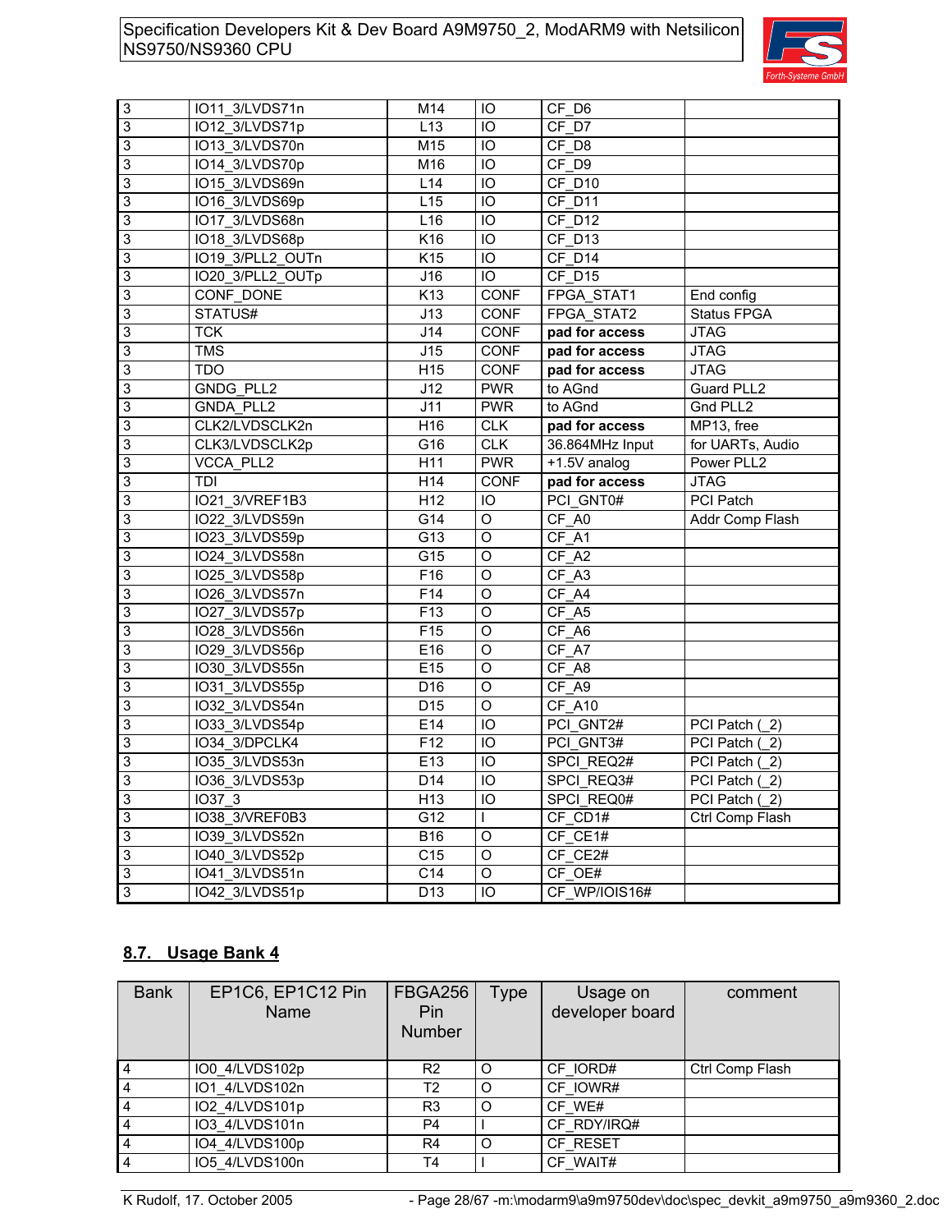| | | | | | |
|---|---|---|---|---|---|
| 3 | IO11_3/LVDS71n | M14 | IO | CF_D6 | |
| 3 | IO12_3/LVDS71p | L13 | IO | CF_D7 | |
| 3 | IO13_3/LVDS70n | M15 | IO | CF_D8 | |
| 3 | IO14_3/LVDS70p | M16 | IO | CF_D9 | |
| 3 | IO15_3/LVDS69n | L14 | IO | CF_D10 | |
| 3 | IO16_3/LVDS69p | L15 | IO | CF_D11 | |
| 3 | IO17_3/LVDS68n | L16 | IO | CF_D12 | |
| 3 | IO18_3/LVDS68p | K16 | IO | CF_D13 | |
| 3 | IO19_3/PLL2_OUTn | K15 | IO | CF_D14 | |
| 3 | IO20_3/PLL2_OUTp | J16 | IO | CF_D15 | |
| 3 | CONF_DONE | K13 | CONF | FPGA_STAT1 | End config |
| 3 | STATUS# | J13 | CONF | FPGA_STAT2 | Status FPGA |
| 3 | TCK | J14 | CONF | **pad for access** | JTAG |
| 3 | TMS | J15 | CONF | **pad for access** | JTAG |
| 3 | TDO | H15 | CONF | **pad for access** | JTAG |
| 3 | GNDG_PLL2 | J12 | PWR | to AGnd | Guard PLL2 |
| 3 | GNDA_PLL2 | J11 | PWR | to AGnd | Gnd PLL2 |
| 3 | CLK2/LVDSCLK2n | H16 | CLK | **pad for access** | MP13, free |
| 3 | CLK3/LVDSCLK2p | G16 | CLK | 36.864MHz Input | for UARTs, Audio |
| 3 | VCCA_PLL2 | H11 | PWR | +1.5V analog | Power PLL2 |
| 3 | TDI | H14 | CONF | **pad for access** | JTAG |
| 3 | IO21_3/VREF1B3 | H12 | IO | PCI_GNT0# | PCI Patch |
| 3 | IO22_3/LVDS59n | G14 | O | CF_A0 | Addr Comp Flash |
| 3 | IO23_3/LVDS59p | G13 | O | CF_A1 | |
| 3 | IO24_3/LVDS58n | G15 | O | CF_A2 | |
| 3 | IO25_3/LVDS58p | F16 | O | CF_A3 | |
| 3 | IO26_3/LVDS57n | F14 | O | CF_A4 | |
| 3 | IO27_3/LVDS57p | F13 | O | CF_A5 | |
| 3 | IO28_3/LVDS56n | F15 | O | CF_A6 | |
| 3 | IO29_3/LVDS56p | E16 | O | CF_A7 | |
| 3 | IO30_3/LVDS55n | E15 | O | CF_A8 | |
| 3 | IO31_3/LVDS55p | D16 | O | CF_A9 | |
| 3 | IO32_3/LVDS54n | D15 | O | CF_A10 | |
| 3 | IO33_3/LVDS54p | E14 | IO | PCI_GNT2# | PCI Patch (_2) |
| 3 | IO34_3/DPCLK4 | F12 | IO | PCI_GNT3# | PCI Patch (_2) |
| 3 | IO35_3/LVDS53n | E13 | IO | SPCI_REQ2# | PCI Patch (_2) |
| 3 | IO36_3/LVDS53p | D14 | IO | SPCI_REQ3# | PCI Patch (_2) |
| 3 | IO37_3 | H13 | IO | SPCI_REQ0# | PCI Patch (_2) |
| 3 | IO38_3/VREF0B3 | G12 | I | CF_CD1# | Ctrl Comp Flash |
| 3 | IO39_3/LVDS52n | B16 | O | CF_CE1# | |
| 3 | IO40_3/LVDS52p | C15 | O | CF_CE2# | |
| 3 | IO41_3/LVDS51n | C14 | O | CF_OE# | |
| 3 | IO42_3/LVDS51p | D13 | IO | CF_WP/IOIS16# | |

## 8.7. Usage Bank 4

| Bank | EP1C6, EP1C12 Pin Name | FBGA256 Pin Number | Type | Usage on developer board | comment |
|---|---|---|---|---|---|
| 4 | IO0_4/LVDS102p | R2 | O | CF_IORD# | Ctrl Comp Flash |
| 4 | IO1_4/LVDS102n | T2 | O | CF_IOWR# | |
| 4 | IO2_4/LVDS101p | R3 | O | CF_WE# | |
| 4 | IO3_4/LVDS101n | P4 | I | CF_RDY/IRQ# | |
| 4 | IO4_4/LVDS100p | R4 | O | CF_RESET | |
| 4 | IO5_4/LVDS100n | T4 | I | CF_WAIT# | |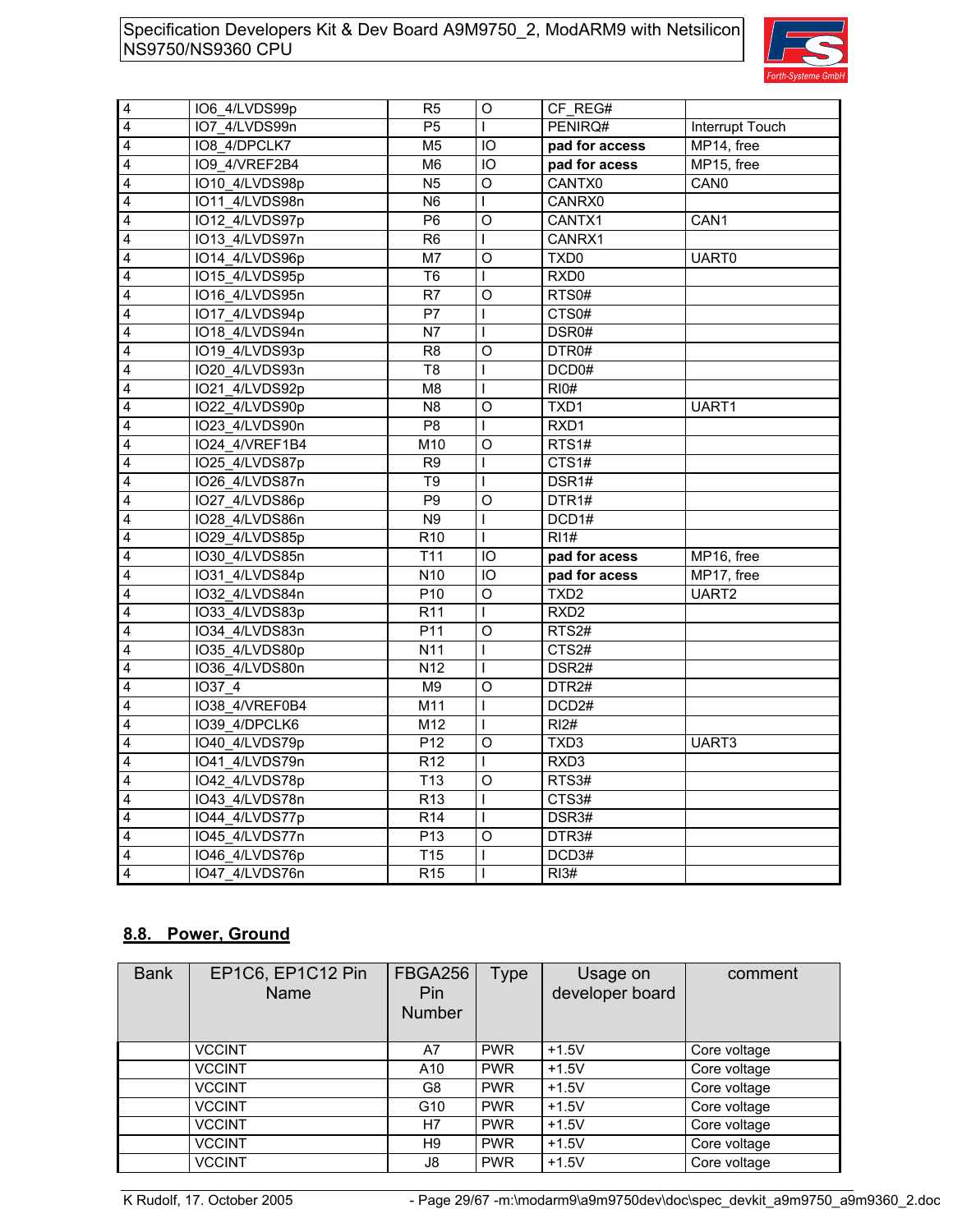| 4 | IO6_4/LVDS99p | R5 | O | CF_REG# | |
|---|---|---|---|---|---|
| 4 | IO7_4/LVDS99n | P5 | I | PENIRQ# | Interrupt Touch |
| 4 | IO8_4/DPCLK7 | M5 | IO | **pad for access** | MP14, free |
| 4 | IO9_4/VREF2B4 | M6 | IO | **pad for access** | MP15, free |
| 4 | IO10_4/LVDS98p | N5 | O | CANTX0 | CAN0 |
| 4 | IO11_4/LVDS98n | N6 | I | CANRX0 | |
| 4 | IO12_4/LVDS97p | P6 | O | CANTX1 | CAN1 |
| 4 | IO13_4/LVDS97n | R6 | I | CANRX1 | |
| 4 | IO14_4/LVDS96p | M7 | O | TXD0 | UART0 |
| 4 | IO15_4/LVDS95p | T6 | I | RXD0 | |
| 4 | IO16_4/LVDS95n | R7 | O | RTS0# | |
| 4 | IO17_4/LVDS94p | P7 | I | CTS0# | |
| 4 | IO18_4/LVDS94n | N7 | I | DSR0# | |
| 4 | IO19_4/LVDS93p | R8 | O | DTR0# | |
| 4 | IO20_4/LVDS93n | T8 | I | DCD0# | |
| 4 | IO21_4/LVDS92p | M8 | I | RI0# | |
| 4 | IO22_4/LVDS90p | N8 | O | TXD1 | UART1 |
| 4 | IO23_4/LVDS90n | P8 | I | RXD1 | |
| 4 | IO24_4/VREF1B4 | M10 | O | RTS1# | |
| 4 | IO25_4/LVDS87p | R9 | I | CTS1# | |
| 4 | IO26_4/LVDS87n | T9 | I | DSR1# | |
| 4 | IO27_4/LVDS86p | P9 | O | DTR1# | |
| 4 | IO28_4/LVDS86n | N9 | I | DCD1# | |
| 4 | IO29_4/LVDS85p | R10 | I | RI1# | |
| 4 | IO30_4/LVDS85n | T11 | IO | **pad for acess** | MP16, free |
| 4 | IO31_4/LVDS84p | N10 | IO | **pad for acess** | MP17, free |
| 4 | IO32_4/LVDS84n | P10 | O | TXD2 | UART2 |
| 4 | IO33_4/LVDS83p | R11 | I | RXD2 | |
| 4 | IO34_4/LVDS83n | P11 | O | RTS2# | |
| 4 | IO35_4/LVDS80p | N11 | I | CTS2# | |
| 4 | IO36_4/LVDS80n | N12 | I | DSR2# | |
| 4 | IO37_4 | M9 | O | DTR2# | |
| 4 | IO38_4/VREF0B4 | M11 | I | DCD2# | |
| 4 | IO39_4/DPCLK6 | M12 | I | RI2# | |
| 4 | IO40_4/LVDS79p | P12 | O | TXD3 | UART3 |
| 4 | IO41_4/LVDS79n | R12 | I | RXD3 | |
| 4 | IO42_4/LVDS78p | T13 | O | RTS3# | |
| 4 | IO43_4/LVDS78n | R13 | I | CTS3# | |
| 4 | IO44_4/LVDS77p | R14 | I | DSR3# | |
| 4 | IO45_4/LVDS77n | P13 | O | DTR3# | |
| 4 | IO46_4/LVDS76p | T15 | I | DCD3# | |
| 4 | IO47_4/LVDS76n | R15 | I | RI3# | |

## 8.8. Power, Ground

| Bank | EP1C6, EP1C12 Pin Name | FBGA256 Pin Number | Type | Usage on developer board | comment |
|---|---|---|---|---|---|
| | VCCINT | A7 | PWR | +1.5V | Core voltage |
| | VCCINT | A10 | PWR | +1.5V | Core voltage |
| | VCCINT | G8 | PWR | +1.5V | Core voltage |
| | VCCINT | G10 | PWR | +1.5V | Core voltage |
| | VCCINT | H7 | PWR | +1.5V | Core voltage |
| | VCCINT | H9 | PWR | +1.5V | Core voltage |
| | VCCINT | J8 | PWR | +1.5V | Core voltage |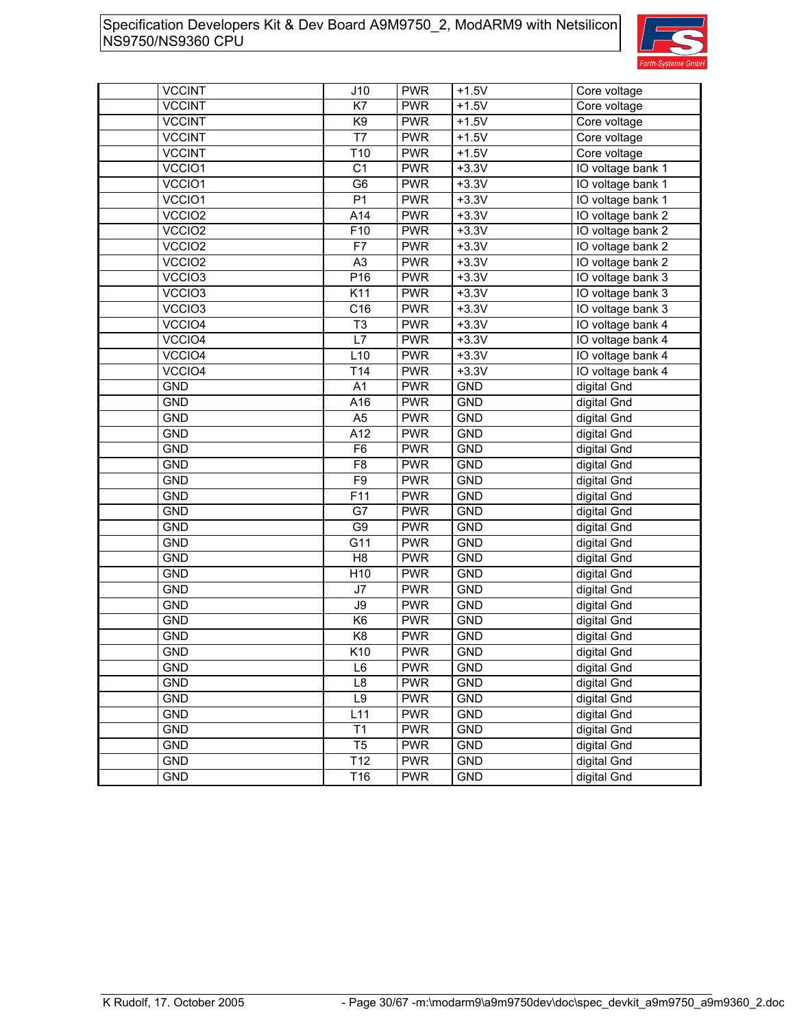| | | | | | |
|---|---|---|---|---|---|
| | VCCINT | J10 | PWR | +1.5V | Core voltage |
| | VCCINT | K7 | PWR | +1.5V | Core voltage |
| | VCCINT | K9 | PWR | +1.5V | Core voltage |
| | VCCINT | T7 | PWR | +1.5V | Core voltage |
| | VCCINT | T10 | PWR | +1.5V | Core voltage |
| | VCCIO1 | C1 | PWR | +3.3V | IO voltage bank 1 |
| | VCCIO1 | G6 | PWR | +3.3V | IO voltage bank 1 |
| | VCCIO1 | P1 | PWR | +3.3V | IO voltage bank 1 |
| | VCCIO2 | A14 | PWR | +3.3V | IO voltage bank 2 |
| | VCCIO2 | F10 | PWR | +3.3V | IO voltage bank 2 |
| | VCCIO2 | F7 | PWR | +3.3V | IO voltage bank 2 |
| | VCCIO2 | A3 | PWR | +3.3V | IO voltage bank 2 |
| | VCCIO3 | P16 | PWR | +3.3V | IO voltage bank 3 |
| | VCCIO3 | K11 | PWR | +3.3V | IO voltage bank 3 |
| | VCCIO3 | C16 | PWR | +3.3V | IO voltage bank 3 |
| | VCCIO4 | T3 | PWR | +3.3V | IO voltage bank 4 |
| | VCCIO4 | L7 | PWR | +3.3V | IO voltage bank 4 |
| | VCCIO4 | L10 | PWR | +3.3V | IO voltage bank 4 |
| | VCCIO4 | T14 | PWR | +3.3V | IO voltage bank 4 |
| | GND | A1 | PWR | GND | digital Gnd |
| | GND | A16 | PWR | GND | digital Gnd |
| | GND | A5 | PWR | GND | digital Gnd |
| | GND | A12 | PWR | GND | digital Gnd |
| | GND | F6 | PWR | GND | digital Gnd |
| | GND | F8 | PWR | GND | digital Gnd |
| | GND | F9 | PWR | GND | digital Gnd |
| | GND | F11 | PWR | GND | digital Gnd |
| | GND | G7 | PWR | GND | digital Gnd |
| | GND | G9 | PWR | GND | digital Gnd |
| | GND | G11 | PWR | GND | digital Gnd |
| | GND | H8 | PWR | GND | digital Gnd |
| | GND | H10 | PWR | GND | digital Gnd |
| | GND | J7 | PWR | GND | digital Gnd |
| | GND | J9 | PWR | GND | digital Gnd |
| | GND | K6 | PWR | GND | digital Gnd |
| | GND | K8 | PWR | GND | digital Gnd |
| | GND | K10 | PWR | GND | digital Gnd |
| | GND | L6 | PWR | GND | digital Gnd |
| | GND | L8 | PWR | GND | digital Gnd |
| | GND | L9 | PWR | GND | digital Gnd |
| | GND | L11 | PWR | GND | digital Gnd |
| | GND | T1 | PWR | GND | digital Gnd |
| | GND | T5 | PWR | GND | digital Gnd |
| | GND | T12 | PWR | GND | digital Gnd |
| | GND | T16 | PWR | GND | digital Gnd |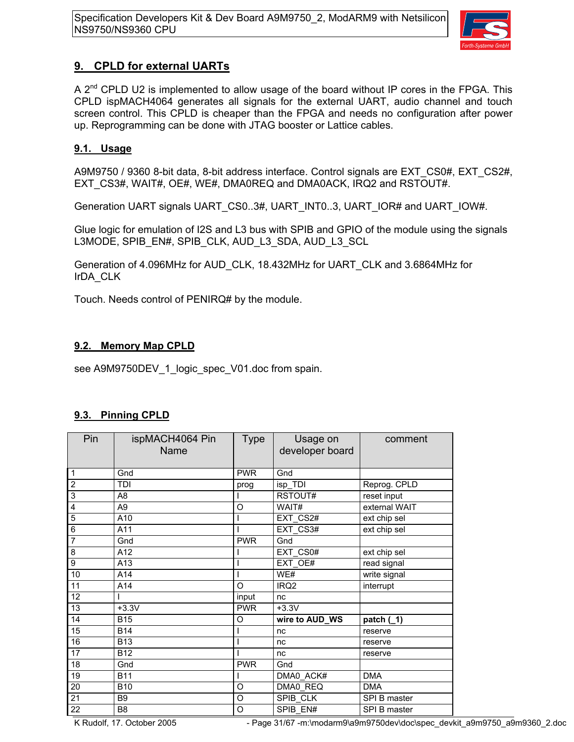## 9. CPLD for external UARTs

A 2nd CPLD U2 is implemented to allow usage of the board without IP cores in the FPGA. This CPLD ispMACH4064 generates all signals for the external UART, audio channel and touch screen control. This CPLD is cheaper than the FPGA and needs no configuration after power up. Reprogramming can be done with JTAG booster or Lattice cables.

### 9.1. Usage

A9M9750 / 9360 8-bit data, 8-bit address interface. Control signals are EXT_CS0#, EXT_CS2#, EXT_CS3#, WAIT#, OE#, WE#, DMA0REQ and DMA0ACK, IRQ2 and RSTOUT#.

Generation UART signals UART_CS0..3#, UART_INT0..3, UART_IOR# and UART_IOW#.

Glue logic for emulation of I2S and L3 bus with SPIB and GPIO of the module using the signals L3MODE, SPIB_EN#, SPIB_CLK, AUD_L3_SDA, AUD_L3_SCL

Generation of 4.096MHz for AUD_CLK, 18.432MHz for UART_CLK and 3.6864MHz for IrDA_CLK

Touch. Needs control of PENIRQ# by the module.

### 9.2. Memory Map CPLD

see A9M9750DEV_1_logic_spec_V01.doc from spain.

### 9.3. Pinning CPLD

| Pin | ispMACH4064 Pin Name | Type | Usage on developer board | comment |
|---|---|---|---|---|
| 1 | Gnd | PWR | Gnd | |
| 2 | TDI | prog | isp_TDI | Reprog. CPLD |
| 3 | A8 | I | RSTOUT# | reset input |
| 4 | A9 | O | WAIT# | external WAIT |
| 5 | A10 | I | EXT_CS2# | ext chip sel |
| 6 | A11 | I | EXT_CS3# | ext chip sel |
| 7 | Gnd | PWR | Gnd | |
| 8 | A12 | I | EXT_CS0# | ext chip sel |
| 9 | A13 | I | EXT_OE# | read signal |
| 10 | A14 | I | WE# | write signal |
| 11 | A14 | O | IRQ2 | interrupt |
| 12 | I | input | nc | |
| 13 | +3.3V | PWR | +3.3V | |
| 14 | B15 | O | **wire to AUD_WS** | **patch (_1)** |
| 15 | B14 | I | nc | reserve |
| 16 | B13 | I | nc | reserve |
| 17 | B12 | I | nc | reserve |
| 18 | Gnd | PWR | Gnd | |
| 19 | B11 | I | DMA0_ACK# | DMA |
| 20 | B10 | O | DMA0_REQ | DMA |
| 21 | B9 | O | SPIB_CLK | SPI B master |
| 22 | B8 | O | SPIB_EN# | SPI B master |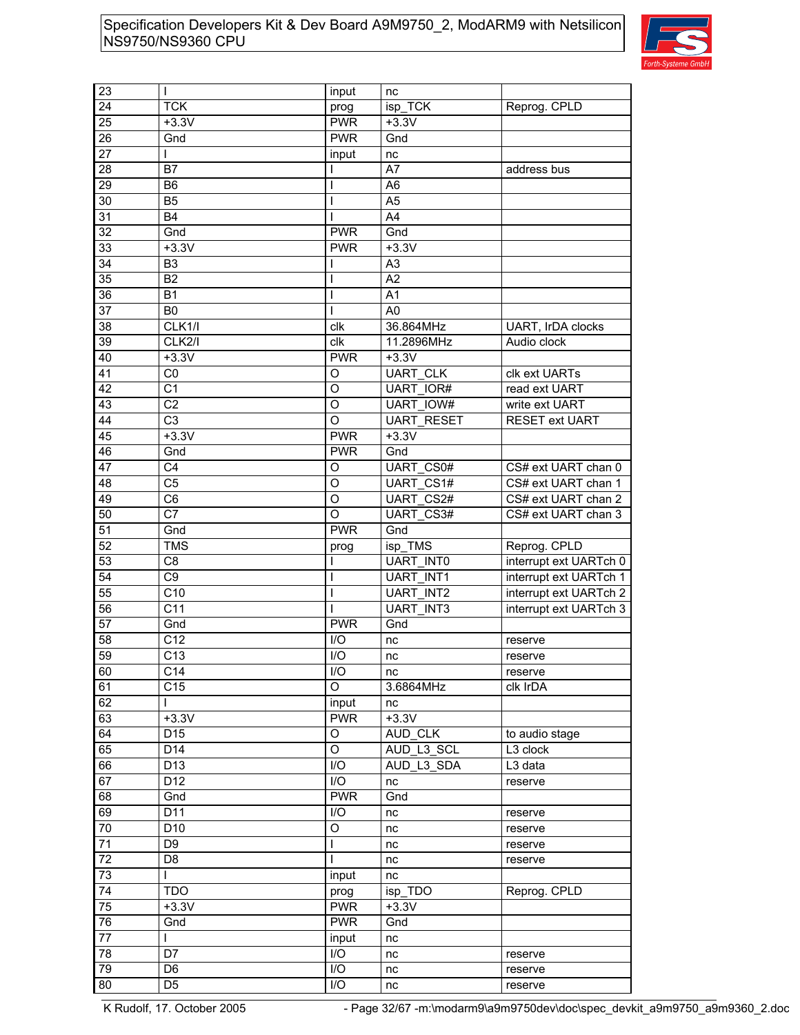| | | | | |
|---|---|---|---|---|
| 23 | I | input | nc | |
| 24 | TCK | prog | isp_TCK | Reprog. CPLD |
| 25 | +3.3V | PWR | +3.3V | |
| 26 | Gnd | PWR | Gnd | |
| 27 | I | input | nc | |
| 28 | B7 | I | A7 | address bus |
| 29 | B6 | I | A6 | |
| 30 | B5 | I | A5 | |
| 31 | B4 | I | A4 | |
| 32 | Gnd | PWR | Gnd | |
| 33 | +3.3V | PWR | +3.3V | |
| 34 | B3 | I | A3 | |
| 35 | B2 | I | A2 | |
| 36 | B1 | I | A1 | |
| 37 | B0 | I | A0 | |
| 38 | CLK1/I | clk | 36.864MHz | UART, IrDA clocks |
| 39 | CLK2/I | clk | 11.2896MHz | Audio clock |
| 40 | +3.3V | PWR | +3.3V | |
| 41 | C0 | O | UART_CLK | clk ext UARTs |
| 42 | C1 | O | UART_IOR# | read ext UART |
| 43 | C2 | O | UART_IOW# | write ext UART |
| 44 | C3 | O | UART_RESET | RESET ext UART |
| 45 | +3.3V | PWR | +3.3V | |
| 46 | Gnd | PWR | Gnd | |
| 47 | C4 | O | UART_CS0# | CS# ext UART chan 0 |
| 48 | C5 | O | UART_CS1# | CS# ext UART chan 1 |
| 49 | C6 | O | UART_CS2# | CS# ext UART chan 2 |
| 50 | C7 | O | UART_CS3# | CS# ext UART chan 3 |
| 51 | Gnd | PWR | Gnd | |
| 52 | TMS | prog | isp_TMS | Reprog. CPLD |
| 53 | C8 | I | UART_INT0 | interrupt ext UARTch 0 |
| 54 | C9 | I | UART_INT1 | interrupt ext UARTch 1 |
| 55 | C10 | I | UART_INT2 | interrupt ext UARTch 2 |
| 56 | C11 | I | UART_INT3 | interrupt ext UARTch 3 |
| 57 | Gnd | PWR | Gnd | |
| 58 | C12 | I/O | nc | reserve |
| 59 | C13 | I/O | nc | reserve |
| 60 | C14 | I/O | nc | reserve |
| 61 | C15 | O | 3.6864MHz | clk IrDA |
| 62 | I | input | nc | |
| 63 | +3.3V | PWR | +3.3V | |
| 64 | D15 | O | AUD_CLK | to audio stage |
| 65 | D14 | O | AUD_L3_SCL | L3 clock |
| 66 | D13 | I/O | AUD_L3_SDA | L3 data |
| 67 | D12 | I/O | nc | reserve |
| 68 | Gnd | PWR | Gnd | |
| 69 | D11 | I/O | nc | reserve |
| 70 | D10 | O | nc | reserve |
| 71 | D9 | I | nc | reserve |
| 72 | D8 | I | nc | reserve |
| 73 | I | input | nc | |
| 74 | TDO | prog | isp_TDO | Reprog. CPLD |
| 75 | +3.3V | PWR | +3.3V | |
| 76 | Gnd | PWR | Gnd | |
| 77 | I | input | nc | |
| 78 | D7 | I/O | nc | reserve |
| 79 | D6 | I/O | nc | reserve |
| 80 | D5 | I/O | nc | reserve |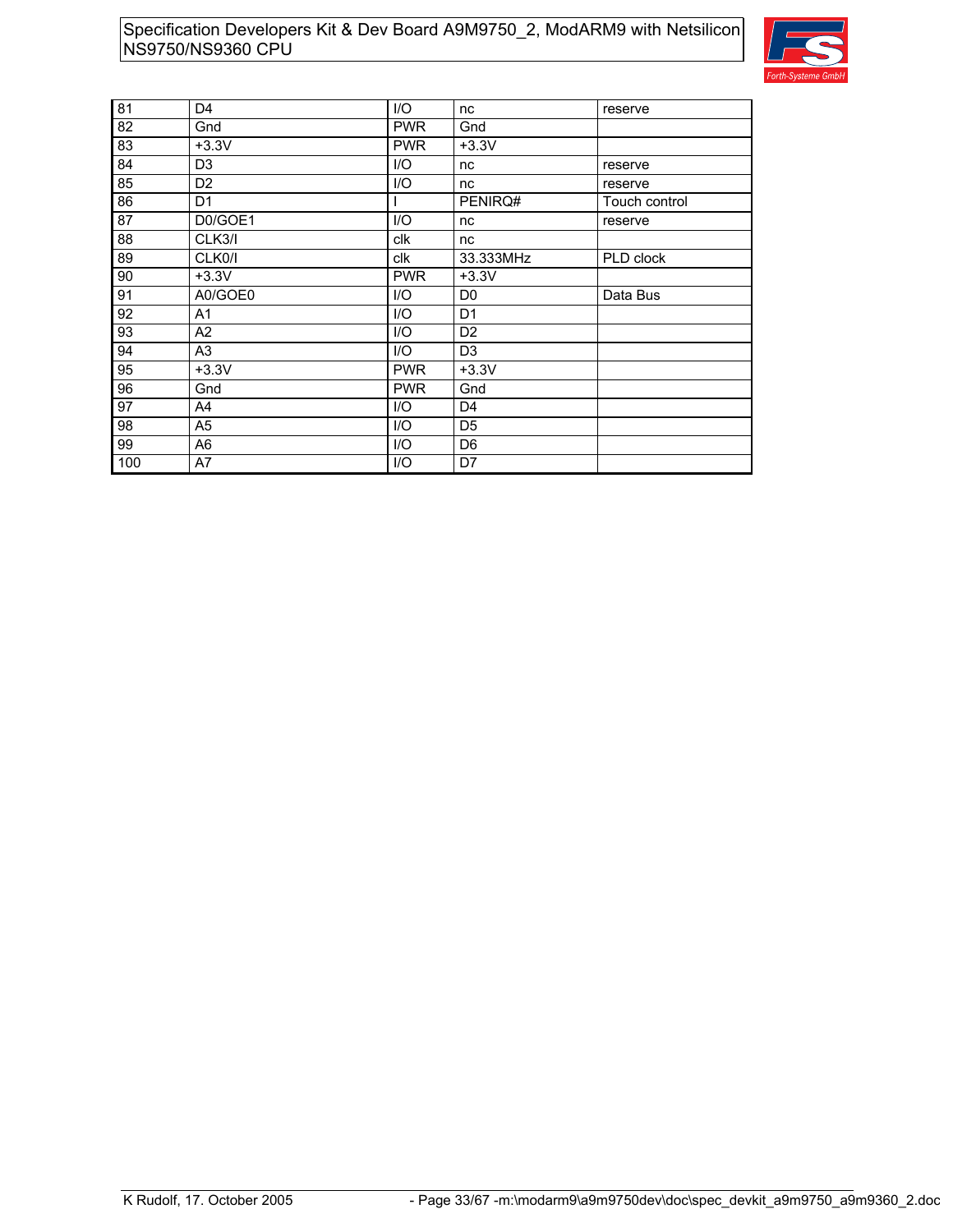| 81 | D4 | I/O | nc | reserve |
|---|---|---|---|---|
| 82 | Gnd | PWR | Gnd | |
| 83 | +3.3V | PWR | +3.3V | |
| 84 | D3 | I/O | nc | reserve |
| 85 | D2 | I/O | nc | reserve |
| 86 | D1 | I | PENIRQ# | Touch control |
| 87 | D0/GOE1 | I/O | nc | reserve |
| 88 | CLK3/I | clk | nc | |
| 89 | CLK0/I | clk | 33.333MHz | PLD clock |
| 90 | +3.3V | PWR | +3.3V | |
| 91 | A0/GOE0 | I/O | D0 | Data Bus |
| 92 | A1 | I/O | D1 | |
| 93 | A2 | I/O | D2 | |
| 94 | A3 | I/O | D3 | |
| 95 | +3.3V | PWR | +3.3V | |
| 96 | Gnd | PWR | Gnd | |
| 97 | A4 | I/O | D4 | |
| 98 | A5 | I/O | D5 | |
| 99 | A6 | I/O | D6 | |
| 100 | A7 | I/O | D7 | |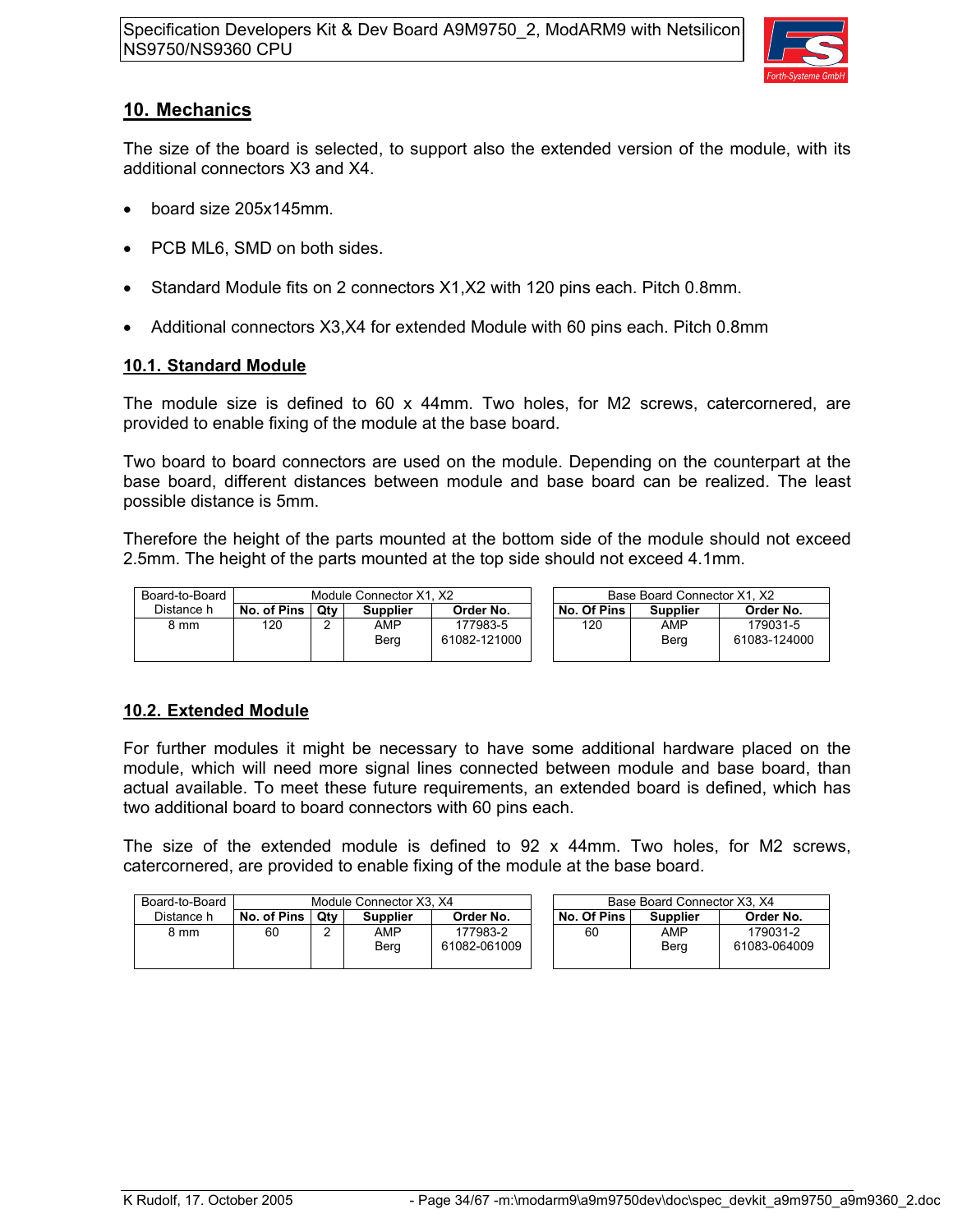## 10. Mechanics

The size of the board is selected, to support also the extended version of the module, with its additional connectors X3 and X4.

- board size 205x145mm.
- PCB ML6, SMD on both sides.
- Standard Module fits on 2 connectors X1,X2 with 120 pins each. Pitch 0.8mm.
- Additional connectors X3,X4 for extended Module with 60 pins each. Pitch 0.8mm

### 10.1. Standard Module

The module size is defined to 60 x 44mm. Two holes, for M2 screws, catercornered, are provided to enable fixing of the module at the base board.

Two board to board connectors are used on the module. Depending on the counterpart at the base board, different distances between module and base board can be realized. The least possible distance is 5mm.

Therefore the height of the parts mounted at the bottom side of the module should not exceed 2.5mm. The height of the parts mounted at the top side should not exceed 4.1mm.

| Board-to-Board Distance h | Module Connector X1, X2 | | | |
|---|---|---|---|---|
| | **No. of Pins** | **Qty** | **Supplier** | **Order No.** |
| 8 mm | 120 | 2 | AMP<br>Berg | 177983-5<br>61082-121000 |

| Base Board Connector X1, X2 | | |
|---|---|---|
| **No. Of Pins** | **Supplier** | **Order No.** |
| 120 | AMP<br>Berg | 179031-5<br>61083-124000 |

### 10.2. Extended Module

For further modules it might be necessary to have some additional hardware placed on the module, which will need more signal lines connected between module and base board, than actual available. To meet these future requirements, an extended board is defined, which has two additional board to board connectors with 60 pins each.

The size of the extended module is defined to 92 x 44mm. Two holes, for M2 screws, catercornered, are provided to enable fixing of the module at the base board.

| Board-to-Board Distance h | Module Connector X3, X4 | | | |
|---|---|---|---|---|
| | **No. of Pins** | **Qty** | **Supplier** | **Order No.** |
| 8 mm | 60 | 2 | AMP<br>Berg | 177983-2<br>61082-061009 |

| Base Board Connector X3, X4 | | |
|---|---|---|
| **No. Of Pins** | **Supplier** | **Order No.** |
| 60 | AMP<br>Berg | 179031-2<br>61083-064009 |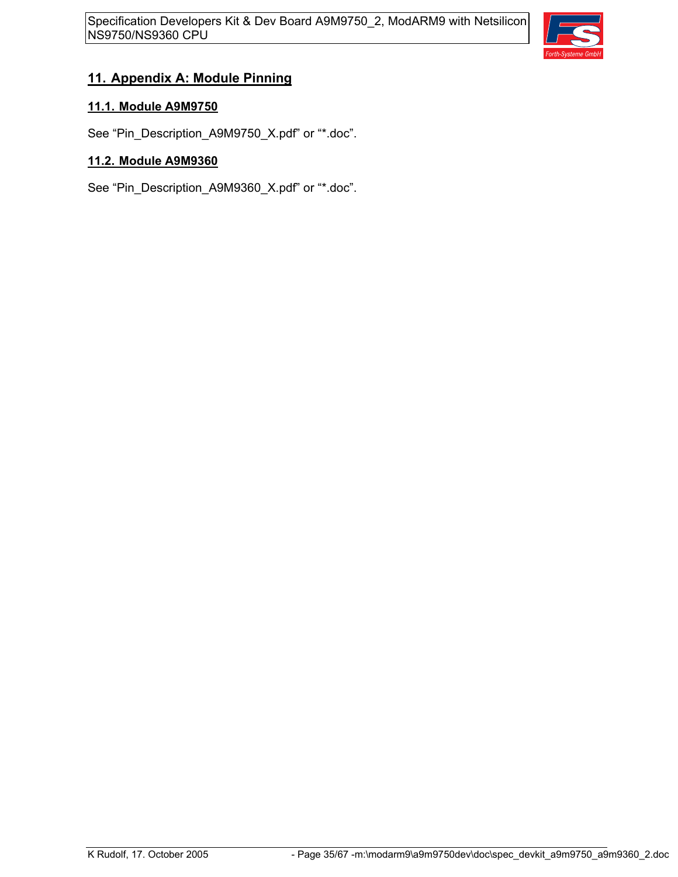## 11. Appendix A: Module Pinning

### 11.1. Module A9M9750

See “Pin_Description_A9M9750_X.pdf” or “*.doc”.

### 11.2. Module A9M9360

See “Pin_Description_A9M9360_X.pdf” or “*.doc”.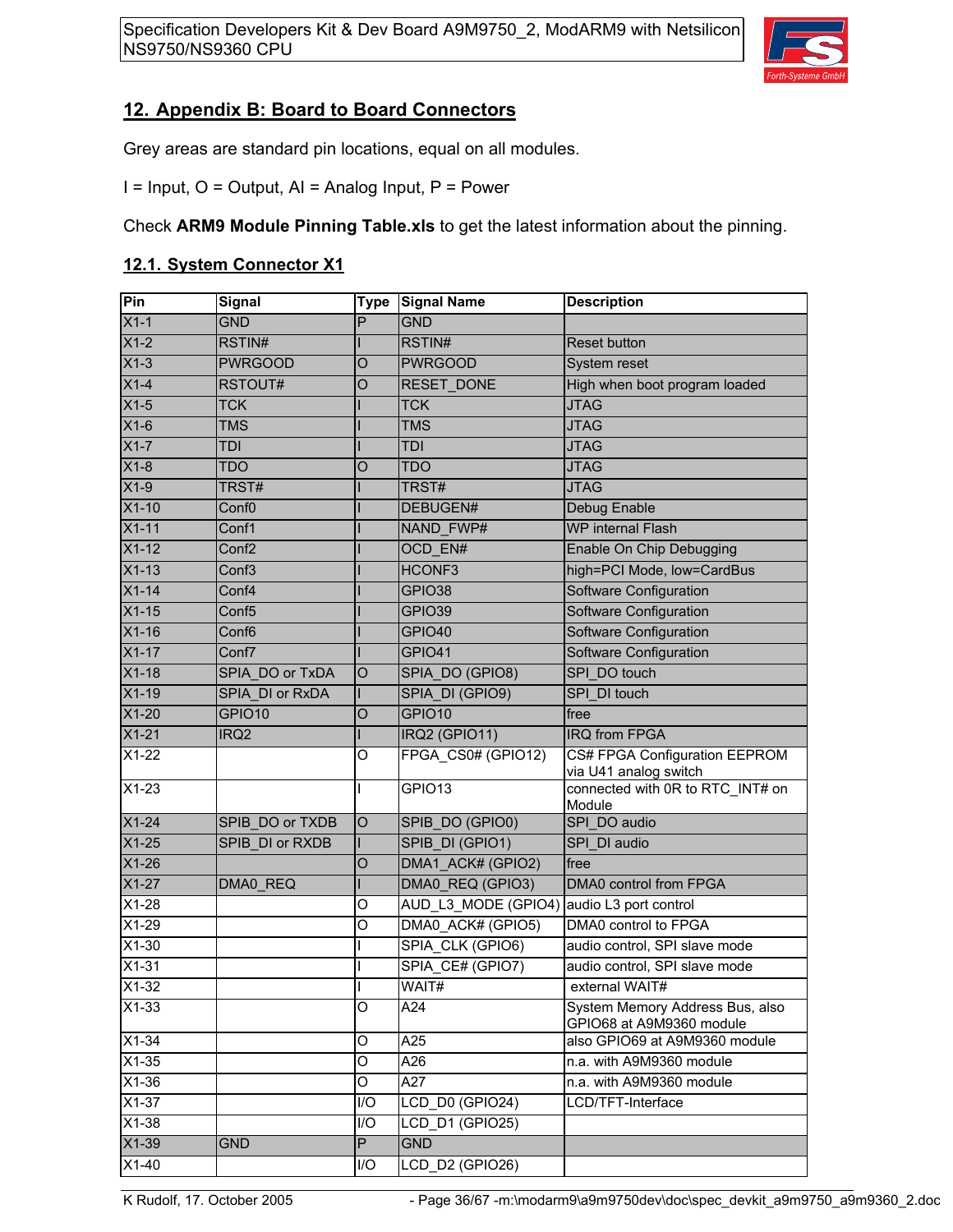## 12. Appendix B: Board to Board Connectors

Grey areas are standard pin locations, equal on all modules.

I = Input, O = Output, AI = Analog Input, P = Power

Check **ARM9 Module Pinning Table.xls** to get the latest information about the pinning.

### 12.1. System Connector X1

| Pin | Signal | Type | Signal Name | Description |
|---|---|---|---|---|
| X1-1 | GND | P | GND | |
| X1-2 | RSTIN# | I | RSTIN# | Reset button |
| X1-3 | PWRGOOD | O | PWRGOOD | System reset |
| X1-4 | RSTOUT# | O | RESET_DONE | High when boot program loaded |
| X1-5 | TCK | I | TCK | JTAG |
| X1-6 | TMS | I | TMS | JTAG |
| X1-7 | TDI | I | TDI | JTAG |
| X1-8 | TDO | O | TDO | JTAG |
| X1-9 | TRST# | I | TRST# | JTAG |
| X1-10 | Conf0 | I | DEBUGEN# | Debug Enable |
| X1-11 | Conf1 | I | NAND_FWP# | WP internal Flash |
| X1-12 | Conf2 | I | OCD_EN# | Enable On Chip Debugging |
| X1-13 | Conf3 | I | HCONF3 | high=PCI Mode, low=CardBus |
| X1-14 | Conf4 | I | GPIO38 | Software Configuration |
| X1-15 | Conf5 | I | GPIO39 | Software Configuration |
| X1-16 | Conf6 | I | GPIO40 | Software Configuration |
| X1-17 | Conf7 | I | GPIO41 | Software Configuration |
| X1-18 | SPIA_DO or TxDA | O | SPIA_DO (GPIO8) | SPI_DO touch |
| X1-19 | SPIA_DI or RxDA | I | SPIA_DI (GPIO9) | SPI_DI touch |
| X1-20 | GPIO10 | O | GPIO10 | free |
| X1-21 | IRQ2 | I | IRQ2 (GPIO11) | IRQ from FPGA |
| X1-22 | | O | FPGA_CS0# (GPIO12) | CS# FPGA Configuration EEPROM via U41 analog switch |
| X1-23 | | I | GPIO13 | connected with 0R to RTC_INT# on Module |
| X1-24 | SPIB_DO or TXDB | O | SPIB_DO (GPIO0) | SPI_DO audio |
| X1-25 | SPIB_DI or RXDB | I | SPIB_DI (GPIO1) | SPI_DI audio |
| X1-26 | | O | DMA1_ACK# (GPIO2) | free |
| X1-27 | DMA0_REQ | I | DMA0_REQ (GPIO3) | DMA0 control from FPGA |
| X1-28 | | O | AUD_L3_MODE (GPIO4) | audio L3 port control |
| X1-29 | | O | DMA0_ACK# (GPIO5) | DMA0 control to FPGA |
| X1-30 | | I | SPIA_CLK (GPIO6) | audio control, SPI slave mode |
| X1-31 | | I | SPIA_CE# (GPIO7) | audio control, SPI slave mode |
| X1-32 | | I | WAIT# | external WAIT# |
| X1-33 | | O | A24 | System Memory Address Bus, also GPIO68 at A9M9360 module |
| X1-34 | | O | A25 | also GPIO69 at A9M9360 module |
| X1-35 | | O | A26 | n.a. with A9M9360 module |
| X1-36 | | O | A27 | n.a. with A9M9360 module |
| X1-37 | | I/O | LCD_D0 (GPIO24) | LCD/TFT-Interface |
| X1-38 | | I/O | LCD_D1 (GPIO25) | |
| X1-39 | GND | P | GND | |
| X1-40 | | I/O | LCD_D2 (GPIO26) | |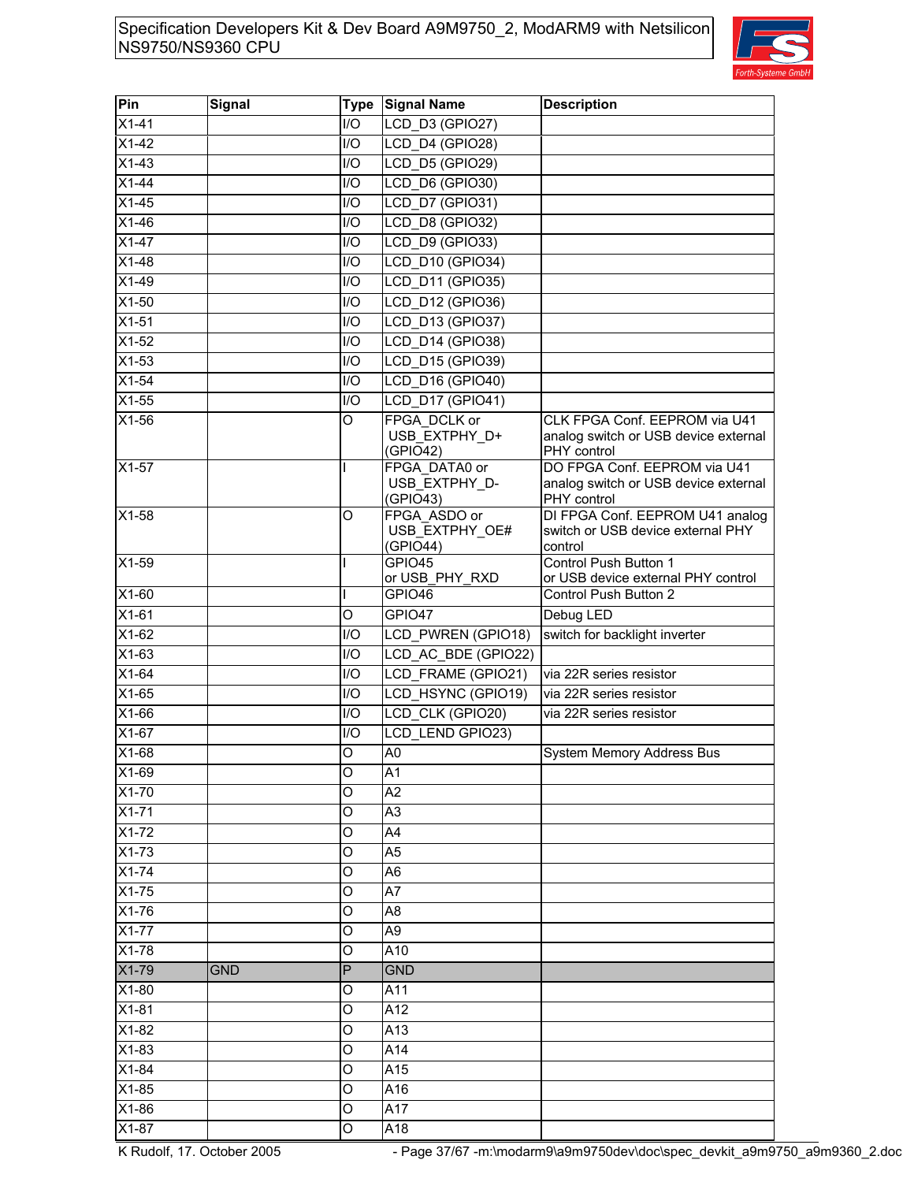| Pin | Signal | Type | Signal Name | Description |
|---|---|---|---|---|
| X1-41 | | I/O | LCD_D3 (GPIO27) | |
| X1-42 | | I/O | LCD_D4 (GPIO28) | |
| X1-43 | | I/O | LCD_D5 (GPIO29) | |
| X1-44 | | I/O | LCD_D6 (GPIO30) | |
| X1-45 | | I/O | LCD_D7 (GPIO31) | |
| X1-46 | | I/O | LCD_D8 (GPIO32) | |
| X1-47 | | I/O | LCD_D9 (GPIO33) | |
| X1-48 | | I/O | LCD_D10 (GPIO34) | |
| X1-49 | | I/O | LCD_D11 (GPIO35) | |
| X1-50 | | I/O | LCD_D12 (GPIO36) | |
| X1-51 | | I/O | LCD_D13 (GPIO37) | |
| X1-52 | | I/O | LCD_D14 (GPIO38) | |
| X1-53 | | I/O | LCD_D15 (GPIO39) | |
| X1-54 | | I/O | LCD_D16 (GPIO40) | |
| X1-55 | | I/O | LCD_D17 (GPIO41) | |
| X1-56 | | O | FPGA_DCLK or USB_EXTPHY_D+ (GPIO42) | CLK FPGA Conf. EEPROM via U41 analog switch or USB device external PHY control |
| X1-57 | | I | FPGA_DATA0 or USB_EXTPHY_D- (GPIO43) | DO FPGA Conf. EEPROM via U41 analog switch or USB device external PHY control |
| X1-58 | | O | FPGA_ASDO or USB_EXTPHY_OE# (GPIO44) | DI FPGA Conf. EEPROM U41 analog switch or USB device external PHY control |
| X1-59 | | I | GPIO45 or USB_PHY_RXD | Control Push Button 1 or USB device external PHY control |
| X1-60 | | I | GPIO46 | Control Push Button 2 |
| X1-61 | | O | GPIO47 | Debug LED |
| X1-62 | | I/O | LCD_PWREN (GPIO18) | switch for backlight inverter |
| X1-63 | | I/O | LCD_AC_BDE (GPIO22) | |
| X1-64 | | I/O | LCD_FRAME (GPIO21) | via 22R series resistor |
| X1-65 | | I/O | LCD_HSYNC (GPIO19) | via 22R series resistor |
| X1-66 | | I/O | LCD_CLK (GPIO20) | via 22R series resistor |
| X1-67 | | I/O | LCD_LEND GPIO23) | |
| X1-68 | | O | A0 | System Memory Address Bus |
| X1-69 | | O | A1 | |
| X1-70 | | O | A2 | |
| X1-71 | | O | A3 | |
| X1-72 | | O | A4 | |
| X1-73 | | O | A5 | |
| X1-74 | | O | A6 | |
| X1-75 | | O | A7 | |
| X1-76 | | O | A8 | |
| X1-77 | | O | A9 | |
| X1-78 | | O | A10 | |
| X1-79 | GND | P | GND | |
| X1-80 | | O | A11 | |
| X1-81 | | O | A12 | |
| X1-82 | | O | A13 | |
| X1-83 | | O | A14 | |
| X1-84 | | O | A15 | |
| X1-85 | | O | A16 | |
| X1-86 | | O | A17 | |
| X1-87 | | O | A18 | |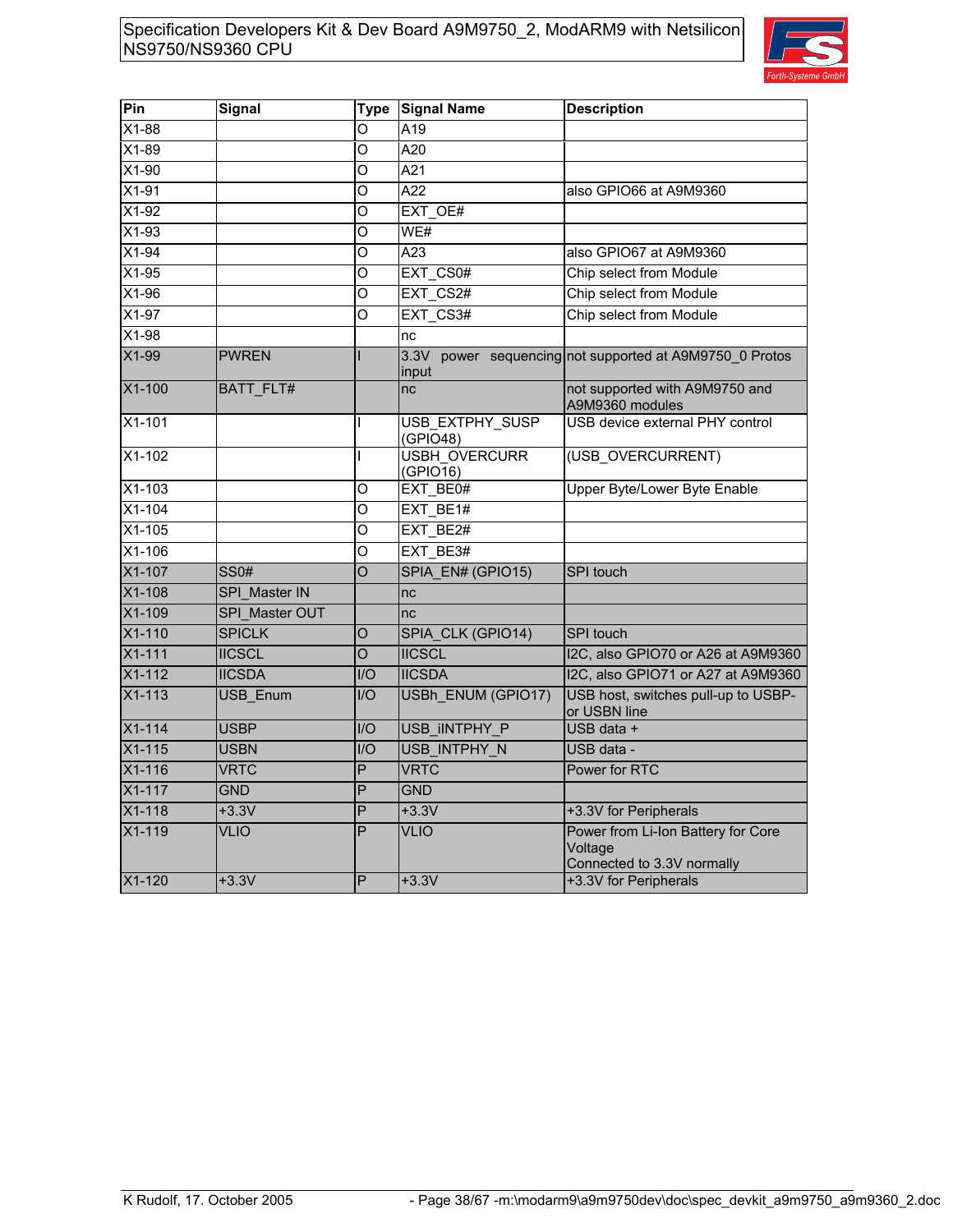| Pin | Signal | Type | Signal Name | Description |
|---|---|---|---|---|
| X1-88 | | O | A19 | |
| X1-89 | | O | A20 | |
| X1-90 | | O | A21 | |
| X1-91 | | O | A22 | also GPIO66 at A9M9360 |
| X1-92 | | O | EXT_OE# | |
| X1-93 | | O | WE# | |
| X1-94 | | O | A23 | also GPIO67 at A9M9360 |
| X1-95 | | O | EXT_CS0# | Chip select from Module |
| X1-96 | | O | EXT_CS2# | Chip select from Module |
| X1-97 | | O | EXT_CS3# | Chip select from Module |
| X1-98 | | | nc | |
| X1-99 | PWREN | I | 3.3V power sequencing input | not supported at A9M9750_0 Protos |
| X1-100 | BATT_FLT# | | nc | not supported with A9M9750 and A9M9360 modules |
| X1-101 | | I | USB_EXTPHY_SUSP (GPIO48) | USB device external PHY control |
| X1-102 | | I | USBH_OVERCURR (GPIO16) | (USB_OVERCURRENT) |
| X1-103 | | O | EXT_BE0# | Upper Byte/Lower Byte Enable |
| X1-104 | | O | EXT_BE1# | |
| X1-105 | | O | EXT_BE2# | |
| X1-106 | | O | EXT_BE3# | |
| X1-107 | SS0# | O | SPIA_EN# (GPIO15) | SPI touch |
| X1-108 | SPI_Master IN | | nc | |
| X1-109 | SPI_Master OUT | | nc | |
| X1-110 | SPICLK | O | SPIA_CLK (GPIO14) | SPI touch |
| X1-111 | IICSCL | O | IICSCL | I2C, also GPIO70 or A26 at A9M9360 |
| X1-112 | IICSDA | I/O | IICSDA | I2C, also GPIO71 or A27 at A9M9360 |
| X1-113 | USB_Enum | I/O | USBh_ENUM (GPIO17) | USB host, switches pull-up to USBP- or USBN line |
| X1-114 | USBP | I/O | USB_iINTPHY_P | USB data + |
| X1-115 | USBN | I/O | USB_INTPHY_N | USB data - |
| X1-116 | VRTC | P | VRTC | Power for RTC |
| X1-117 | GND | P | GND | |
| X1-118 | +3.3V | P | +3.3V | +3.3V for Peripherals |
| X1-119 | VLIO | P | VLIO | Power from Li-Ion Battery for Core Voltage<br>Connected to 3.3V normally |
| X1-120 | +3.3V | P | +3.3V | +3.3V for Peripherals |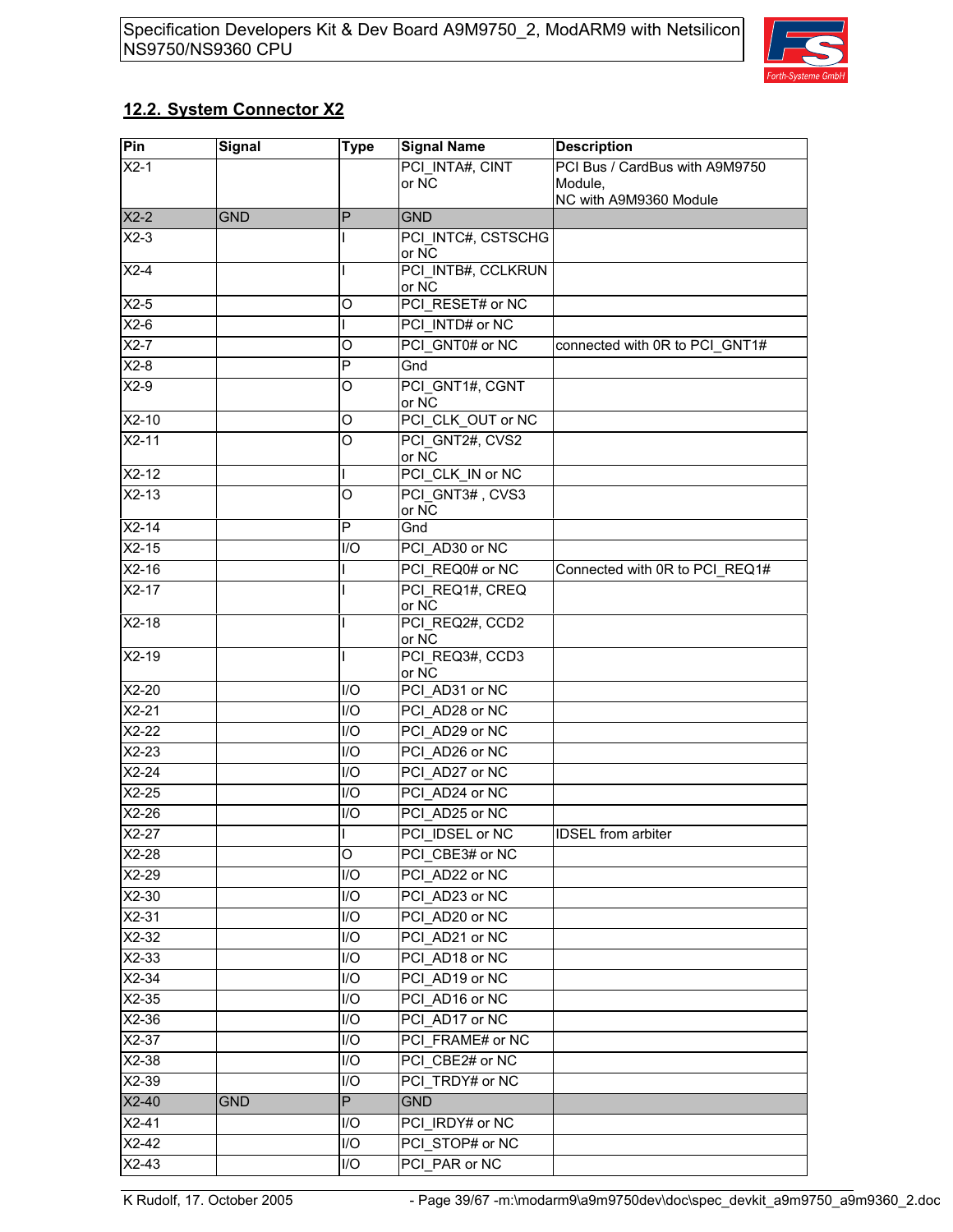## 12.2. System Connector X2

| Pin | Signal | Type | Signal Name | Description |
|---|---|---|---|---|
| X2-1 | | | PCI_INTA#, CINT or NC | PCI Bus / CardBus with A9M9750 Module, NC with A9M9360 Module |
| X2-2 | GND | P | GND | |
| X2-3 | | I | PCI_INTC#, CSTSCHG or NC | |
| X2-4 | | I | PCI_INTB#, CCLKRUN or NC | |
| X2-5 | | O | PCI_RESET# or NC | |
| X2-6 | | I | PCI_INTD# or NC | |
| X2-7 | | O | PCI_GNT0# or NC | connected with 0R to PCI_GNT1# |
| X2-8 | | P | Gnd | |
| X2-9 | | O | PCI_GNT1#, CGNT or NC | |
| X2-10 | | O | PCI_CLK_OUT or NC | |
| X2-11 | | O | PCI_GNT2#, CVS2 or NC | |
| X2-12 | | I | PCI_CLK_IN or NC | |
| X2-13 | | O | PCI_GNT3# , CVS3 or NC | |
| X2-14 | | P | Gnd | |
| X2-15 | | I/O | PCI_AD30 or NC | |
| X2-16 | | I | PCI_REQ0# or NC | Connected with 0R to PCI_REQ1# |
| X2-17 | | I | PCI_REQ1#, CREQ or NC | |
| X2-18 | | I | PCI_REQ2#, CCD2 or NC | |
| X2-19 | | I | PCI_REQ3#, CCD3 or NC | |
| X2-20 | | I/O | PCI_AD31 or NC | |
| X2-21 | | I/O | PCI_AD28 or NC | |
| X2-22 | | I/O | PCI_AD29 or NC | |
| X2-23 | | I/O | PCI_AD26 or NC | |
| X2-24 | | I/O | PCI_AD27 or NC | |
| X2-25 | | I/O | PCI_AD24 or NC | |
| X2-26 | | I/O | PCI_AD25 or NC | |
| X2-27 | | I | PCI_IDSEL or NC | IDSEL from arbiter |
| X2-28 | | O | PCI_CBE3# or NC | |
| X2-29 | | I/O | PCI_AD22 or NC | |
| X2-30 | | I/O | PCI_AD23 or NC | |
| X2-31 | | I/O | PCI_AD20 or NC | |
| X2-32 | | I/O | PCI_AD21 or NC | |
| X2-33 | | I/O | PCI_AD18 or NC | |
| X2-34 | | I/O | PCI_AD19 or NC | |
| X2-35 | | I/O | PCI_AD16 or NC | |
| X2-36 | | I/O | PCI_AD17 or NC | |
| X2-37 | | I/O | PCI_FRAME# or NC | |
| X2-38 | | I/O | PCI_CBE2# or NC | |
| X2-39 | | I/O | PCI_TRDY# or NC | |
| X2-40 | GND | P | GND | |
| X2-41 | | I/O | PCI_IRDY# or NC | |
| X2-42 | | I/O | PCI_STOP# or NC | |
| X2-43 | | I/O | PCI_PAR or NC | |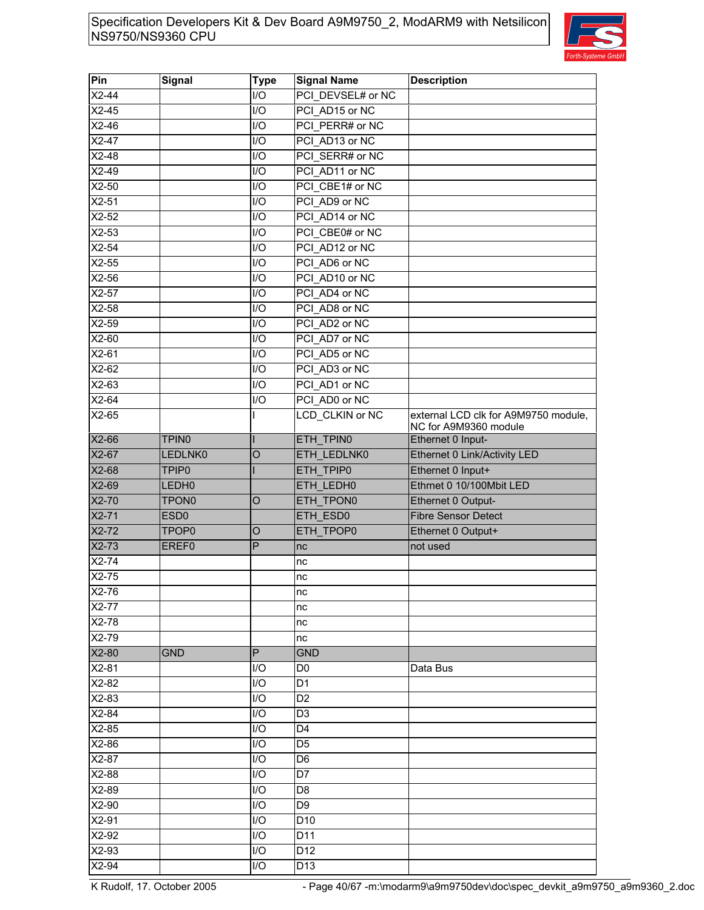| Pin | Signal | Type | Signal Name | Description |
|---|---|---|---|---|
| X2-44 | | I/O | PCI_DEVSEL# or NC | |
| X2-45 | | I/O | PCI_AD15 or NC | |
| X2-46 | | I/O | PCI_PERR# or NC | |
| X2-47 | | I/O | PCI_AD13 or NC | |
| X2-48 | | I/O | PCI_SERR# or NC | |
| X2-49 | | I/O | PCI_AD11 or NC | |
| X2-50 | | I/O | PCI_CBE1# or NC | |
| X2-51 | | I/O | PCI_AD9 or NC | |
| X2-52 | | I/O | PCI_AD14 or NC | |
| X2-53 | | I/O | PCI_CBE0# or NC | |
| X2-54 | | I/O | PCI_AD12 or NC | |
| X2-55 | | I/O | PCI_AD6 or NC | |
| X2-56 | | I/O | PCI_AD10 or NC | |
| X2-57 | | I/O | PCI_AD4 or NC | |
| X2-58 | | I/O | PCI_AD8 or NC | |
| X2-59 | | I/O | PCI_AD2 or NC | |
| X2-60 | | I/O | PCI_AD7 or NC | |
| X2-61 | | I/O | PCI_AD5 or NC | |
| X2-62 | | I/O | PCI_AD3 or NC | |
| X2-63 | | I/O | PCI_AD1 or NC | |
| X2-64 | | I/O | PCI_AD0 or NC | |
| X2-65 | | I | LCD_CLKIN or NC | external LCD clk for A9M9750 module, NC for A9M9360 module |
| X2-66 | TPIN0 | I | ETH_TPIN0 | Ethernet 0 Input- |
| X2-67 | LEDLNK0 | O | ETH_LEDLNK0 | Ethernet 0 Link/Activity LED |
| X2-68 | TPIP0 | I | ETH_TPIP0 | Ethernet 0 Input+ |
| X2-69 | LEDH0 | | ETH_LEDH0 | Ethrnet 0 10/100Mbit LED |
| X2-70 | TPON0 | O | ETH_TPON0 | Ethernet 0 Output- |
| X2-71 | ESD0 | | ETH_ESD0 | Fibre Sensor Detect |
| X2-72 | TPOP0 | O | ETH_TPOP0 | Ethernet 0 Output+ |
| X2-73 | EREF0 | P | nc | not used |
| X2-74 | | | nc | |
| X2-75 | | | nc | |
| X2-76 | | | nc | |
| X2-77 | | | nc | |
| X2-78 | | | nc | |
| X2-79 | | | nc | |
| X2-80 | GND | P | GND | |
| X2-81 | | I/O | D0 | Data Bus |
| X2-82 | | I/O | D1 | |
| X2-83 | | I/O | D2 | |
| X2-84 | | I/O | D3 | |
| X2-85 | | I/O | D4 | |
| X2-86 | | I/O | D5 | |
| X2-87 | | I/O | D6 | |
| X2-88 | | I/O | D7 | |
| X2-89 | | I/O | D8 | |
| X2-90 | | I/O | D9 | |
| X2-91 | | I/O | D10 | |
| X2-92 | | I/O | D11 | |
| X2-93 | | I/O | D12 | |
| X2-94 | | I/O | D13 | |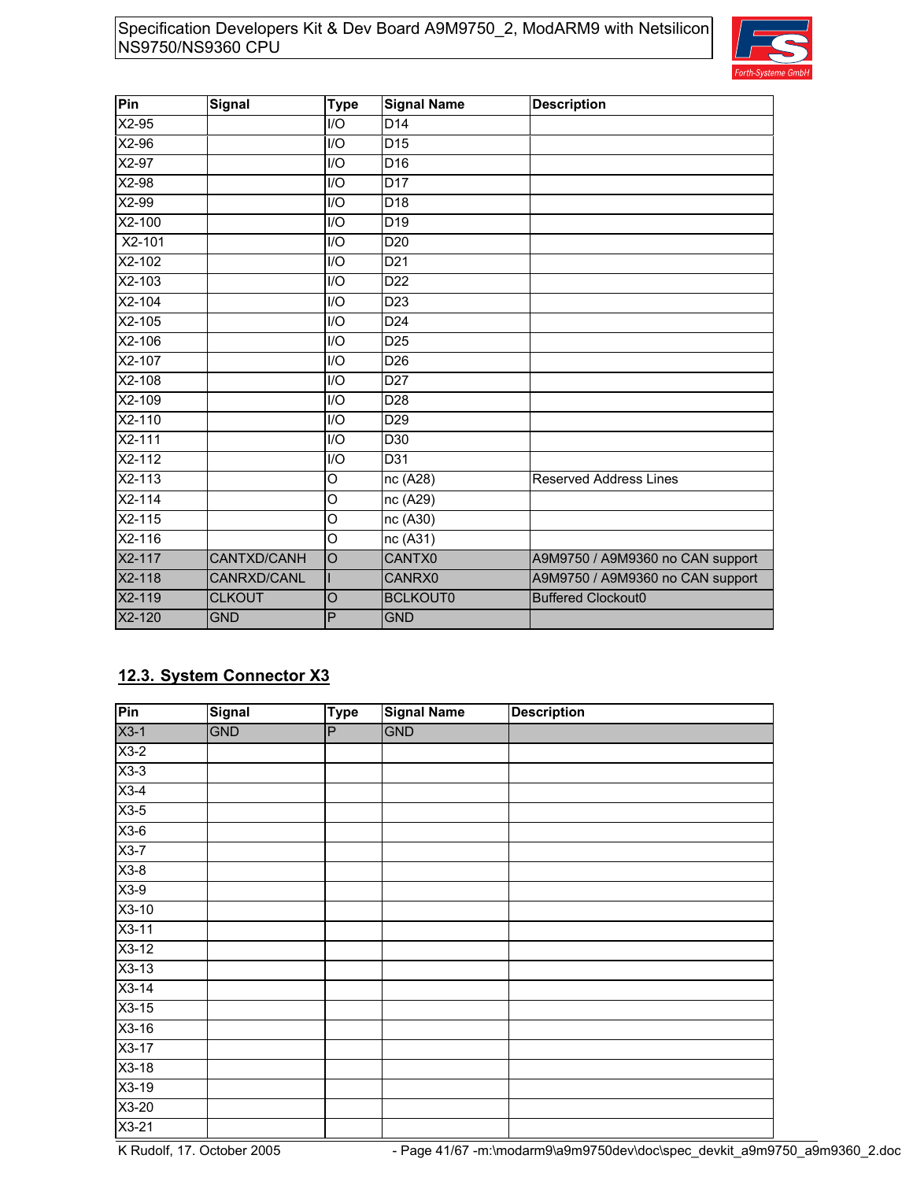| Pin | Signal | Type | Signal Name | Description |
|---|---|---|---|---|
| X2-95 | | I/O | D14 | |
| X2-96 | | I/O | D15 | |
| X2-97 | | I/O | D16 | |
| X2-98 | | I/O | D17 | |
| X2-99 | | I/O | D18 | |
| X2-100 | | I/O | D19 | |
| X2-101 | | I/O | D20 | |
| X2-102 | | I/O | D21 | |
| X2-103 | | I/O | D22 | |
| X2-104 | | I/O | D23 | |
| X2-105 | | I/O | D24 | |
| X2-106 | | I/O | D25 | |
| X2-107 | | I/O | D26 | |
| X2-108 | | I/O | D27 | |
| X2-109 | | I/O | D28 | |
| X2-110 | | I/O | D29 | |
| X2-111 | | I/O | D30 | |
| X2-112 | | I/O | D31 | |
| X2-113 | | O | nc (A28) | Reserved Address Lines |
| X2-114 | | O | nc (A29) | |
| X2-115 | | O | nc (A30) | |
| X2-116 | | O | nc (A31) | |
| X2-117 | CANTXD/CANH | O | CANTX0 | A9M9750 / A9M9360 no CAN support |
| X2-118 | CANRXD/CANL | I | CANRX0 | A9M9750 / A9M9360 no CAN support |
| X2-119 | CLKOUT | O | BCLKOUT0 | Buffered Clockout0 |
| X2-120 | GND | P | GND | |

## 12.3. System Connector X3

| Pin | Signal | Type | Signal Name | Description |
|---|---|---|---|---|
| X3-1 | GND | P | GND | |
| X3-2 | | | | |
| X3-3 | | | | |
| X3-4 | | | | |
| X3-5 | | | | |
| X3-6 | | | | |
| X3-7 | | | | |
| X3-8 | | | | |
| X3-9 | | | | |
| X3-10 | | | | |
| X3-11 | | | | |
| X3-12 | | | | |
| X3-13 | | | | |
| X3-14 | | | | |
| X3-15 | | | | |
| X3-16 | | | | |
| X3-17 | | | | |
| X3-18 | | | | |
| X3-19 | | | | |
| X3-20 | | | | |
| X3-21 | | | | |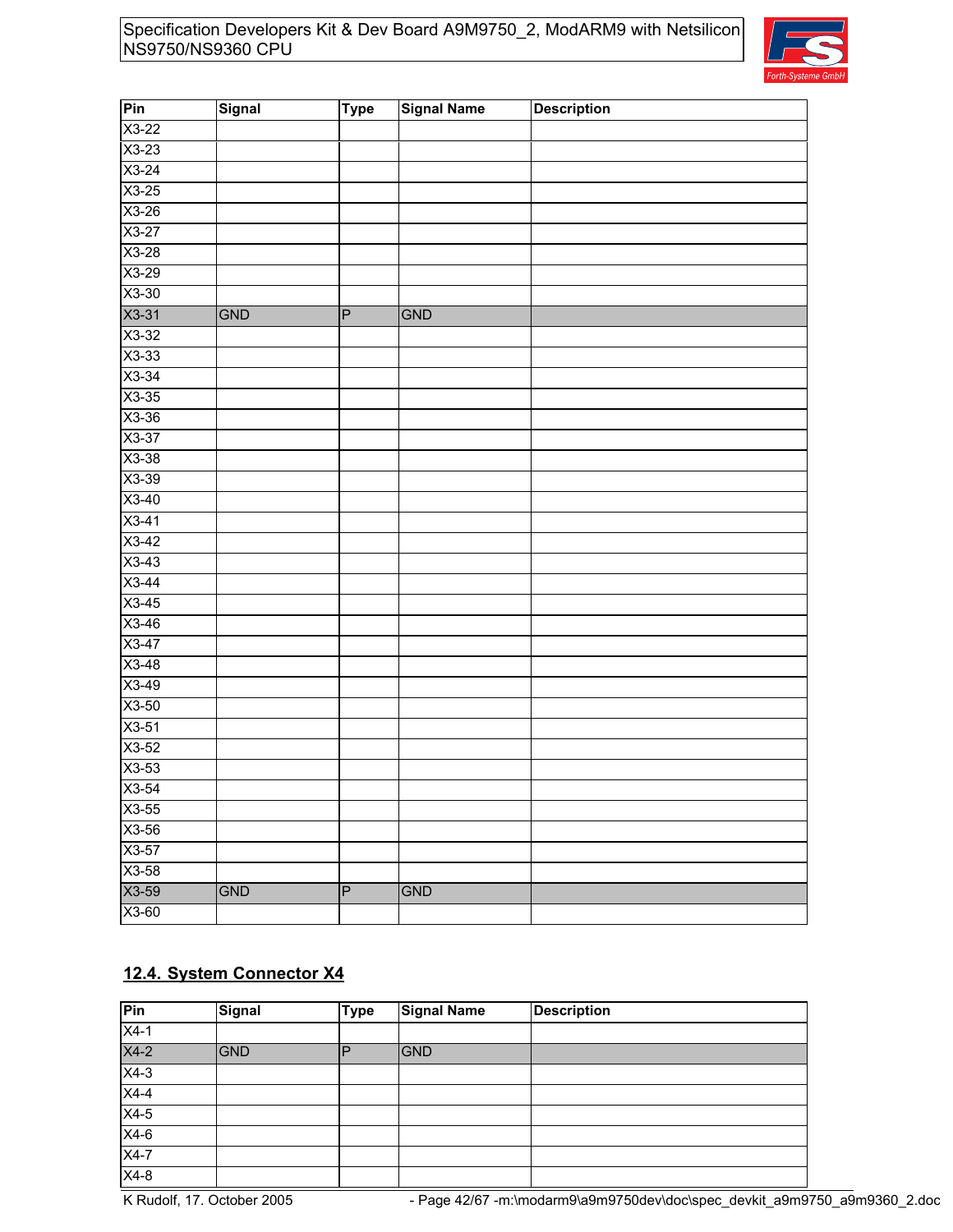| Pin | Signal | Type | Signal Name | Description |
|---|---|---|---|---|
| X3-22 | | | | |
| X3-23 | | | | |
| X3-24 | | | | |
| X3-25 | | | | |
| X3-26 | | | | |
| X3-27 | | | | |
| X3-28 | | | | |
| X3-29 | | | | |
| X3-30 | | | | |
| X3-31 | GND | P | GND | |
| X3-32 | | | | |
| X3-33 | | | | |
| X3-34 | | | | |
| X3-35 | | | | |
| X3-36 | | | | |
| X3-37 | | | | |
| X3-38 | | | | |
| X3-39 | | | | |
| X3-40 | | | | |
| X3-41 | | | | |
| X3-42 | | | | |
| X3-43 | | | | |
| X3-44 | | | | |
| X3-45 | | | | |
| X3-46 | | | | |
| X3-47 | | | | |
| X3-48 | | | | |
| X3-49 | | | | |
| X3-50 | | | | |
| X3-51 | | | | |
| X3-52 | | | | |
| X3-53 | | | | |
| X3-54 | | | | |
| X3-55 | | | | |
| X3-56 | | | | |
| X3-57 | | | | |
| X3-58 | | | | |
| X3-59 | GND | P | GND | |
| X3-60 | | | | |

## 12.4. System Connector X4

| Pin | Signal | Type | Signal Name | Description |
|---|---|---|---|---|
| X4-1 | | | | |
| X4-2 | GND | P | GND | |
| X4-3 | | | | |
| X4-4 | | | | |
| X4-5 | | | | |
| X4-6 | | | | |
| X4-7 | | | | |
| X4-8 | | | | |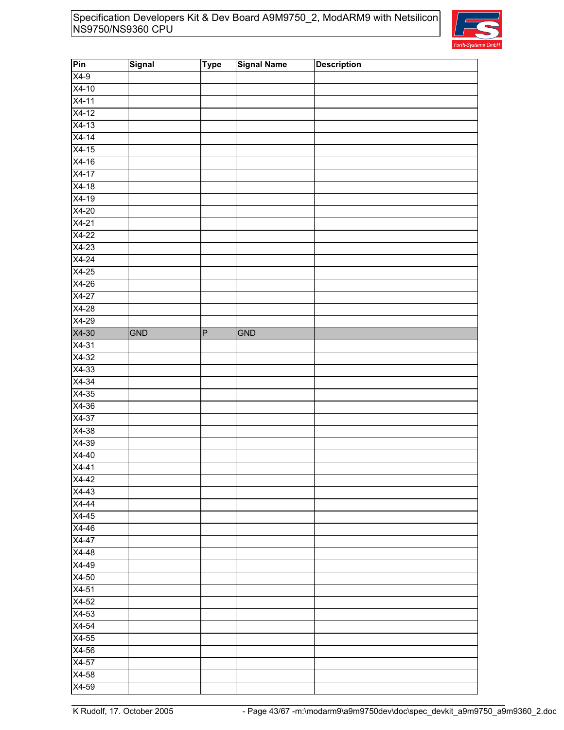| Pin | Signal | Type | Signal Name | Description |
|---|---|---|---|---|
| X4-9 | | | | |
| X4-10 | | | | |
| X4-11 | | | | |
| X4-12 | | | | |
| X4-13 | | | | |
| X4-14 | | | | |
| X4-15 | | | | |
| X4-16 | | | | |
| X4-17 | | | | |
| X4-18 | | | | |
| X4-19 | | | | |
| X4-20 | | | | |
| X4-21 | | | | |
| X4-22 | | | | |
| X4-23 | | | | |
| X4-24 | | | | |
| X4-25 | | | | |
| X4-26 | | | | |
| X4-27 | | | | |
| X4-28 | | | | |
| X4-29 | | | | |
| X4-30 | GND | P | GND | |
| X4-31 | | | | |
| X4-32 | | | | |
| X4-33 | | | | |
| X4-34 | | | | |
| X4-35 | | | | |
| X4-36 | | | | |
| X4-37 | | | | |
| X4-38 | | | | |
| X4-39 | | | | |
| X4-40 | | | | |
| X4-41 | | | | |
| X4-42 | | | | |
| X4-43 | | | | |
| X4-44 | | | | |
| X4-45 | | | | |
| X4-46 | | | | |
| X4-47 | | | | |
| X4-48 | | | | |
| X4-49 | | | | |
| X4-50 | | | | |
| X4-51 | | | | |
| X4-52 | | | | |
| X4-53 | | | | |
| X4-54 | | | | |
| X4-55 | | | | |
| X4-56 | | | | |
| X4-57 | | | | |
| X4-58 | | | | |
| X4-59 | | | | |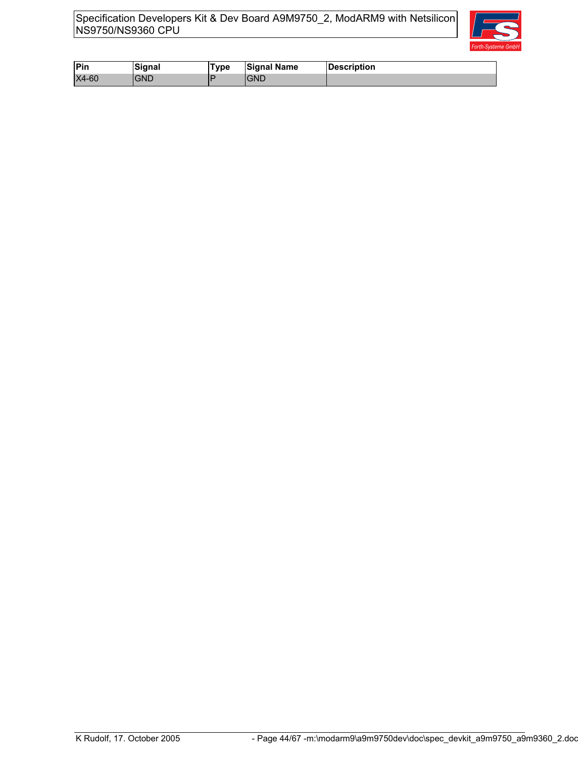| Pin | Signal | Type | Signal Name | Description |
|---|---|---|---|---|
| X4-60 | GND | P | GND | |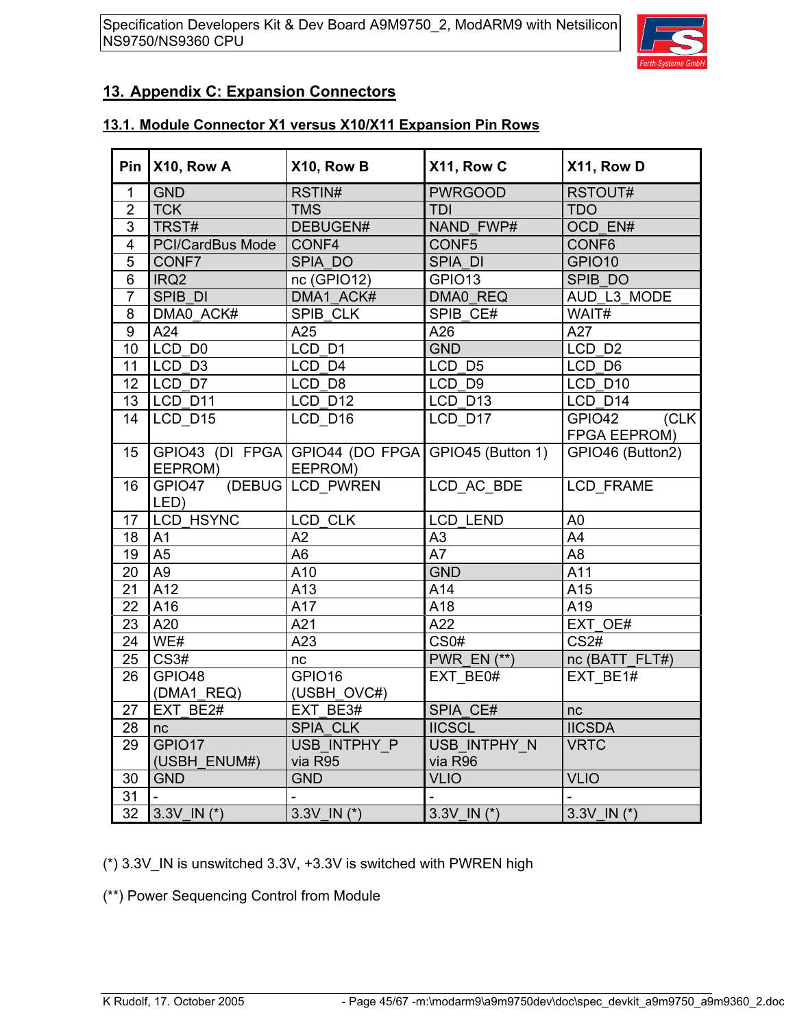## 13. Appendix C: Expansion Connectors

### 13.1. Module Connector X1 versus X10/X11 Expansion Pin Rows

| Pin | X10, Row A | X10, Row B | X11, Row C | X11, Row D |
|---|---|---|---|---|
| 1 | GND | RSTIN# | PWRGOOD | RSTOUT# |
| 2 | TCK | TMS | TDI | TDO |
| 3 | TRST# | DEBUGEN# | NAND_FWP# | OCD_EN# |
| 4 | PCI/CardBus Mode | CONF4 | CONF5 | CONF6 |
| 5 | CONF7 | SPIA_DO | SPIA_DI | GPIO10 |
| 6 | IRQ2 | nc (GPIO12) | GPIO13 | SPIB_DO |
| 7 | SPIB_DI | DMA1_ACK# | DMA0_REQ | AUD_L3_MODE |
| 8 | DMA0_ACK# | SPIB_CLK | SPIB_CE# | WAIT# |
| 9 | A24 | A25 | A26 | A27 |
| 10 | LCD_D0 | LCD_D1 | GND | LCD_D2 |
| 11 | LCD_D3 | LCD_D4 | LCD_D5 | LCD_D6 |
| 12 | LCD_D7 | LCD_D8 | LCD_D9 | LCD_D10 |
| 13 | LCD_D11 | LCD_D12 | LCD_D13 | LCD_D14 |
| 14 | LCD_D15 | LCD_D16 | LCD_D17 | GPIO42 (CLK FPGA EEPROM) |
| 15 | GPIO43 (DI FPGA EEPROM) | GPIO44 (DO FPGA EEPROM) | GPIO45 (Button 1) | GPIO46 (Button2) |
| 16 | GPIO47 (DEBUG LED) | LCD_PWREN | LCD_AC_BDE | LCD_FRAME |
| 17 | LCD_HSYNC | LCD_CLK | LCD_LEND | A0 |
| 18 | A1 | A2 | A3 | A4 |
| 19 | A5 | A6 | A7 | A8 |
| 20 | A9 | A10 | GND | A11 |
| 21 | A12 | A13 | A14 | A15 |
| 22 | A16 | A17 | A18 | A19 |
| 23 | A20 | A21 | A22 | EXT_OE# |
| 24 | WE# | A23 | CS0# | CS2# |
| 25 | CS3# | nc | PWR_EN (**) | nc (BATT_FLT#) |
| 26 | GPIO48 (DMA1_REQ) | GPIO16 (USBH_OVC#) | EXT_BE0# | EXT_BE1# |
| 27 | EXT_BE2# | EXT_BE3# | SPIA_CE# | nc |
| 28 | nc | SPIA_CLK | IICSCL | IICSDA |
| 29 | GPIO17 (USBH_ENUM#) | USB_INTPHY_P via R95 | USB_INTPHY_N via R96 | VRTC |
| 30 | GND | GND | VLIO | VLIO |
| 31 | - | - | - | - |
| 32 | 3.3V_IN (*) | 3.3V_IN (*) | 3.3V_IN (*) | 3.3V_IN (*) |

(*) 3.3V_IN is unswitched 3.3V, +3.3V is switched with PWREN high

(**) Power Sequencing Control from Module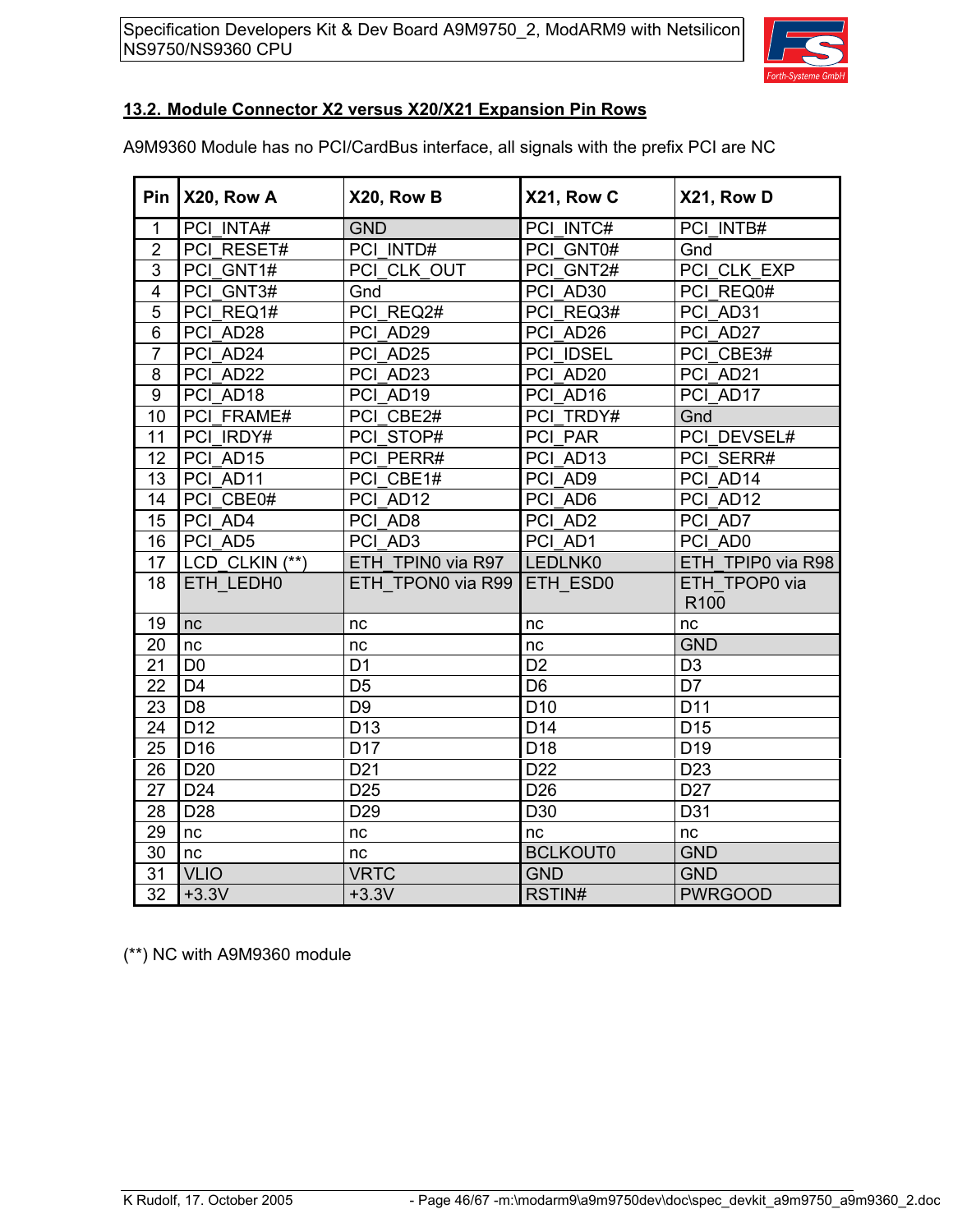## 13.2. Module Connector X2 versus X20/X21 Expansion Pin Rows

A9M9360 Module has no PCI/CardBus interface, all signals with the prefix PCI are NC

| Pin | X20, Row A | X20, Row B | X21, Row C | X21, Row D |
|---|---|---|---|---|
| 1 | PCI_INTA# | GND | PCI_INTC# | PCI_INTB# |
| 2 | PCI_RESET# | PCI_INTD# | PCI_GNT0# | Gnd |
| 3 | PCI_GNT1# | PCI_CLK_OUT | PCI_GNT2# | PCI_CLK_EXP |
| 4 | PCI_GNT3# | Gnd | PCI_AD30 | PCI_REQ0# |
| 5 | PCI_REQ1# | PCI_REQ2# | PCI_REQ3# | PCI_AD31 |
| 6 | PCI_AD28 | PCI_AD29 | PCI_AD26 | PCI_AD27 |
| 7 | PCI_AD24 | PCI_AD25 | PCI_IDSEL | PCI_CBE3# |
| 8 | PCI_AD22 | PCI_AD23 | PCI_AD20 | PCI_AD21 |
| 9 | PCI_AD18 | PCI_AD19 | PCI_AD16 | PCI_AD17 |
| 10 | PCI_FRAME# | PCI_CBE2# | PCI_TRDY# | Gnd |
| 11 | PCI_IRDY# | PCI_STOP# | PCI_PAR | PCI_DEVSEL# |
| 12 | PCI_AD15 | PCI_PERR# | PCI_AD13 | PCI_SERR# |
| 13 | PCI_AD11 | PCI_CBE1# | PCI_AD9 | PCI_AD14 |
| 14 | PCI_CBE0# | PCI_AD12 | PCI_AD6 | PCI_AD12 |
| 15 | PCI_AD4 | PCI_AD8 | PCI_AD2 | PCI_AD7 |
| 16 | PCI_AD5 | PCI_AD3 | PCI_AD1 | PCI_AD0 |
| 17 | LCD_CLKIN (**) | ETH_TPIN0 via R97 | LEDLNK0 | ETH_TPIP0 via R98 |
| 18 | ETH_LEDH0 | ETH_TPON0 via R99 | ETH_ESD0 | ETH_TPOP0 via R100 |
| 19 | nc | nc | nc | nc |
| 20 | nc | nc | nc | GND |
| 21 | D0 | D1 | D2 | D3 |
| 22 | D4 | D5 | D6 | D7 |
| 23 | D8 | D9 | D10 | D11 |
| 24 | D12 | D13 | D14 | D15 |
| 25 | D16 | D17 | D18 | D19 |
| 26 | D20 | D21 | D22 | D23 |
| 27 | D24 | D25 | D26 | D27 |
| 28 | D28 | D29 | D30 | D31 |
| 29 | nc | nc | nc | nc |
| 30 | nc | nc | BCLKOUT0 | GND |
| 31 | VLIO | VRTC | GND | GND |
| 32 | +3.3V | +3.3V | RSTIN# | PWRGOOD |

(**) NC with A9M9360 module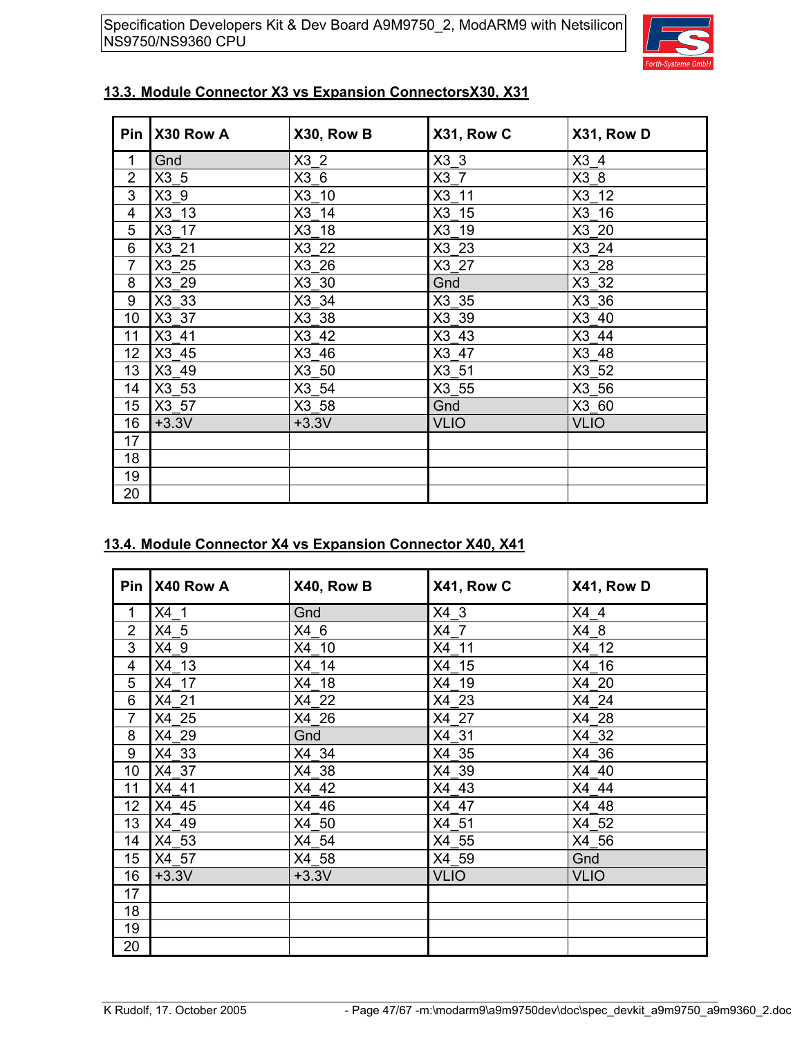## 13.3. Module Connector X3 vs Expansion ConnectorsX30, X31

| Pin | X30 Row A | X30, Row B | X31, Row C | X31, Row D |
|---|---|---|---|---|
| 1 | Gnd | X3_2 | X3_3 | X3_4 |
| 2 | X3_5 | X3_6 | X3_7 | X3_8 |
| 3 | X3_9 | X3_10 | X3_11 | X3_12 |
| 4 | X3_13 | X3_14 | X3_15 | X3_16 |
| 5 | X3_17 | X3_18 | X3_19 | X3_20 |
| 6 | X3_21 | X3_22 | X3_23 | X3_24 |
| 7 | X3_25 | X3_26 | X3_27 | X3_28 |
| 8 | X3_29 | X3_30 | Gnd | X3_32 |
| 9 | X3_33 | X3_34 | X3_35 | X3_36 |
| 10 | X3_37 | X3_38 | X3_39 | X3_40 |
| 11 | X3_41 | X3_42 | X3_43 | X3_44 |
| 12 | X3_45 | X3_46 | X3_47 | X3_48 |
| 13 | X3_49 | X3_50 | X3_51 | X3_52 |
| 14 | X3_53 | X3_54 | X3_55 | X3_56 |
| 15 | X3_57 | X3_58 | Gnd | X3_60 |
| 16 | +3.3V | +3.3V | VLIO | VLIO |
| 17 | | | | |
| 18 | | | | |
| 19 | | | | |
| 20 | | | | |

## 13.4. Module Connector X4 vs Expansion Connector X40, X41

| Pin | X40 Row A | X40, Row B | X41, Row C | X41, Row D |
|---|---|---|---|---|
| 1 | X4_1 | Gnd | X4_3 | X4_4 |
| 2 | X4_5 | X4_6 | X4_7 | X4_8 |
| 3 | X4_9 | X4_10 | X4_11 | X4_12 |
| 4 | X4_13 | X4_14 | X4_15 | X4_16 |
| 5 | X4_17 | X4_18 | X4_19 | X4_20 |
| 6 | X4_21 | X4_22 | X4_23 | X4_24 |
| 7 | X4_25 | X4_26 | X4_27 | X4_28 |
| 8 | X4_29 | Gnd | X4_31 | X4_32 |
| 9 | X4_33 | X4_34 | X4_35 | X4_36 |
| 10 | X4_37 | X4_38 | X4_39 | X4_40 |
| 11 | X4_41 | X4_42 | X4_43 | X4_44 |
| 12 | X4_45 | X4_46 | X4_47 | X4_48 |
| 13 | X4_49 | X4_50 | X4_51 | X4_52 |
| 14 | X4_53 | X4_54 | X4_55 | X4_56 |
| 15 | X4_57 | X4_58 | X4_59 | Gnd |
| 16 | +3.3V | +3.3V | VLIO | VLIO |
| 17 | | | | |
| 18 | | | | |
| 19 | | | | |
| 20 | | | | |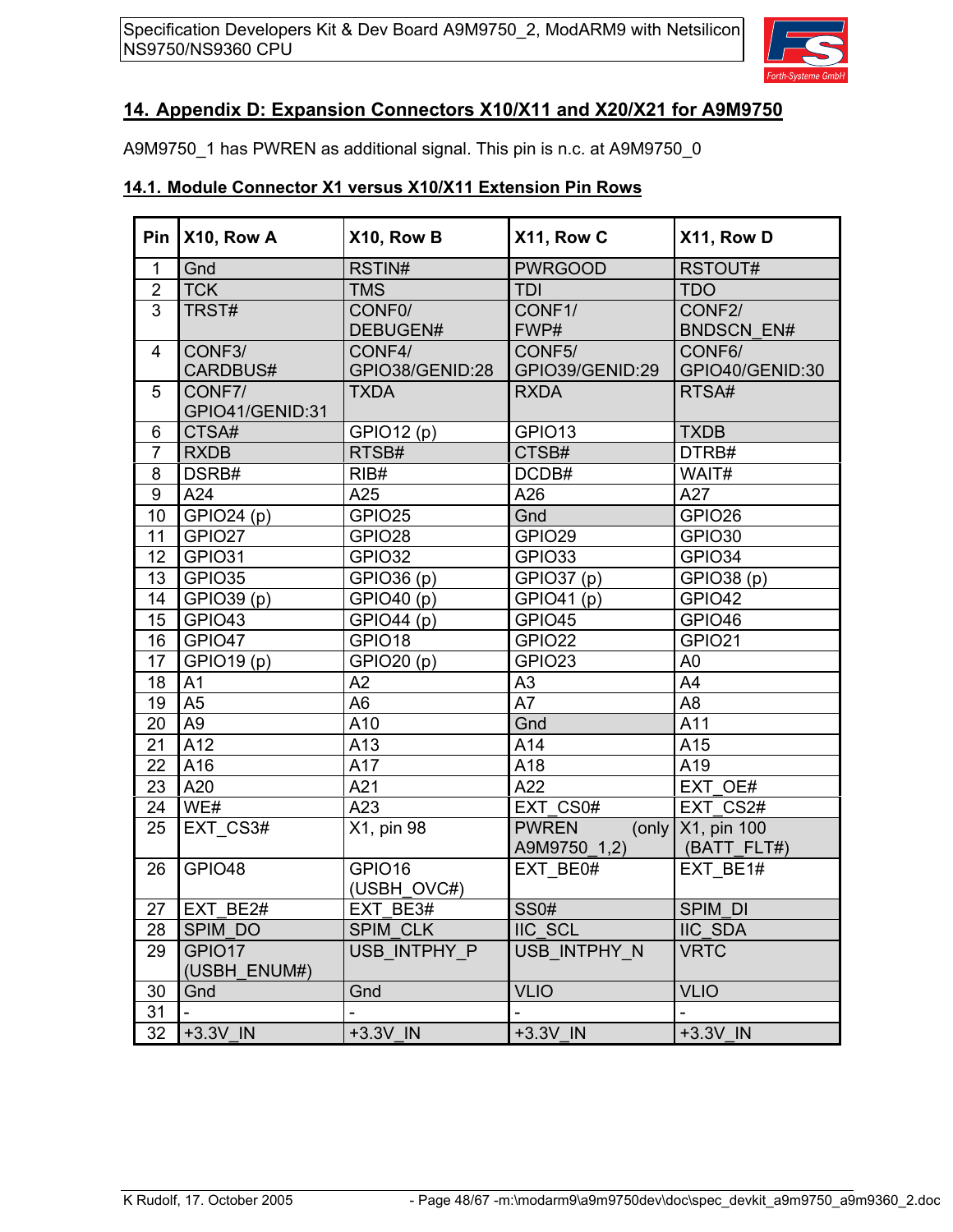## 14. Appendix D: Expansion Connectors X10/X11 and X20/X21 for A9M9750

A9M9750_1 has PWREN as additional signal. This pin is n.c. at A9M9750_0

### 14.1. Module Connector X1 versus X10/X11 Extension Pin Rows

| Pin | X10, Row A | X10, Row B | X11, Row C | X11, Row D |
|---|---|---|---|---|
| 1 | Gnd | RSTIN# | PWRGOOD | RSTOUT# |
| 2 | TCK | TMS | TDI | TDO |
| 3 | TRST# | CONF0/ DEBUGEN# | CONF1/ FWP# | CONF2/ BNDSCN_EN# |
| 4 | CONF3/ CARDBUS# | CONF4/ GPIO38/GENID:28 | CONF5/ GPIO39/GENID:29 | CONF6/ GPIO40/GENID:30 |
| 5 | CONF7/ GPIO41/GENID:31 | TXDA | RXDA | RTSA# |
| 6 | CTSA# | GPIO12 (p) | GPIO13 | TXDB |
| 7 | RXDB | RTSB# | CTSB# | DTRB# |
| 8 | DSRB# | RIB# | DCDB# | WAIT# |
| 9 | A24 | A25 | A26 | A27 |
| 10 | GPIO24 (p) | GPIO25 | Gnd | GPIO26 |
| 11 | GPIO27 | GPIO28 | GPIO29 | GPIO30 |
| 12 | GPIO31 | GPIO32 | GPIO33 | GPIO34 |
| 13 | GPIO35 | GPIO36 (p) | GPIO37 (p) | GPIO38 (p) |
| 14 | GPIO39 (p) | GPIO40 (p) | GPIO41 (p) | GPIO42 |
| 15 | GPIO43 | GPIO44 (p) | GPIO45 | GPIO46 |
| 16 | GPIO47 | GPIO18 | GPIO22 | GPIO21 |
| 17 | GPIO19 (p) | GPIO20 (p) | GPIO23 | A0 |
| 18 | A1 | A2 | A3 | A4 |
| 19 | A5 | A6 | A7 | A8 |
| 20 | A9 | A10 | Gnd | A11 |
| 21 | A12 | A13 | A14 | A15 |
| 22 | A16 | A17 | A18 | A19 |
| 23 | A20 | A21 | A22 | EXT_OE# |
| 24 | WE# | A23 | EXT_CS0# | EXT_CS2# |
| 25 | EXT_CS3# | X1, pin 98 | PWREN (only A9M9750_1,2) | X1, pin 100 (BATT_FLT#) |
| 26 | GPIO48 | GPIO16 (USBH_OVC#) | EXT_BE0# | EXT_BE1# |
| 27 | EXT_BE2# | EXT_BE3# | SS0# | SPIM_DI |
| 28 | SPIM_DO | SPIM_CLK | IIC_SCL | IIC_SDA |
| 29 | GPIO17 (USBH_ENUM#) | USB_INTPHY_P | USB_INTPHY_N | VRTC |
| 30 | Gnd | Gnd | VLIO | VLIO |
| 31 | - | - | - | - |
| 32 | +3.3V_IN | +3.3V_IN | +3.3V_IN | +3.3V_IN |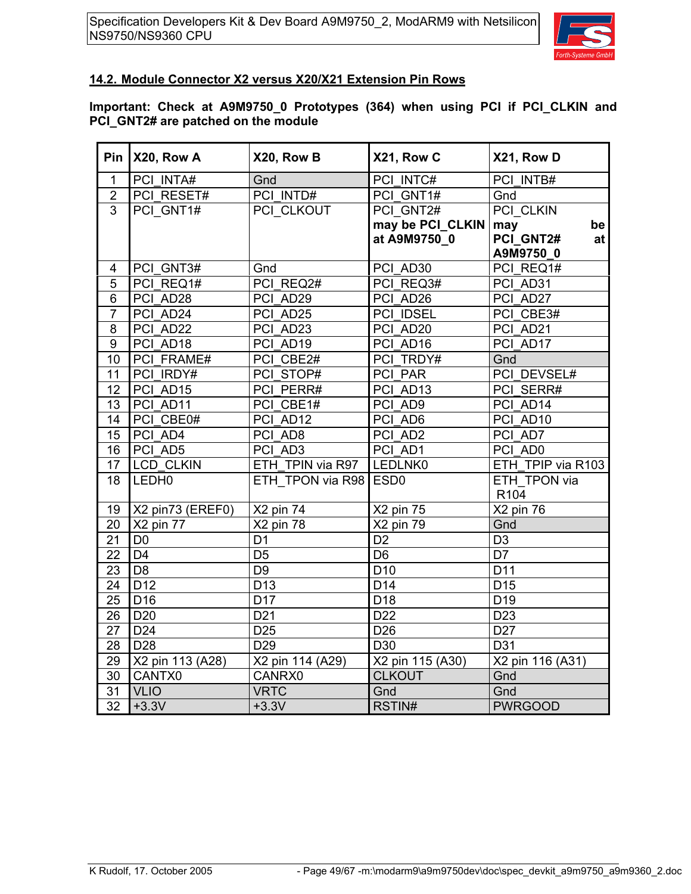## 14.2. Module Connector X2 versus X20/X21 Extension Pin Rows

**Important: Check at A9M9750_0 Prototypes (364) when using PCI if PCI_CLKIN and PCI_GNT2# are patched on the module**

| Pin | X20, Row A | X20, Row B | X21, Row C | X21, Row D |
|---|---|---|---|---|
| 1 | PCI_INTA# | Gnd | PCI_INTC# | PCI_INTB# |
| 2 | PCI_RESET# | PCI_INTD# | PCI_GNT1# | Gnd |
| 3 | PCI_GNT1# | PCI_CLKOUT | PCI_GNT2# **may be PCI_CLKIN at A9M9750_0** | PCI_CLKIN **may be PCI_GNT2# at A9M9750_0** |
| 4 | PCI_GNT3# | Gnd | PCI_AD30 | PCI_REQ1# |
| 5 | PCI_REQ1# | PCI_REQ2# | PCI_REQ3# | PCI_AD31 |
| 6 | PCI_AD28 | PCI_AD29 | PCI_AD26 | PCI_AD27 |
| 7 | PCI_AD24 | PCI_AD25 | PCI_IDSEL | PCI_CBE3# |
| 8 | PCI_AD22 | PCI_AD23 | PCI_AD20 | PCI_AD21 |
| 9 | PCI_AD18 | PCI_AD19 | PCI_AD16 | PCI_AD17 |
| 10 | PCI_FRAME# | PCI_CBE2# | PCI_TRDY# | Gnd |
| 11 | PCI_IRDY# | PCI_STOP# | PCI_PAR | PCI_DEVSEL# |
| 12 | PCI_AD15 | PCI_PERR# | PCI_AD13 | PCI_SERR# |
| 13 | PCI_AD11 | PCI_CBE1# | PCI_AD9 | PCI_AD14 |
| 14 | PCI_CBE0# | PCI_AD12 | PCI_AD6 | PCI_AD10 |
| 15 | PCI_AD4 | PCI_AD8 | PCI_AD2 | PCI_AD7 |
| 16 | PCI_AD5 | PCI_AD3 | PCI_AD1 | PCI_AD0 |
| 17 | LCD_CLKIN | ETH_TPIN via R97 | LEDLNK0 | ETH_TPIP via R103 |
| 18 | LEDH0 | ETH_TPON via R98 | ESD0 | ETH_TPON via R104 |
| 19 | X2 pin73 (EREF0) | X2 pin 74 | X2 pin 75 | X2 pin 76 |
| 20 | X2 pin 77 | X2 pin 78 | X2 pin 79 | Gnd |
| 21 | D0 | D1 | D2 | D3 |
| 22 | D4 | D5 | D6 | D7 |
| 23 | D8 | D9 | D10 | D11 |
| 24 | D12 | D13 | D14 | D15 |
| 25 | D16 | D17 | D18 | D19 |
| 26 | D20 | D21 | D22 | D23 |
| 27 | D24 | D25 | D26 | D27 |
| 28 | D28 | D29 | D30 | D31 |
| 29 | X2 pin 113 (A28) | X2 pin 114 (A29) | X2 pin 115 (A30) | X2 pin 116 (A31) |
| 30 | CANTX0 | CANRX0 | CLKOUT | Gnd |
| 31 | VLIO | VRTC | Gnd | Gnd |
| 32 | +3.3V | +3.3V | RSTIN# | PWRGOOD |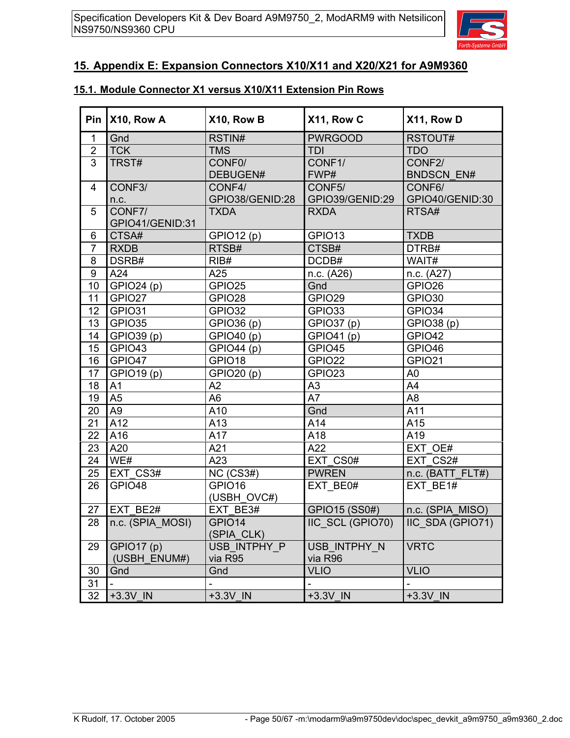## 15. Appendix E: Expansion Connectors X10/X11 and X20/X21 for A9M9360

### 15.1. Module Connector X1 versus X10/X11 Extension Pin Rows

| Pin | X10, Row A | X10, Row B | X11, Row C | X11, Row D |
|---|---|---|---|---|
| 1 | Gnd | RSTIN# | PWRGOOD | RSTOUT# |
| 2 | TCK | TMS | TDI | TDO |
| 3 | TRST# | CONF0/ DEBUGEN# | CONF1/ FWP# | CONF2/ BNDSCN_EN# |
| 4 | CONF3/ n.c. | CONF4/ GPIO38/GENID:28 | CONF5/ GPIO39/GENID:29 | CONF6/ GPIO40/GENID:30 |
| 5 | CONF7/ GPIO41/GENID:31 | TXDA | RXDA | RTSA# |
| 6 | CTSA# | GPIO12 (p) | GPIO13 | TXDB |
| 7 | RXDB | RTSB# | CTSB# | DTRB# |
| 8 | DSRB# | RIB# | DCDB# | WAIT# |
| 9 | A24 | A25 | n.c. (A26) | n.c. (A27) |
| 10 | GPIO24 (p) | GPIO25 | Gnd | GPIO26 |
| 11 | GPIO27 | GPIO28 | GPIO29 | GPIO30 |
| 12 | GPIO31 | GPIO32 | GPIO33 | GPIO34 |
| 13 | GPIO35 | GPIO36 (p) | GPIO37 (p) | GPIO38 (p) |
| 14 | GPIO39 (p) | GPIO40 (p) | GPIO41 (p) | GPIO42 |
| 15 | GPIO43 | GPIO44 (p) | GPIO45 | GPIO46 |
| 16 | GPIO47 | GPIO18 | GPIO22 | GPIO21 |
| 17 | GPIO19 (p) | GPIO20 (p) | GPIO23 | A0 |
| 18 | A1 | A2 | A3 | A4 |
| 19 | A5 | A6 | A7 | A8 |
| 20 | A9 | A10 | Gnd | A11 |
| 21 | A12 | A13 | A14 | A15 |
| 22 | A16 | A17 | A18 | A19 |
| 23 | A20 | A21 | A22 | EXT_OE# |
| 24 | WE# | A23 | EXT_CS0# | EXT_CS2# |
| 25 | EXT_CS3# | NC (CS3#) | PWREN | n.c. (BATT_FLT#) |
| 26 | GPIO48 | GPIO16 (USBH_OVC#) | EXT_BE0# | EXT_BE1# |
| 27 | EXT_BE2# | EXT_BE3# | GPIO15 (SS0#) | n.c. (SPIA_MISO) |
| 28 | n.c. (SPIA_MOSI) | GPIO14 (SPIA_CLK) | IIC_SCL (GPIO70) | IIC_SDA (GPIO71) |
| 29 | GPIO17 (p) (USBH_ENUM#) | USB_INTPHY_P via R95 | USB_INTPHY_N via R96 | VRTC |
| 30 | Gnd | Gnd | VLIO | VLIO |
| 31 | - | - | - | - |
| 32 | +3.3V_IN | +3.3V_IN | +3.3V_IN | +3.3V_IN |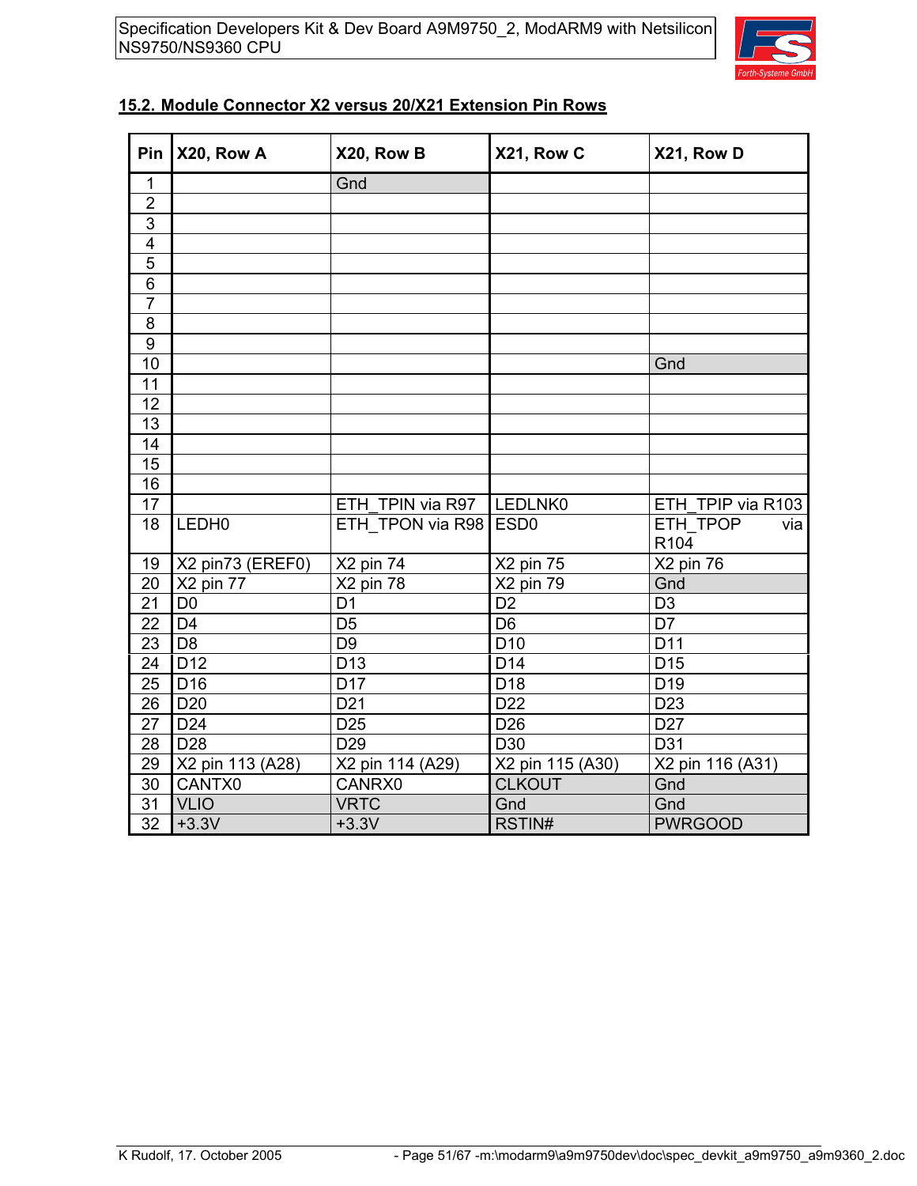## 15.2. Module Connector X2 versus 20/X21 Extension Pin Rows

| Pin | X20, Row A | X20, Row B | X21, Row C | X21, Row D |
|---|---|---|---|---|
| 1 | | Gnd | | |
| 2 | | | | |
| 3 | | | | |
| 4 | | | | |
| 5 | | | | |
| 6 | | | | |
| 7 | | | | |
| 8 | | | | |
| 9 | | | | |
| 10 | | | | Gnd |
| 11 | | | | |
| 12 | | | | |
| 13 | | | | |
| 14 | | | | |
| 15 | | | | |
| 16 | | | | |
| 17 | | ETH_TPIN via R97 | LEDLNK0 | ETH_TPIP via R103 |
| 18 | LEDH0 | ETH_TPON via R98 | ESD0 | ETH_TPOP via R104 |
| 19 | X2 pin73 (EREF0) | X2 pin 74 | X2 pin 75 | X2 pin 76 |
| 20 | X2 pin 77 | X2 pin 78 | X2 pin 79 | Gnd |
| 21 | D0 | D1 | D2 | D3 |
| 22 | D4 | D5 | D6 | D7 |
| 23 | D8 | D9 | D10 | D11 |
| 24 | D12 | D13 | D14 | D15 |
| 25 | D16 | D17 | D18 | D19 |
| 26 | D20 | D21 | D22 | D23 |
| 27 | D24 | D25 | D26 | D27 |
| 28 | D28 | D29 | D30 | D31 |
| 29 | X2 pin 113 (A28) | X2 pin 114 (A29) | X2 pin 115 (A30) | X2 pin 116 (A31) |
| 30 | CANTX0 | CANRX0 | CLKOUT | Gnd |
| 31 | VLIO | VRTC | Gnd | Gnd |
| 32 | +3.3V | +3.3V | RSTIN# | PWRGOOD |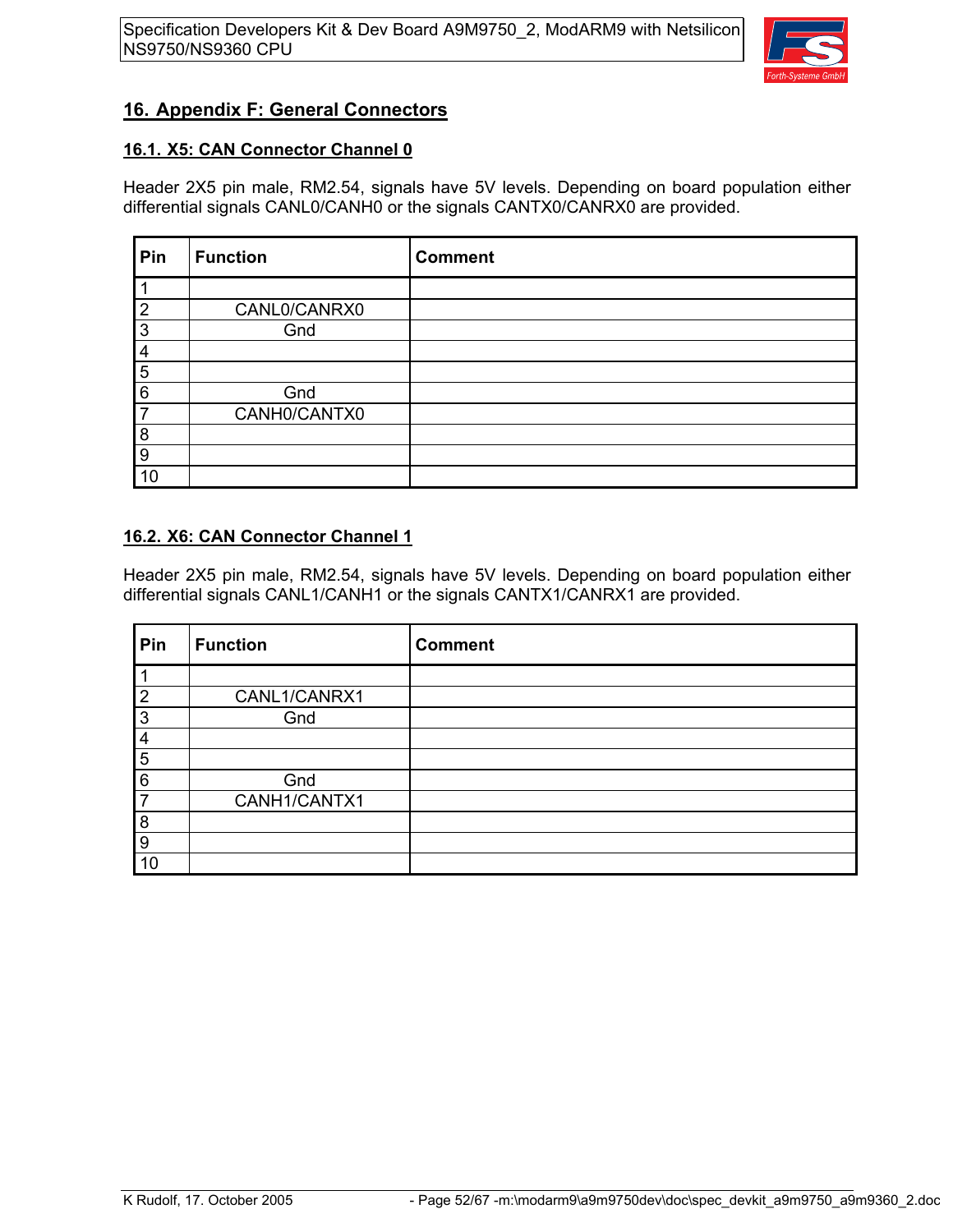# 16. Appendix F: General Connectors

## 16.1. X5: CAN Connector Channel 0

Header 2X5 pin male, RM2.54, signals have 5V levels. Depending on board population either differential signals CANL0/CANH0 or the signals CANTX0/CANRX0 are provided.

| Pin | Function | Comment |
|---|---|---|
| 1 | | |
| 2 | CANL0/CANRX0 | |
| 3 | Gnd | |
| 4 | | |
| 5 | | |
| 6 | Gnd | |
| 7 | CANH0/CANTX0 | |
| 8 | | |
| 9 | | |
| 10 | | |

## 16.2. X6: CAN Connector Channel 1

Header 2X5 pin male, RM2.54, signals have 5V levels. Depending on board population either differential signals CANL1/CANH1 or the signals CANTX1/CANRX1 are provided.

| Pin | Function | Comment |
|---|---|---|
| 1 | | |
| 2 | CANL1/CANRX1 | |
| 3 | Gnd | |
| 4 | | |
| 5 | | |
| 6 | Gnd | |
| 7 | CANH1/CANTX1 | |
| 8 | | |
| 9 | | |
| 10 | | |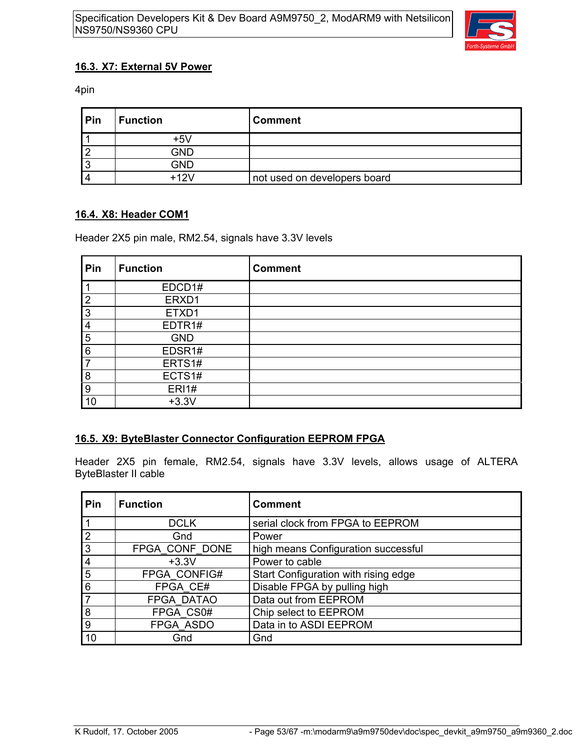## 16.3. X7: External 5V Power

4pin

| Pin | Function | Comment |
|---|---|---|
| 1 | +5V | |
| 2 | GND | |
| 3 | GND | |
| 4 | +12V | not used on developers board |

## 16.4. X8: Header COM1

Header 2X5 pin male, RM2.54, signals have 3.3V levels

| Pin | Function | Comment |
|---|---|---|
| 1 | EDCD1# | |
| 2 | ERXD1 | |
| 3 | ETXD1 | |
| 4 | EDTR1# | |
| 5 | GND | |
| 6 | EDSR1# | |
| 7 | ERTS1# | |
| 8 | ECTS1# | |
| 9 | ERI1# | |
| 10 | +3.3V | |

## 16.5. X9: ByteBlaster Connector Configuration EEPROM FPGA

Header 2X5 pin female, RM2.54, signals have 3.3V levels, allows usage of ALTERA ByteBlaster II cable

| Pin | Function | Comment |
|---|---|---|
| 1 | DCLK | serial clock from FPGA to EEPROM |
| 2 | Gnd | Power |
| 3 | FPGA_CONF_DONE | high means Configuration successful |
| 4 | +3.3V | Power to cable |
| 5 | FPGA_CONFIG# | Start Configuration with rising edge |
| 6 | FPGA_CE# | Disable FPGA by pulling high |
| 7 | FPGA_DATAO | Data out from EEPROM |
| 8 | FPGA_CS0# | Chip select to EEPROM |
| 9 | FPGA_ASDO | Data in to ASDI EEPROM |
| 10 | Gnd | Gnd |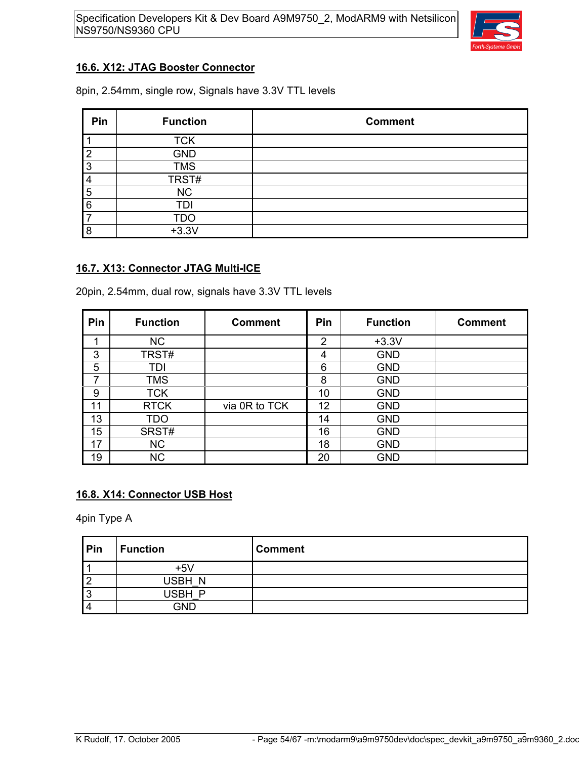## 16.6. X12: JTAG Booster Connector

8pin, 2.54mm, single row, Signals have 3.3V TTL levels

| Pin | Function | Comment |
|---|---|---|
| 1 | TCK | |
| 2 | GND | |
| 3 | TMS | |
| 4 | TRST# | |
| 5 | NC | |
| 6 | TDI | |
| 7 | TDO | |
| 8 | +3.3V | |

## 16.7. X13: Connector JTAG Multi-ICE

20pin, 2.54mm, dual row, signals have 3.3V TTL levels

| Pin | Function | Comment | Pin | Function | Comment |
|---|---|---|---|---|---|
| 1 | NC | | 2 | +3.3V | |
| 3 | TRST# | | 4 | GND | |
| 5 | TDI | | 6 | GND | |
| 7 | TMS | | 8 | GND | |
| 9 | TCK | | 10 | GND | |
| 11 | RTCK | via 0R to TCK | 12 | GND | |
| 13 | TDO | | 14 | GND | |
| 15 | SRST# | | 16 | GND | |
| 17 | NC | | 18 | GND | |
| 19 | NC | | 20 | GND | |

## 16.8. X14: Connector USB Host

4pin Type A

| Pin | Function | Comment |
|---|---|---|
| 1 | +5V | |
| 2 | USBH_N | |
| 3 | USBH_P | |
| 4 | GND | |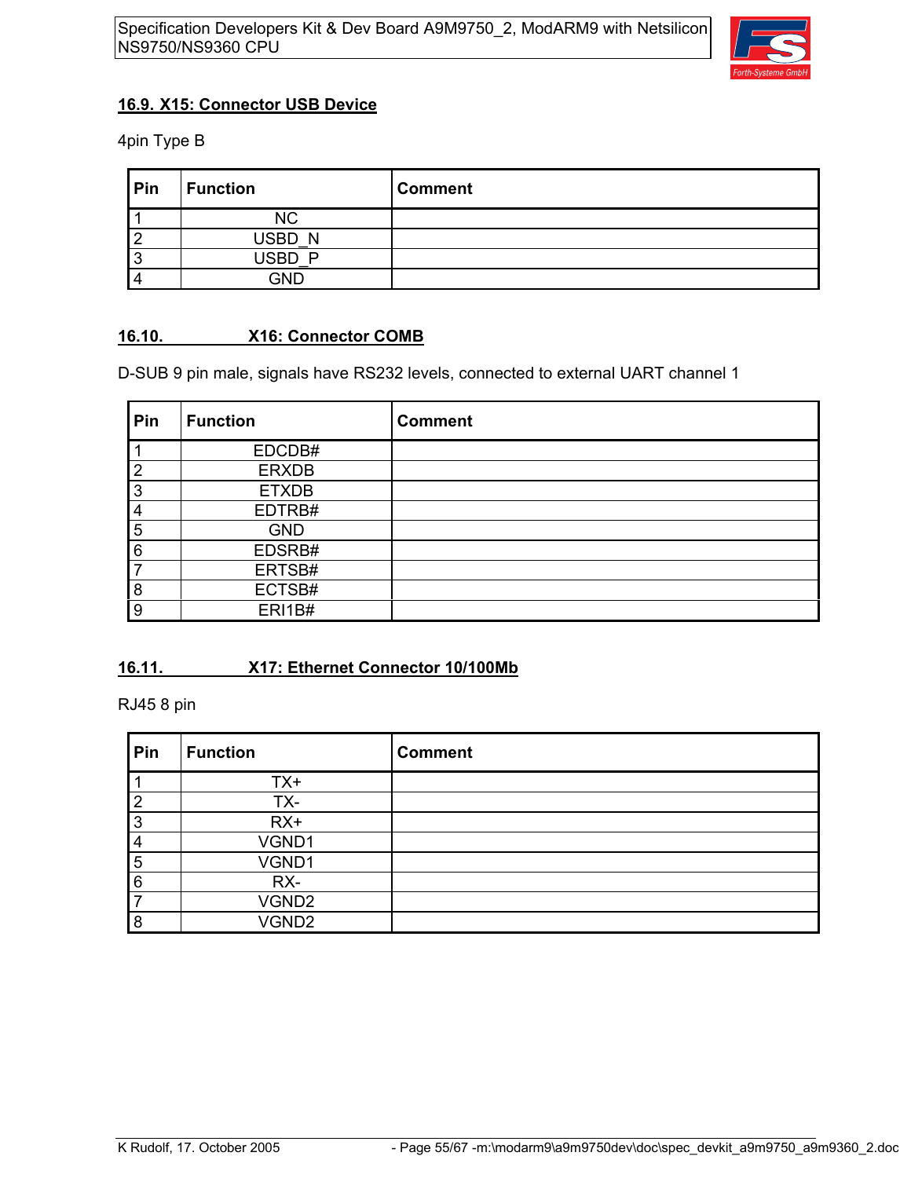## 16.9. X15: Connector USB Device

4pin Type B

| Pin | Function | Comment |
|---|---|---|
| 1 | NC | |
| 2 | USBD_N | |
| 3 | USBD_P | |
| 4 | GND | |

## 16.10. X16: Connector COMB

D-SUB 9 pin male, signals have RS232 levels, connected to external UART channel 1

| Pin | Function | Comment |
|---|---|---|
| 1 | EDCDB# | |
| 2 | ERXDB | |
| 3 | ETXDB | |
| 4 | EDTRB# | |
| 5 | GND | |
| 6 | EDSRB# | |
| 7 | ERTSB# | |
| 8 | ECTSB# | |
| 9 | ERI1B# | |

## 16.11. X17: Ethernet Connector 10/100Mb

RJ45 8 pin

| Pin | Function | Comment |
|---|---|---|
| 1 | TX+ | |
| 2 | TX- | |
| 3 | RX+ | |
| 4 | VGND1 | |
| 5 | VGND1 | |
| 6 | RX- | |
| 7 | VGND2 | |
| 8 | VGND2 | |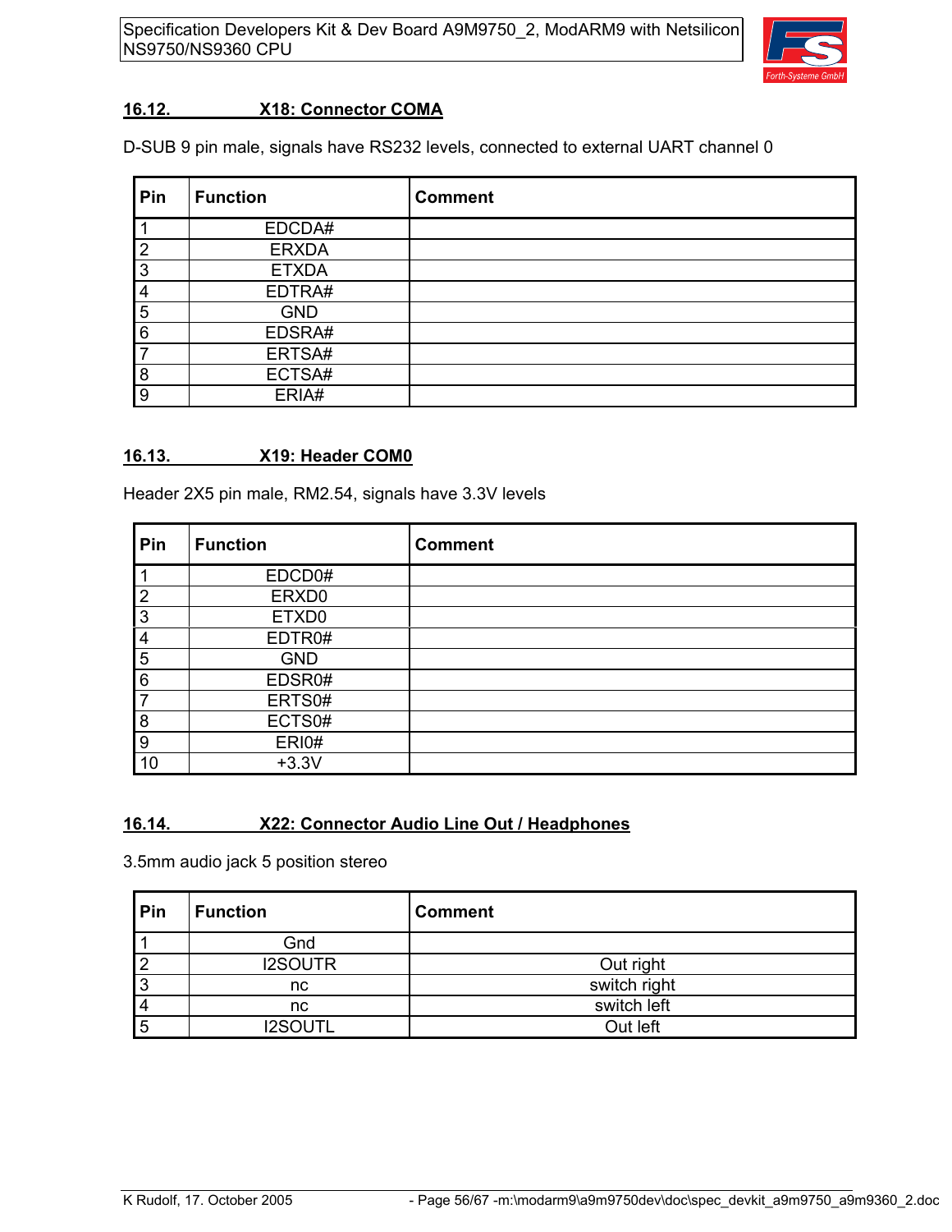## 16.12. X18: Connector COMA

D-SUB 9 pin male, signals have RS232 levels, connected to external UART channel 0

| Pin | Function | Comment |
|---|---|---|
| 1 | EDCDA# | |
| 2 | ERXDA | |
| 3 | ETXDA | |
| 4 | EDTRA# | |
| 5 | GND | |
| 6 | EDSRA# | |
| 7 | ERTSA# | |
| 8 | ECTSA# | |
| 9 | ERIA# | |

## 16.13. X19: Header COM0

Header 2X5 pin male, RM2.54, signals have 3.3V levels

| Pin | Function | Comment |
|---|---|---|
| 1 | EDCD0# | |
| 2 | ERXD0 | |
| 3 | ETXD0 | |
| 4 | EDTR0# | |
| 5 | GND | |
| 6 | EDSR0# | |
| 7 | ERTS0# | |
| 8 | ECTS0# | |
| 9 | ERI0# | |
| 10 | +3.3V | |

## 16.14. X22: Connector Audio Line Out / Headphones

3.5mm audio jack 5 position stereo

| Pin | Function | Comment |
|---|---|---|
| 1 | Gnd | |
| 2 | I2SOUTR | Out right |
| 3 | nc | switch right |
| 4 | nc | switch left |
| 5 | I2SOUTL | Out left |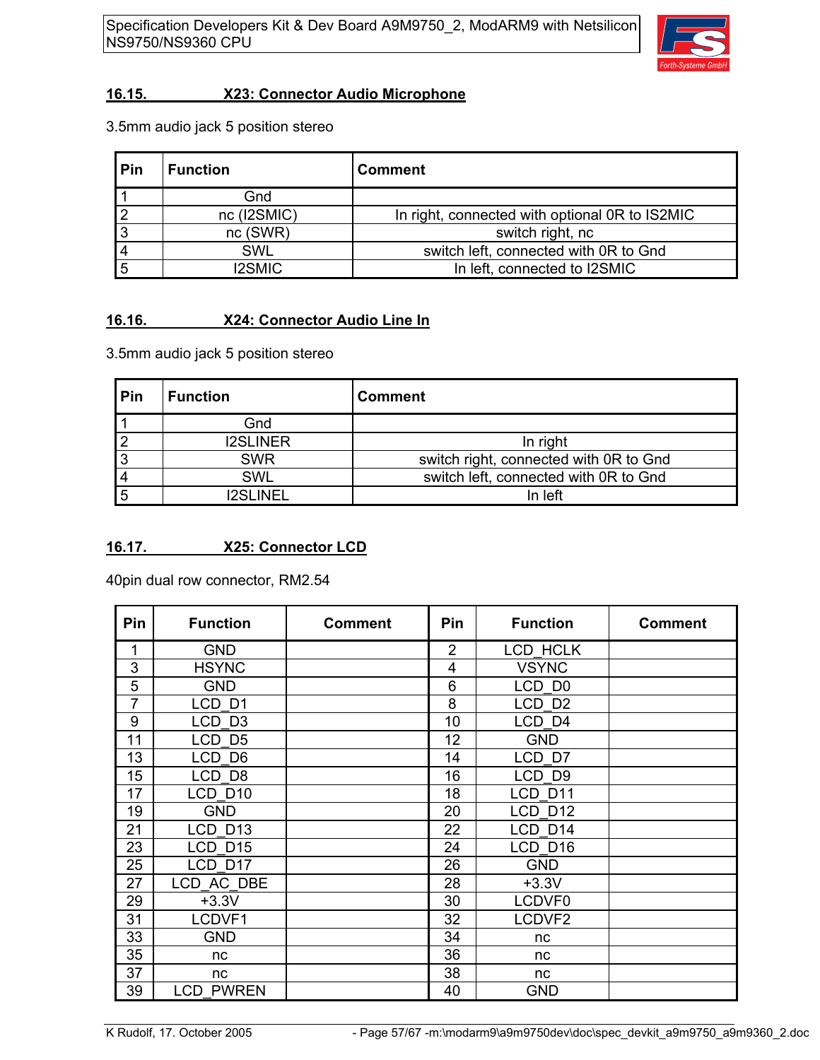## 16.15. X23: Connector Audio Microphone

3.5mm audio jack 5 position stereo

| Pin | Function | Comment |
|---|---|---|
| 1 | Gnd | |
| 2 | nc (I2SMIC) | In right, connected with optional 0R to IS2MIC |
| 3 | nc (SWR) | switch right, nc |
| 4 | SWL | switch left, connected with 0R to Gnd |
| 5 | I2SMIC | In left, connected to I2SMIC |

## 16.16. X24: Connector Audio Line In

3.5mm audio jack 5 position stereo

| Pin | Function | Comment |
|---|---|---|
| 1 | Gnd | |
| 2 | I2SLINER | In right |
| 3 | SWR | switch right, connected with 0R to Gnd |
| 4 | SWL | switch left, connected with 0R to Gnd |
| 5 | I2SLINEL | In left |

## 16.17. X25: Connector LCD

40pin dual row connector, RM2.54

| Pin | Function | Comment | Pin | Function | Comment |
|---|---|---|---|---|---|
| 1 | GND | | 2 | LCD_HCLK | |
| 3 | HSYNC | | 4 | VSYNC | |
| 5 | GND | | 6 | LCD_D0 | |
| 7 | LCD_D1 | | 8 | LCD_D2 | |
| 9 | LCD_D3 | | 10 | LCD_D4 | |
| 11 | LCD_D5 | | 12 | GND | |
| 13 | LCD_D6 | | 14 | LCD_D7 | |
| 15 | LCD_D8 | | 16 | LCD_D9 | |
| 17 | LCD_D10 | | 18 | LCD_D11 | |
| 19 | GND | | 20 | LCD_D12 | |
| 21 | LCD_D13 | | 22 | LCD_D14 | |
| 23 | LCD_D15 | | 24 | LCD_D16 | |
| 25 | LCD_D17 | | 26 | GND | |
| 27 | LCD_AC_DBE | | 28 | +3.3V | |
| 29 | +3.3V | | 30 | LCDVF0 | |
| 31 | LCDVF1 | | 32 | LCDVF2 | |
| 33 | GND | | 34 | nc | |
| 35 | nc | | 36 | nc | |
| 37 | nc | | 38 | nc | |
| 39 | LCD_PWREN | | 40 | GND | |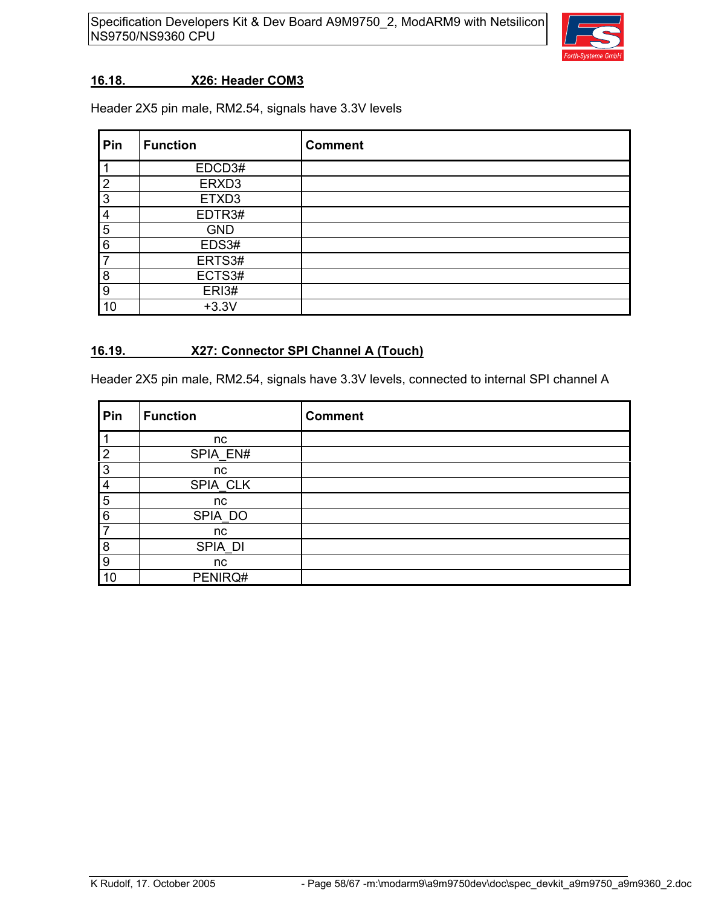## 16.18. X26: Header COM3

Header 2X5 pin male, RM2.54, signals have 3.3V levels

| Pin | Function | Comment |
|---|---|---|
| 1 | EDCD3# | |
| 2 | ERXD3 | |
| 3 | ETXD3 | |
| 4 | EDTR3# | |
| 5 | GND | |
| 6 | EDS3# | |
| 7 | ERTS3# | |
| 8 | ECTS3# | |
| 9 | ERI3# | |
| 10 | +3.3V | |

## 16.19. X27: Connector SPI Channel A (Touch)

Header 2X5 pin male, RM2.54, signals have 3.3V levels, connected to internal SPI channel A

| Pin | Function | Comment |
|---|---|---|
| 1 | nc | |
| 2 | SPIA_EN# | |
| 3 | nc | |
| 4 | SPIA_CLK | |
| 5 | nc | |
| 6 | SPIA_DO | |
| 7 | nc | |
| 8 | SPIA_DI | |
| 9 | nc | |
| 10 | PENIRQ# | |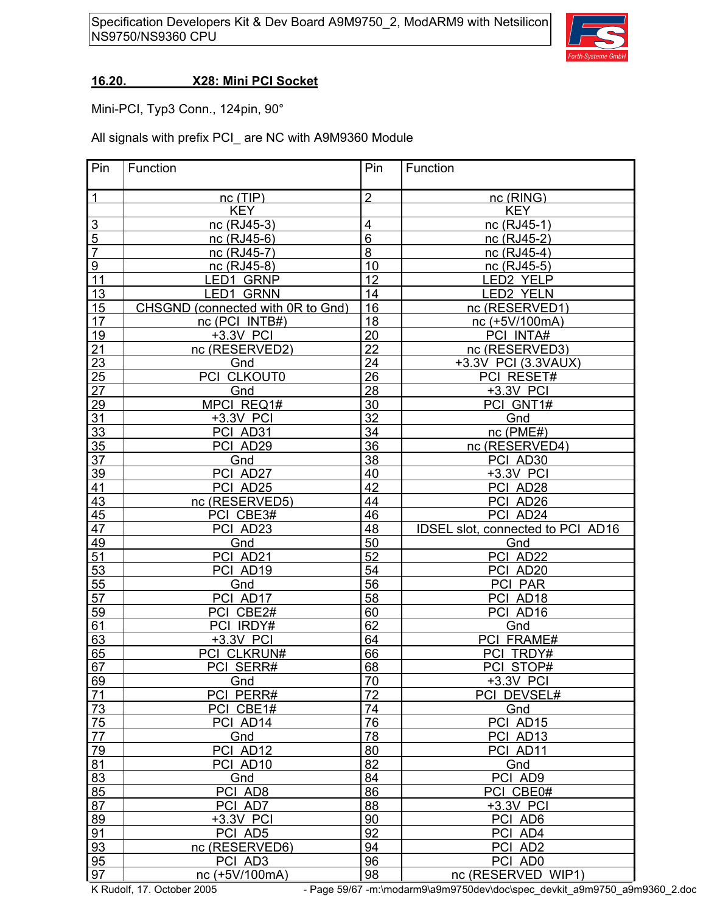## 16.20. X28: Mini PCI Socket

Mini-PCI, Typ3 Conn., 124pin, 90°

All signals with prefix PCI_ are NC with A9M9360 Module

| Pin | Function | Pin | Function |
|---|---|---|---|
| 1 | nc (TIP) | 2 | nc (RING) |
| | KEY | | KEY |
| 3 | nc (RJ45-3) | 4 | nc (RJ45-1) |
| 5 | nc (RJ45-6) | 6 | nc (RJ45-2) |
| 7 | nc (RJ45-7) | 8 | nc (RJ45-4) |
| 9 | nc (RJ45-8) | 10 | nc (RJ45-5) |
| 11 | LED1_GRNP | 12 | LED2_YELP |
| 13 | LED1_GRNN | 14 | LED2_YELN |
| 15 | CHSGND (connected with 0R to Gnd) | 16 | nc (RESERVED1) |
| 17 | nc (PCI_INTB#) | 18 | nc (+5V/100mA) |
| 19 | +3.3V_PCI | 20 | PCI_INTA# |
| 21 | nc (RESERVED2) | 22 | nc (RESERVED3) |
| 23 | Gnd | 24 | +3.3V_PCI (3.3VAUX) |
| 25 | PCI_CLKOUT0 | 26 | PCI_RESET# |
| 27 | Gnd | 28 | +3.3V_PCI |
| 29 | MPCI_REQ1# | 30 | PCI_GNT1# |
| 31 | +3.3V_PCI | 32 | Gnd |
| 33 | PCI_AD31 | 34 | nc (PME#) |
| 35 | PCI_AD29 | 36 | nc (RESERVED4) |
| 37 | Gnd | 38 | PCI_AD30 |
| 39 | PCI_AD27 | 40 | +3.3V_PCI |
| 41 | PCI_AD25 | 42 | PCI_AD28 |
| 43 | nc (RESERVED5) | 44 | PCI_AD26 |
| 45 | PCI_CBE3# | 46 | PCI_AD24 |
| 47 | PCI_AD23 | 48 | IDSEL slot, connected to PCI_AD16 |
| 49 | Gnd | 50 | Gnd |
| 51 | PCI_AD21 | 52 | PCI_AD22 |
| 53 | PCI_AD19 | 54 | PCI_AD20 |
| 55 | Gnd | 56 | PCI_PAR |
| 57 | PCI_AD17 | 58 | PCI_AD18 |
| 59 | PCI_CBE2# | 60 | PCI_AD16 |
| 61 | PCI_IRDY# | 62 | Gnd |
| 63 | +3.3V_PCI | 64 | PCI_FRAME# |
| 65 | PCI_CLKRUN# | 66 | PCI_TRDY# |
| 67 | PCI_SERR# | 68 | PCI_STOP# |
| 69 | Gnd | 70 | +3.3V_PCI |
| 71 | PCI_PERR# | 72 | PCI_DEVSEL# |
| 73 | PCI_CBE1# | 74 | Gnd |
| 75 | PCI_AD14 | 76 | PCI_AD15 |
| 77 | Gnd | 78 | PCI_AD13 |
| 79 | PCI_AD12 | 80 | PCI_AD11 |
| 81 | PCI_AD10 | 82 | Gnd |
| 83 | Gnd | 84 | PCI_AD9 |
| 85 | PCI_AD8 | 86 | PCI_CBE0# |
| 87 | PCI_AD7 | 88 | +3.3V_PCI |
| 89 | +3.3V_PCI | 90 | PCI_AD6 |
| 91 | PCI_AD5 | 92 | PCI_AD4 |
| 93 | nc (RESERVED6) | 94 | PCI_AD2 |
| 95 | PCI_AD3 | 96 | PCI_AD0 |
| 97 | nc (+5V/100mA) | 98 | nc (RESERVED_WIP1) |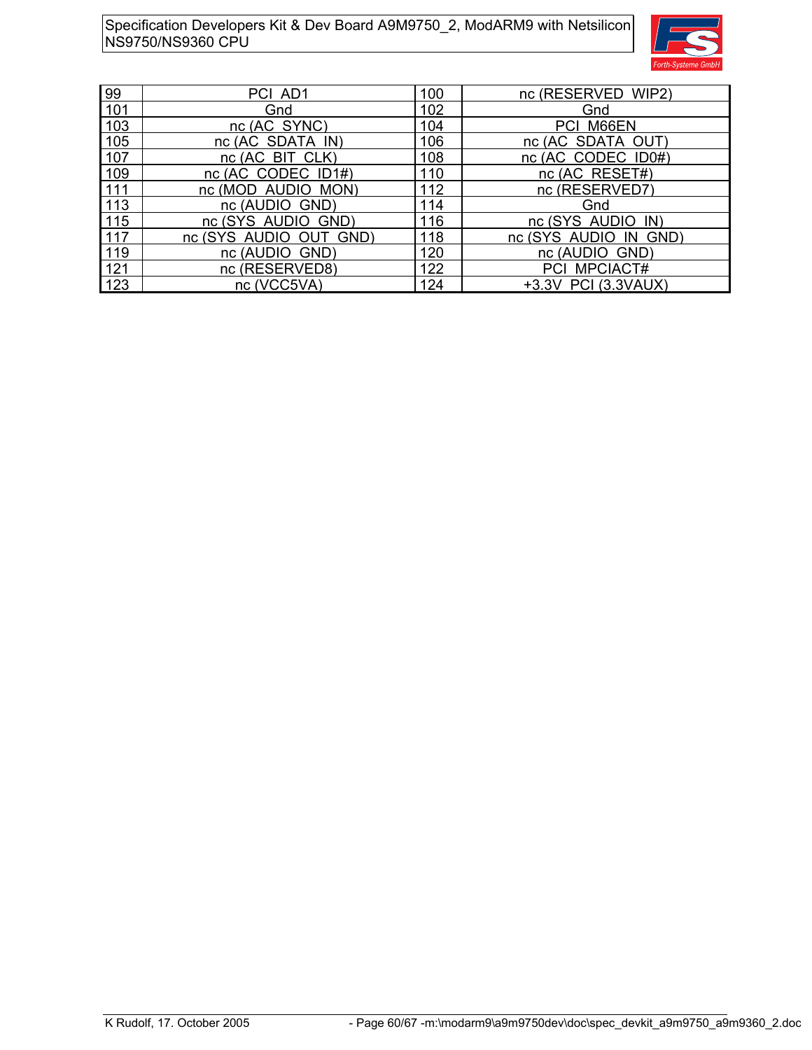| 99 | PCI_AD1 | 100 | nc (RESERVED_WIP2) |
|---|---|---|---|
| 101 | Gnd | 102 | Gnd |
| 103 | nc (AC_SYNC) | 104 | PCI_M66EN |
| 105 | nc (AC_SDATA_IN) | 106 | nc (AC_SDATA_OUT) |
| 107 | nc (AC_BIT_CLK) | 108 | nc (AC_CODEC_ID0#) |
| 109 | nc (AC_CODEC_ID1#) | 110 | nc (AC_RESET#) |
| 111 | nc (MOD_AUDIO_MON) | 112 | nc (RESERVED7) |
| 113 | nc (AUDIO_GND) | 114 | Gnd |
| 115 | nc (SYS_AUDIO_GND) | 116 | nc (SYS_AUDIO_IN) |
| 117 | nc (SYS_AUDIO_OUT_GND) | 118 | nc (SYS_AUDIO_IN_GND) |
| 119 | nc (AUDIO_GND) | 120 | nc (AUDIO_GND) |
| 121 | nc (RESERVED8) | 122 | PCI_MPCIACT# |
| 123 | nc (VCC5VA) | 124 | +3.3V_PCI (3.3VAUX) |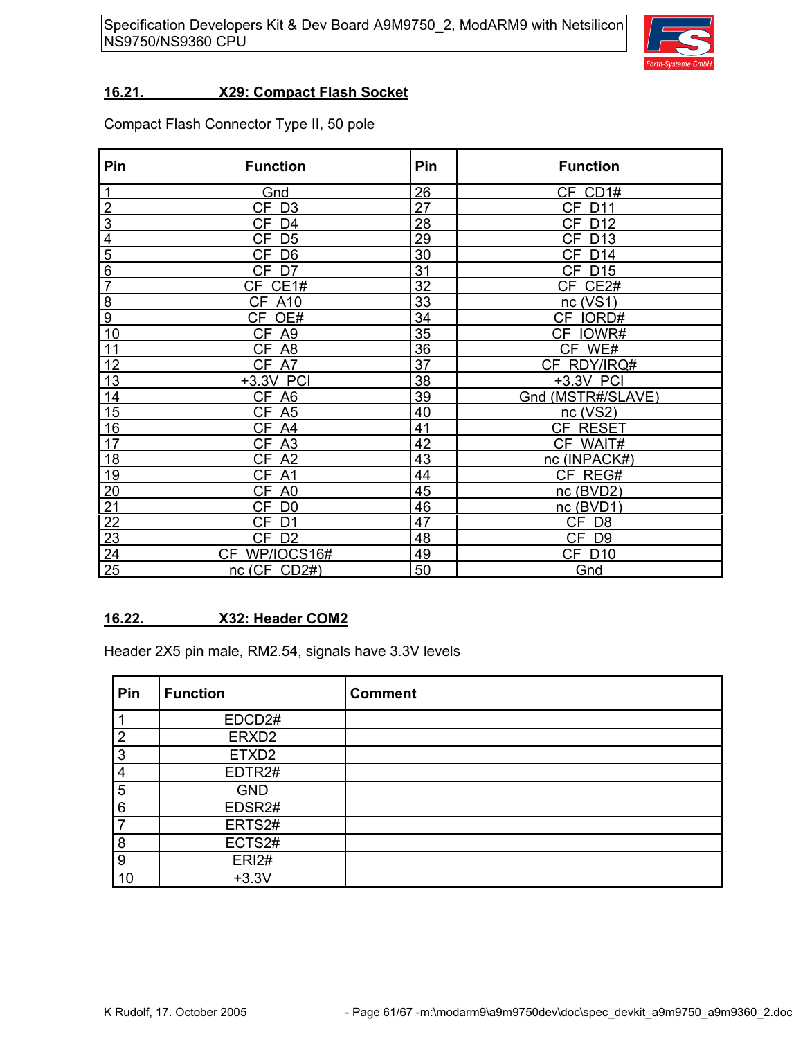## 16.21. X29: Compact Flash Socket

Compact Flash Connector Type II, 50 pole

| Pin | Function | Pin | Function |
|---|---|---|---|
| 1 | Gnd | 26 | CF_CD1# |
| 2 | CF_D3 | 27 | CF_D11 |
| 3 | CF_D4 | 28 | CF_D12 |
| 4 | CF_D5 | 29 | CF_D13 |
| 5 | CF_D6 | 30 | CF_D14 |
| 6 | CF_D7 | 31 | CF_D15 |
| 7 | CF_CE1# | 32 | CF_CE2# |
| 8 | CF_A10 | 33 | nc (VS1) |
| 9 | CF_OE# | 34 | CF_IORD# |
| 10 | CF_A9 | 35 | CF_IOWR# |
| 11 | CF_A8 | 36 | CF_WE# |
| 12 | CF_A7 | 37 | CF_RDY/IRQ# |
| 13 | +3.3V_PCI | 38 | +3.3V_PCI |
| 14 | CF_A6 | 39 | Gnd (MSTR#/SLAVE) |
| 15 | CF_A5 | 40 | nc (VS2) |
| 16 | CF_A4 | 41 | CF_RESET |
| 17 | CF_A3 | 42 | CF_WAIT# |
| 18 | CF_A2 | 43 | nc (INPACK#) |
| 19 | CF_A1 | 44 | CF_REG# |
| 20 | CF_A0 | 45 | nc (BVD2) |
| 21 | CF_D0 | 46 | nc (BVD1) |
| 22 | CF_D1 | 47 | CF_D8 |
| 23 | CF_D2 | 48 | CF_D9 |
| 24 | CF_WP/IOCS16# | 49 | CF_D10 |
| 25 | nc (CF_CD2#) | 50 | Gnd |

## 16.22. X32: Header COM2

Header 2X5 pin male, RM2.54, signals have 3.3V levels

| Pin | Function | Comment |
|---|---|---|
| 1 | EDCD2# | |
| 2 | ERXD2 | |
| 3 | ETXD2 | |
| 4 | EDTR2# | |
| 5 | GND | |
| 6 | EDSR2# | |
| 7 | ERTS2# | |
| 8 | ECTS2# | |
| 9 | ERI2# | |
| 10 | +3.3V | |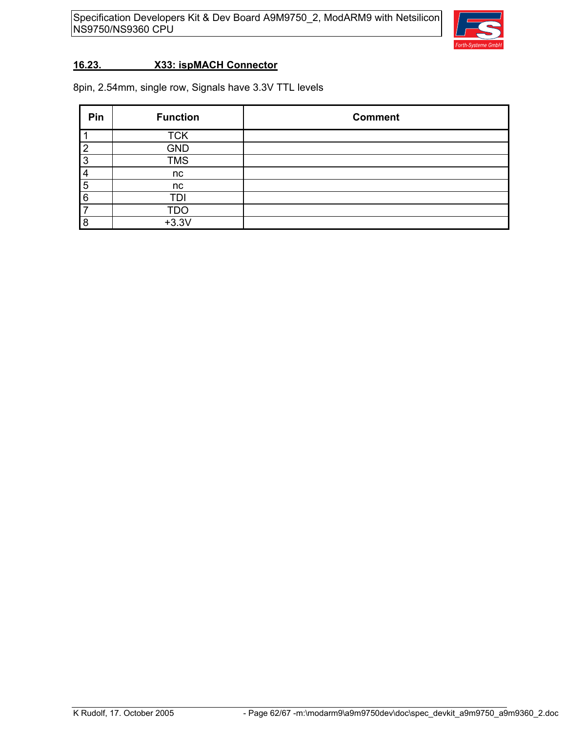## 16.23. X33: ispMACH Connector

8pin, 2.54mm, single row, Signals have 3.3V TTL levels

| Pin | Function | Comment |
|---|---|---|
| 1 | TCK | |
| 2 | GND | |
| 3 | TMS | |
| 4 | nc | |
| 5 | nc | |
| 6 | TDI | |
| 7 | TDO | |
| 8 | +3.3V | |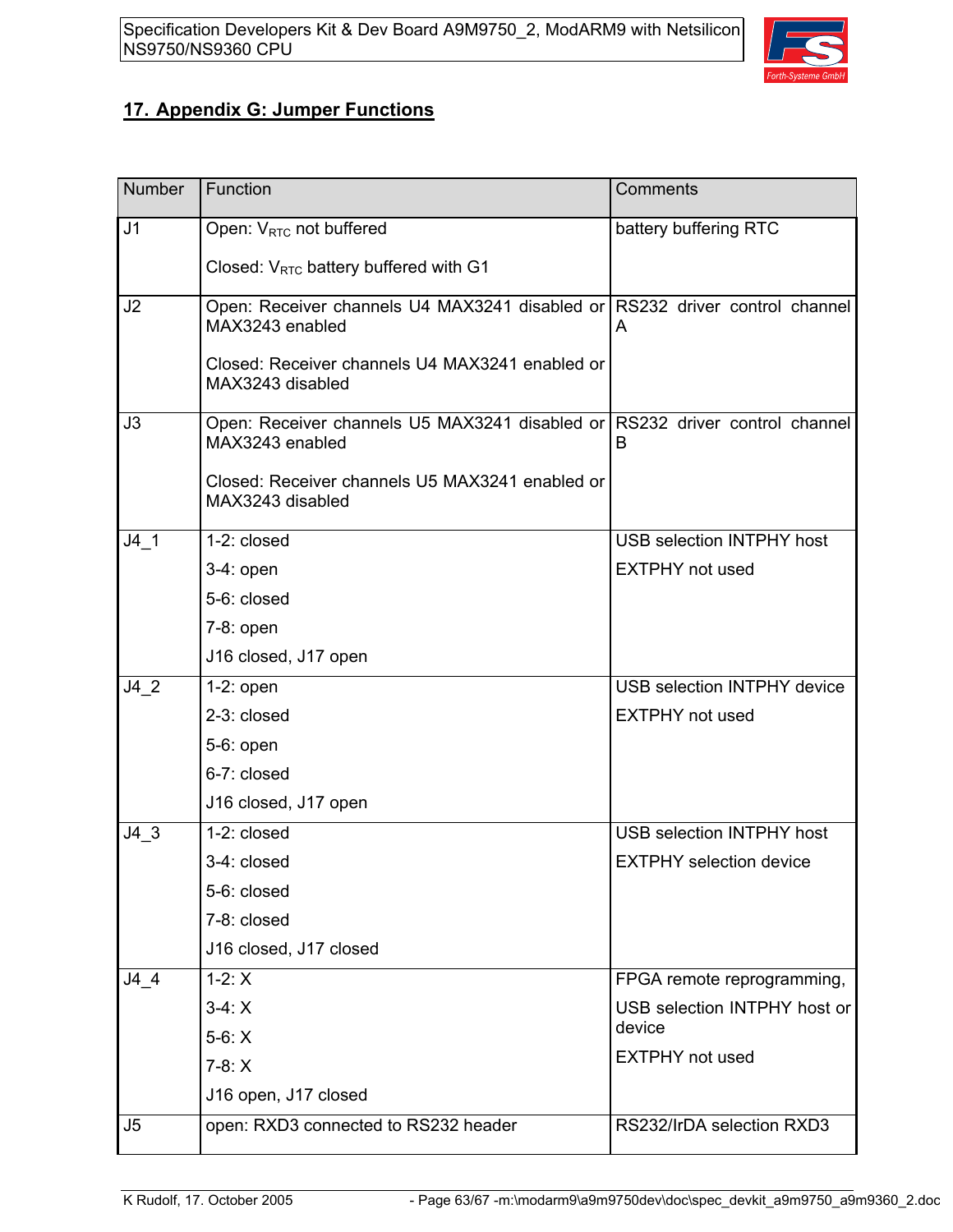## 17. Appendix G: Jumper Functions

| Number | Function | Comments |
|---|---|---|
| J1 | Open: $V_{RTC}$ not buffered<br><br>Closed: $V_{RTC}$ battery buffered with G1 | battery buffering RTC |
| J2 | Open: Receiver channels U4 MAX3241 disabled or MAX3243 enabled<br><br>Closed: Receiver channels U4 MAX3241 enabled or MAX3243 disabled | RS232 driver control channel A |
| J3 | Open: Receiver channels U5 MAX3241 disabled or MAX3243 enabled<br><br>Closed: Receiver channels U5 MAX3241 enabled or MAX3243 disabled | RS232 driver control channel B |
| J4_1 | 1-2: closed<br>3-4: open<br>5-6: closed<br>7-8: open<br>J16 closed, J17 open | USB selection INTPHY host<br>EXTPHY not used |
| J4_2 | 1-2: open<br>2-3: closed<br>5-6: open<br>6-7: closed<br>J16 closed, J17 open | USB selection INTPHY device<br>EXTPHY not used |
| J4_3 | 1-2: closed<br>3-4: closed<br>5-6: closed<br>7-8: closed<br>J16 closed, J17 closed | USB selection INTPHY host<br>EXTPHY selection device |
| J4_4 | 1-2: X<br>3-4: X<br>5-6: X<br>7-8: X<br>J16 open, J17 closed | FPGA remote reprogramming,<br>USB selection INTPHY host or device<br>EXTPHY not used |
| J5 | open: RXD3 connected to RS232 header | RS232/IrDA selection RXD3 |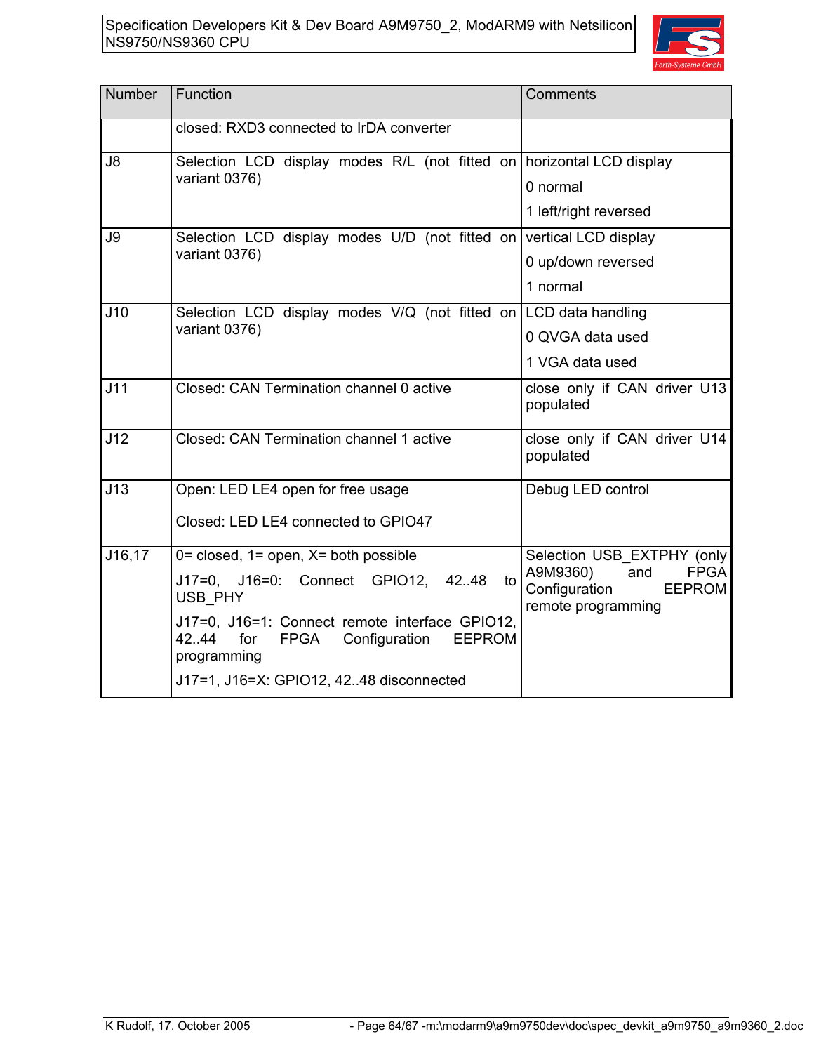| Number | Function | Comments |
|---|---|---|
| | closed: RXD3 connected to IrDA converter | |
| J8 | Selection LCD display modes R/L (not fitted on variant 0376) | horizontal LCD display<br>0 normal<br>1 left/right reversed |
| J9 | Selection LCD display modes U/D (not fitted on variant 0376) | vertical LCD display<br>0 up/down reversed<br>1 normal |
| J10 | Selection LCD display modes V/Q (not fitted on variant 0376) | LCD data handling<br>0 QVGA data used<br>1 VGA data used |
| J11 | Closed: CAN Termination channel 0 active | close only if CAN driver U13 populated |
| J12 | Closed: CAN Termination channel 1 active | close only if CAN driver U14 populated |
| J13 | Open: LED LE4 open for free usage<br><br>Closed: LED LE4 connected to GPIO47 | Debug LED control |
| J16,17 | 0= closed, 1= open, X= both possible<br>J17=0, J16=0: Connect GPIO12, 42..48 to USB_PHY<br>J17=0, J16=1: Connect remote interface GPIO12, 42..44 for FPGA Configuration EEPROM programming<br>J17=1, J16=X: GPIO12, 42..48 disconnected | Selection USB_EXTPHY (only A9M9360) and FPGA Configuration EEPROM remote programming |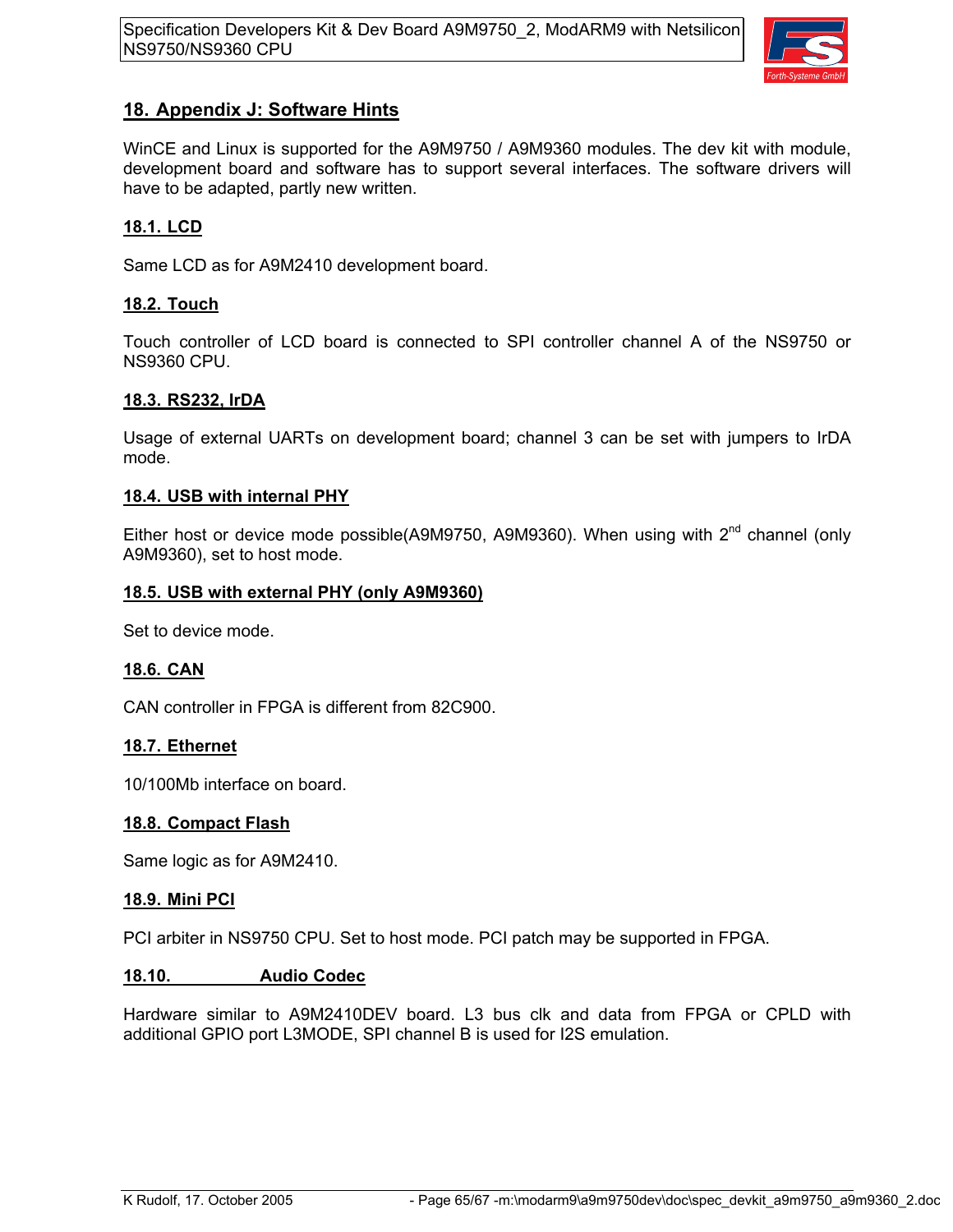# 18. Appendix J: Software Hints

WinCE and Linux is supported for the A9M9750 / A9M9360 modules. The dev kit with module, development board and software has to support several interfaces. The software drivers will have to be adapted, partly new written.

## 18.1. LCD

Same LCD as for A9M2410 development board.

## 18.2. Touch

Touch controller of LCD board is connected to SPI controller channel A of the NS9750 or NS9360 CPU.

## 18.3. RS232, IrDA

Usage of external UARTs on development board; channel 3 can be set with jumpers to IrDA mode.

## 18.4. USB with internal PHY

Either host or device mode possible(A9M9750, A9M9360). When using with 2nd channel (only A9M9360), set to host mode.

## 18.5. USB with external PHY (only A9M9360)

Set to device mode.

## 18.6. CAN

CAN controller in FPGA is different from 82C900.

## 18.7. Ethernet

10/100Mb interface on board.

## 18.8. Compact Flash

Same logic as for A9M2410.

## 18.9. Mini PCI

PCI arbiter in NS9750 CPU. Set to host mode. PCI patch may be supported in FPGA.

## 18.10. Audio Codec

Hardware similar to A9M2410DEV board. L3 bus clk and data from FPGA or CPLD with additional GPIO port L3MODE, SPI channel B is used for I2S emulation.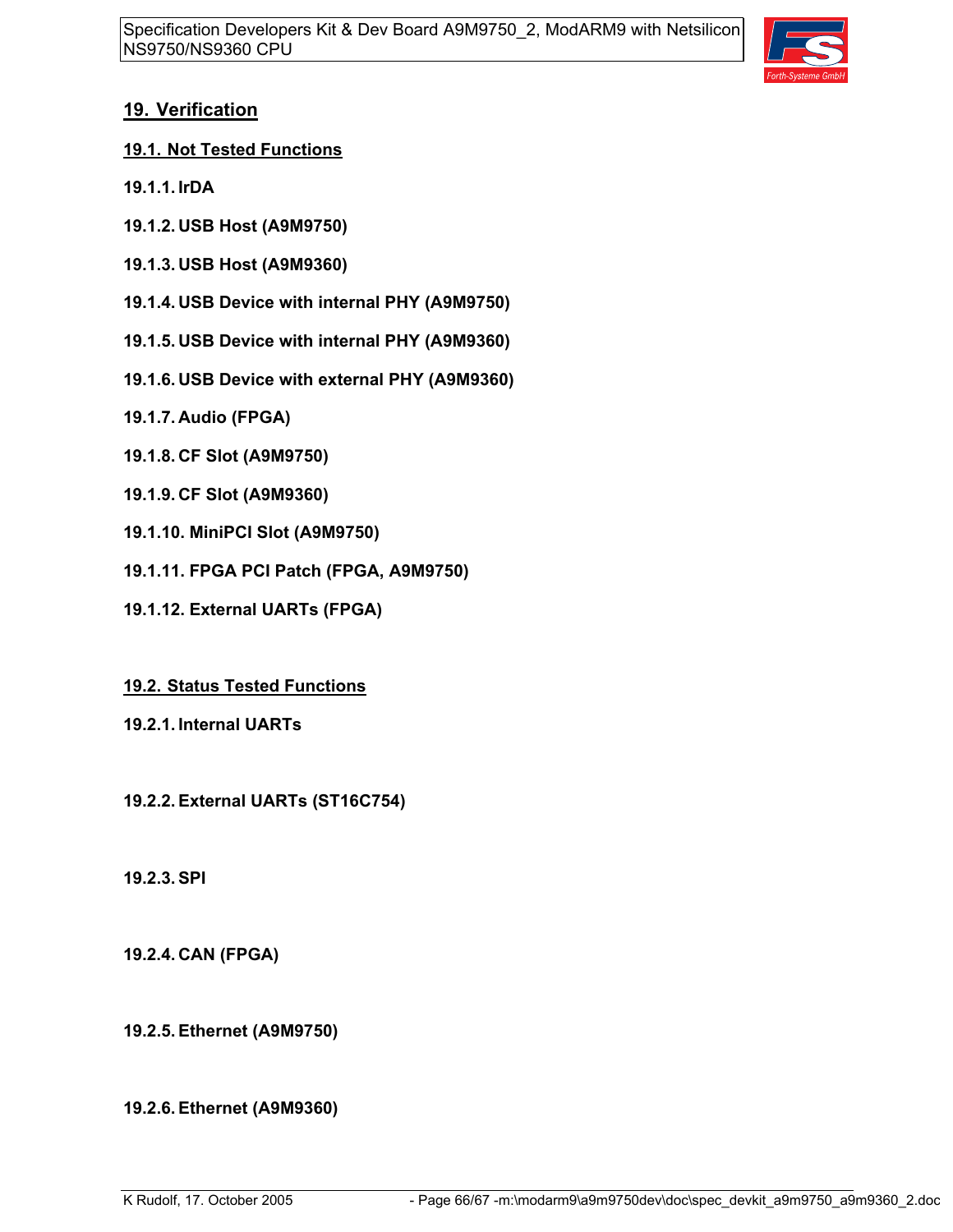# 19. Verification

## 19.1. Not Tested Functions

### 19.1.1. IrDA

### 19.1.2. USB Host (A9M9750)

### 19.1.3. USB Host (A9M9360)

### 19.1.4. USB Device with internal PHY (A9M9750)

### 19.1.5. USB Device with internal PHY (A9M9360)

### 19.1.6. USB Device with external PHY (A9M9360)

### 19.1.7. Audio (FPGA)

### 19.1.8. CF Slot (A9M9750)

### 19.1.9. CF Slot (A9M9360)

### 19.1.10. MiniPCI Slot (A9M9750)

### 19.1.11. FPGA PCI Patch (FPGA, A9M9750)

### 19.1.12. External UARTs (FPGA)

## 19.2. Status Tested Functions

### 19.2.1. Internal UARTs

### 19.2.2. External UARTs (ST16C754)

### 19.2.3. SPI

### 19.2.4. CAN (FPGA)

### 19.2.5. Ethernet (A9M9750)

### 19.2.6. Ethernet (A9M9360)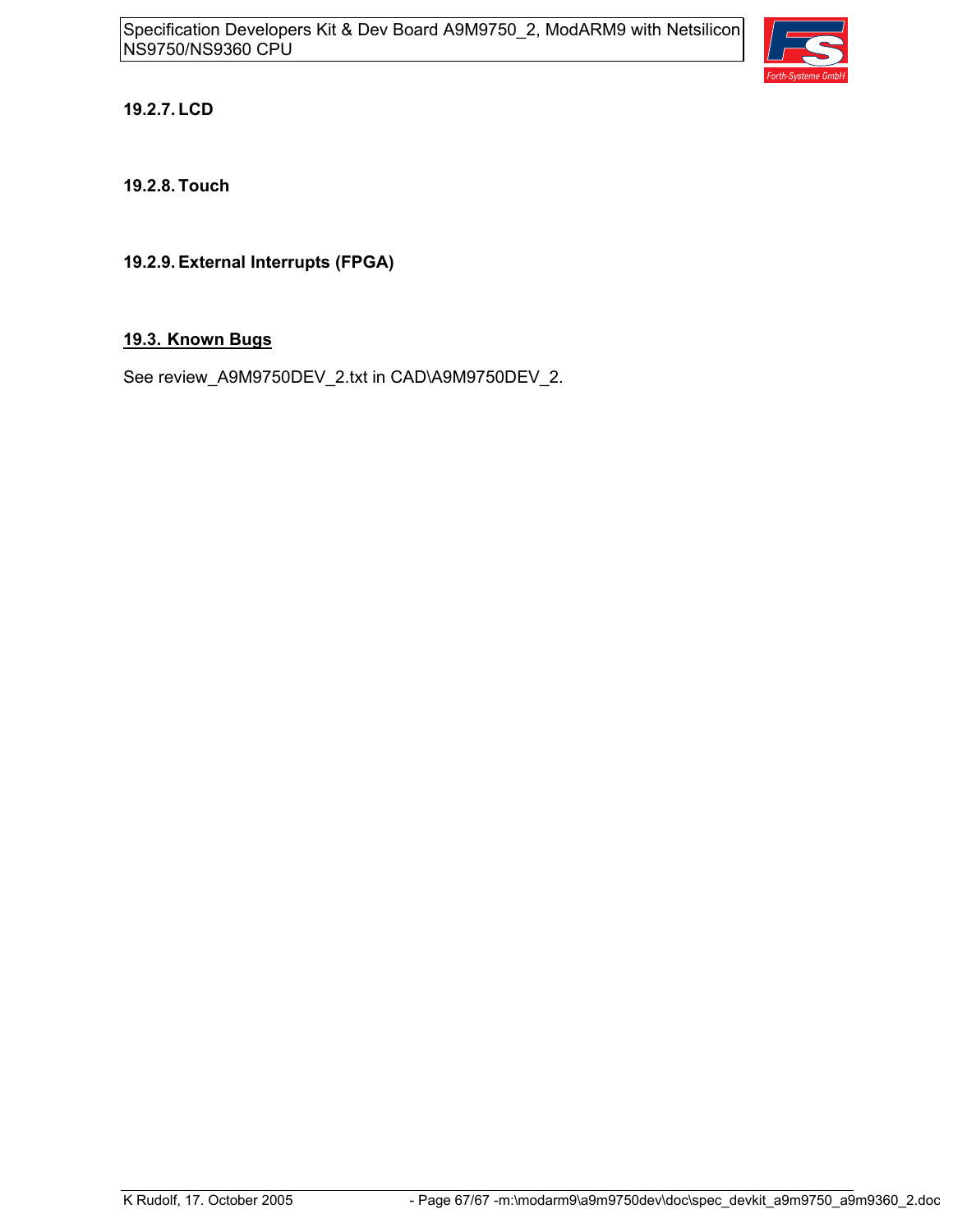#### 19.2.7. LCD

#### 19.2.8. Touch

#### 19.2.9. External Interrupts (FPGA)

### 19.3. Known Bugs

See review_A9M9750DEV_2.txt in CAD\A9M9750DEV_2.